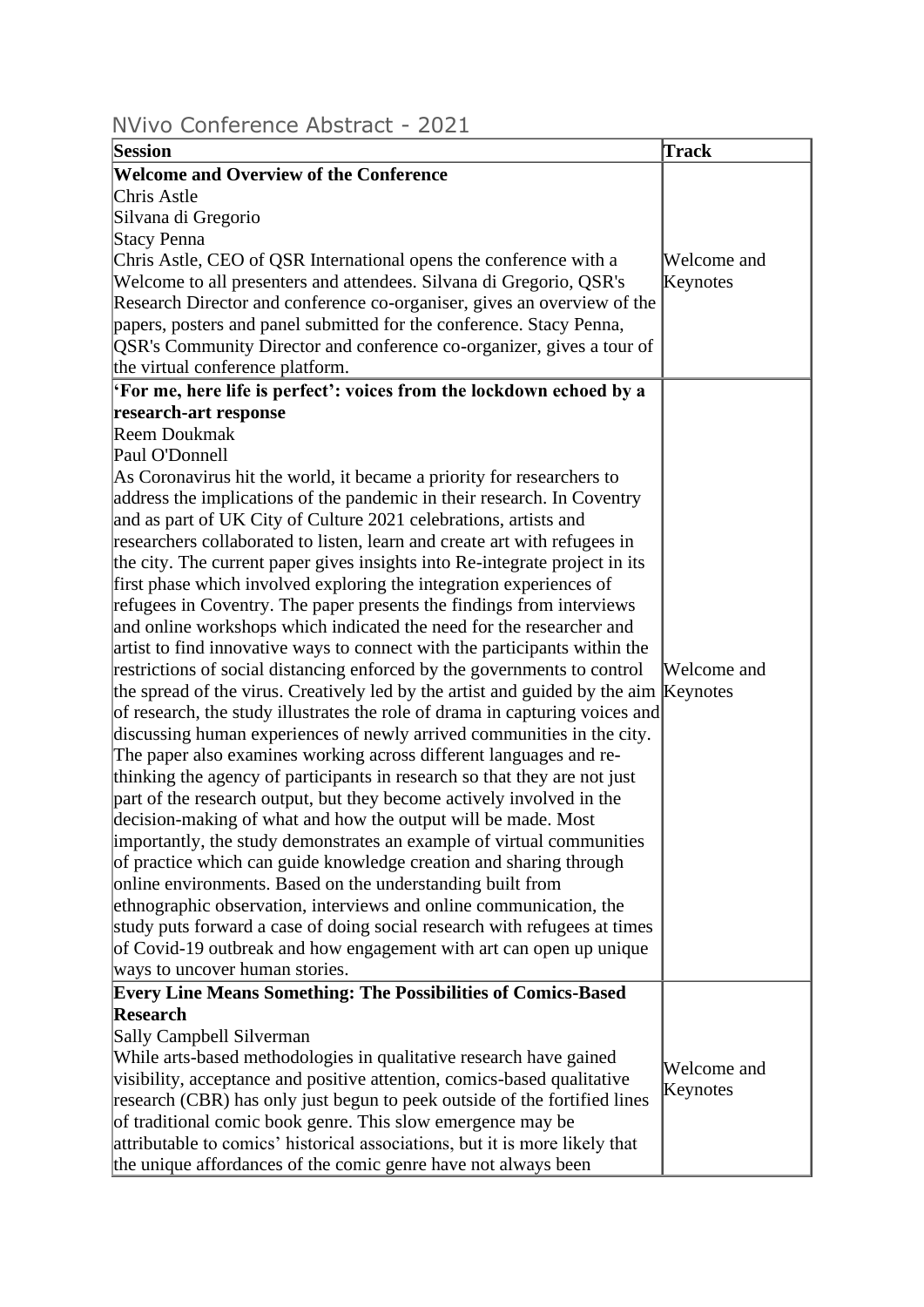# NVivo Conference Abstract - 2021

| Session | Track |
|---|---|
| **Welcome and Overview of the Conference**<br>Chris Astle<br>Silvana di Gregorio<br>Stacy Penna<br>Chris Astle, CEO of QSR International opens the conference with a Welcome to all presenters and attendees. Silvana di Gregorio, QSR's Research Director and conference co-organiser, gives an overview of the papers, posters and panel submitted for the conference. Stacy Penna, QSR's Community Director and conference co-organizer, gives a tour of the virtual conference platform. | Welcome and Keynotes |
| **'For me, here life is perfect': voices from the lockdown echoed by a research-art response**<br>Reem Doukmak<br>Paul O'Donnell<br>As Coronavirus hit the world, it became a priority for researchers to address the implications of the pandemic in their research. In Coventry and as part of UK City of Culture 2021 celebrations, artists and researchers collaborated to listen, learn and create art with refugees in the city. The current paper gives insights into Re-integrate project in its first phase which involved exploring the integration experiences of refugees in Coventry. The paper presents the findings from interviews and online workshops which indicated the need for the researcher and artist to find innovative ways to connect with the participants within the restrictions of social distancing enforced by the governments to control the spread of the virus. Creatively led by the artist and guided by the aim of research, the study illustrates the role of drama in capturing voices and discussing human experiences of newly arrived communities in the city. The paper also examines working across different languages and re-thinking the agency of participants in research so that they are not just part of the research output, but they become actively involved in the decision-making of what and how the output will be made. Most importantly, the study demonstrates an example of virtual communities of practice which can guide knowledge creation and sharing through online environments. Based on the understanding built from ethnographic observation, interviews and online communication, the study puts forward a case of doing social research with refugees at times of Covid-19 outbreak and how engagement with art can open up unique ways to uncover human stories. | Welcome and Keynotes |
| **Every Line Means Something: The Possibilities of Comics-Based Research**<br>Sally Campbell Silverman<br>While arts-based methodologies in qualitative research have gained visibility, acceptance and positive attention, comics-based qualitative research (CBR) has only just begun to peek outside of the fortified lines of traditional comic book genre. This slow emergence may be attributable to comics' historical associations, but it is more likely that the unique affordances of the comic genre have not always been | Welcome and Keynotes |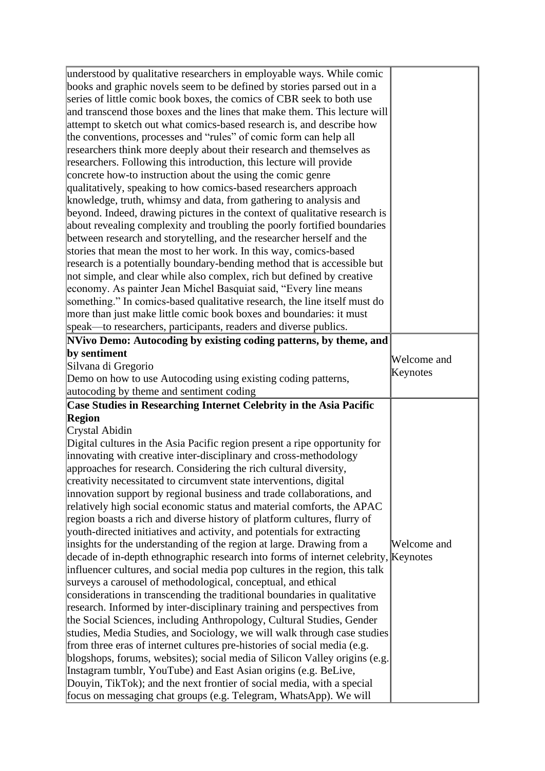| | |
|---|---|
| understood by qualitative researchers in employable ways. While comic books and graphic novels seem to be defined by stories parsed out in a series of little comic book boxes, the comics of CBR seek to both use and transcend those boxes and the lines that make them. This lecture will attempt to sketch out what comics-based research is, and describe how the conventions, processes and "rules" of comic form can help all researchers think more deeply about their research and themselves as researchers. Following this introduction, this lecture will provide concrete how-to instruction about the using the comic genre qualitatively, speaking to how comics-based researchers approach knowledge, truth, whimsy and data, from gathering to analysis and beyond. Indeed, drawing pictures in the context of qualitative research is about revealing complexity and troubling the poorly fortified boundaries between research and storytelling, and the researcher herself and the stories that mean the most to her work. In this way, comics-based research is a potentially boundary-bending method that is accessible but not simple, and clear while also complex, rich but defined by creative economy. As painter Jean Michel Basquiat said, "Every line means something." In comics-based qualitative research, the line itself must do more than just make little comic book boxes and boundaries: it must speak—to researchers, participants, readers and diverse publics. | |
| **NVivo Demo: Autocoding by existing coding patterns, by theme, and by sentiment**<br>Silvana di Gregorio<br>Demo on how to use Autocoding using existing coding patterns, autocoding by theme and sentiment coding | Welcome and Keynotes |
| **Case Studies in Researching Internet Celebrity in the Asia Pacific Region**<br>Crystal Abidin<br>Digital cultures in the Asia Pacific region present a ripe opportunity for innovating with creative inter-disciplinary and cross-methodology approaches for research. Considering the rich cultural diversity, creativity necessitated to circumvent state interventions, digital innovation support by regional business and trade collaborations, and relatively high social economic status and material comforts, the APAC region boasts a rich and diverse history of platform cultures, flurry of youth-directed initiatives and activity, and potentials for extracting insights for the understanding of the region at large. Drawing from a decade of in-depth ethnographic research into forms of internet celebrity, influencer cultures, and social media pop cultures in the region, this talk surveys a carousel of methodological, conceptual, and ethical considerations in transcending the traditional boundaries in qualitative research. Informed by inter-disciplinary training and perspectives from the Social Sciences, including Anthropology, Cultural Studies, Gender studies, Media Studies, and Sociology, we will walk through case studies from three eras of internet cultures pre-histories of social media (e.g. blogshops, forums, websites); social media of Silicon Valley origins (e.g. Instagram tumblr, YouTube) and East Asian origins (e.g. BeLive, Douyin, TikTok); and the next frontier of social media, with a special focus on messaging chat groups (e.g. Telegram, WhatsApp). We will | Welcome and Keynotes |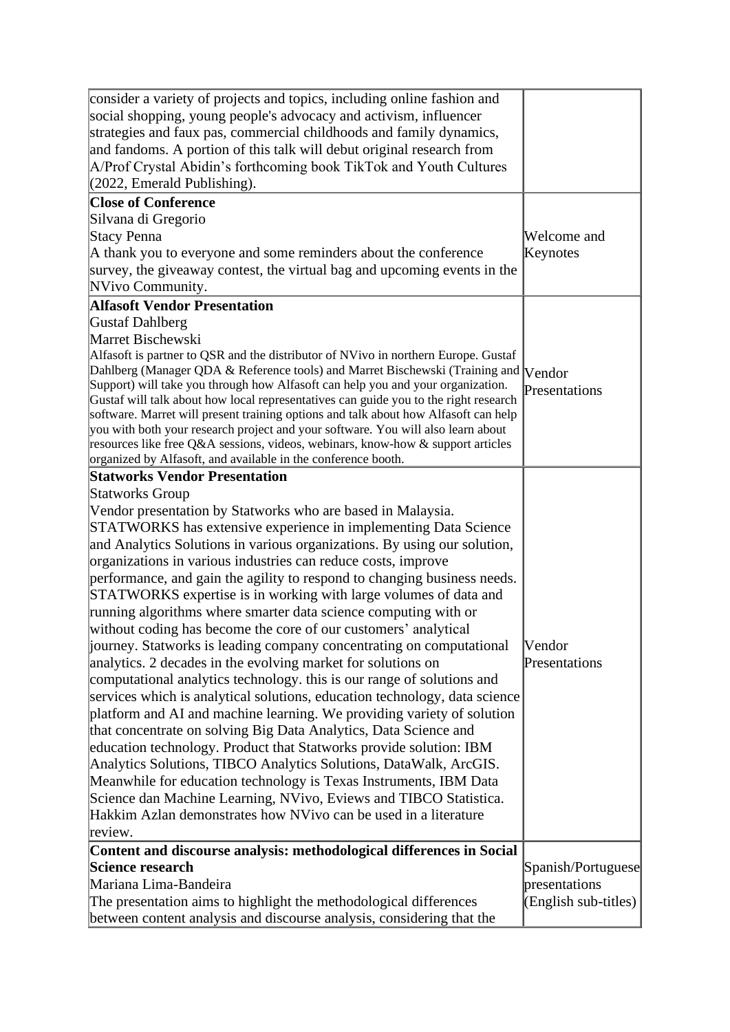| | |
|---|---|
| consider a variety of projects and topics, including online fashion and social shopping, young people's advocacy and activism, influencer strategies and faux pas, commercial childhoods and family dynamics, and fandoms. A portion of this talk will debut original research from A/Prof Crystal Abidin's forthcoming book TikTok and Youth Cultures (2022, Emerald Publishing). | |
| **Close of Conference**<br>Silvana di Gregorio<br>Stacy Penna<br>A thank you to everyone and some reminders about the conference survey, the giveaway contest, the virtual bag and upcoming events in the NVivo Community. | Welcome and Keynotes |
| **Alfasoft Vendor Presentation**<br>Gustaf Dahlberg<br>Marret Bischewski<br>Alfasoft is partner to QSR and the distributor of NVivo in northern Europe. Gustaf Dahlberg (Manager QDA & Reference tools) and Marret Bischewski (Training and Support) will take you through how Alfasoft can help you and your organization. Gustaf will talk about how local representatives can guide you to the right research software. Marret will present training options and talk about how Alfasoft can help you with both your research project and your software. You will also learn about resources like free Q&A sessions, videos, webinars, know-how & support articles organized by Alfasoft, and available in the conference booth. | Vendor Presentations |
| **Statworks Vendor Presentation**<br>Statworks Group<br>Vendor presentation by Statworks who are based in Malaysia. STATWORKS has extensive experience in implementing Data Science and Analytics Solutions in various organizations. By using our solution, organizations in various industries can reduce costs, improve performance, and gain the agility to respond to changing business needs. STATWORKS expertise is in working with large volumes of data and running algorithms where smarter data science computing with or without coding has become the core of our customers' analytical journey. Statworks is leading company concentrating on computational analytics. 2 decades in the evolving market for solutions on computational analytics technology. this is our range of solutions and services which is analytical solutions, education technology, data science platform and AI and machine learning. We providing variety of solution that concentrate on solving Big Data Analytics, Data Science and education technology. Product that Statworks provide solution: IBM Analytics Solutions, TIBCO Analytics Solutions, DataWalk, ArcGIS. Meanwhile for education technology is Texas Instruments, IBM Data Science dan Machine Learning, NVivo, Eviews and TIBCO Statistica. Hakkim Azlan demonstrates how NVivo can be used in a literature review. | Vendor Presentations |
| **Content and discourse analysis: methodological differences in Social Science research**<br>Mariana Lima-Bandeira<br>The presentation aims to highlight the methodological differences between content analysis and discourse analysis, considering that the | Spanish/Portuguese presentations (English sub-titles) |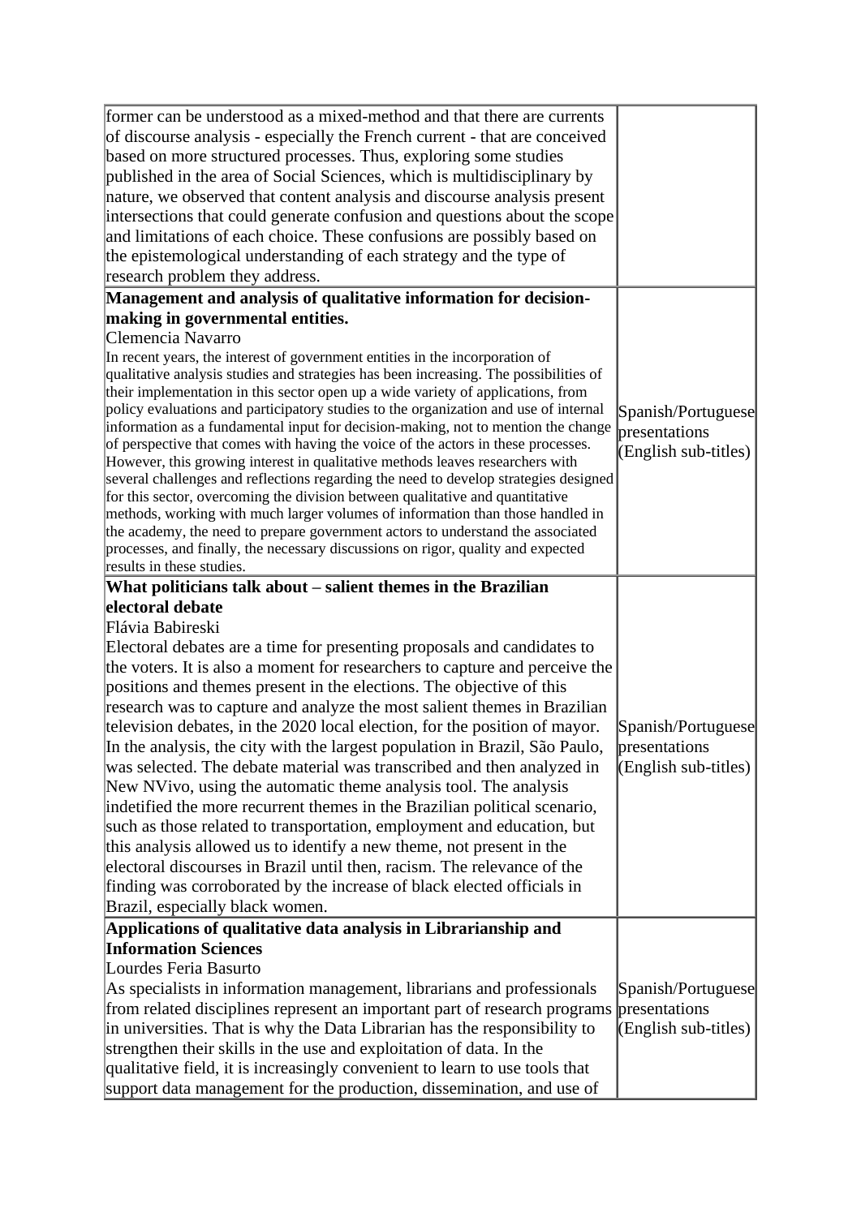| | |
|---|---|
| former can be understood as a mixed-method and that there are currents of discourse analysis - especially the French current - that are conceived based on more structured processes. Thus, exploring some studies published in the area of Social Sciences, which is multidisciplinary by nature, we observed that content analysis and discourse analysis present intersections that could generate confusion and questions about the scope and limitations of each choice. These confusions are possibly based on the epistemological understanding of each strategy and the type of research problem they address. | |
| **Management and analysis of qualitative information for decision-making in governmental entities.**<br>Clemencia Navarro<br>In recent years, the interest of government entities in the incorporation of qualitative analysis studies and strategies has been increasing. The possibilities of their implementation in this sector open up a wide variety of applications, from policy evaluations and participatory studies to the organization and use of internal information as a fundamental input for decision-making, not to mention the change of perspective that comes with having the voice of the actors in these processes. However, this growing interest in qualitative methods leaves researchers with several challenges and reflections regarding the need to develop strategies designed for this sector, overcoming the division between qualitative and quantitative methods, working with much larger volumes of information than those handled in the academy, the need to prepare government actors to understand the associated processes, and finally, the necessary discussions on rigor, quality and expected results in these studies. | Spanish/Portuguese presentations (English sub-titles) |
| **What politicians talk about – salient themes in the Brazilian electoral debate**<br>Flávia Babireski<br>Electoral debates are a time for presenting proposals and candidates to the voters. It is also a moment for researchers to capture and perceive the positions and themes present in the elections. The objective of this research was to capture and analyze the most salient themes in Brazilian television debates, in the 2020 local election, for the position of mayor. In the analysis, the city with the largest population in Brazil, São Paulo, was selected. The debate material was transcribed and then analyzed in New NVivo, using the automatic theme analysis tool. The analysis indetified the more recurrent themes in the Brazilian political scenario, such as those related to transportation, employment and education, but this analysis allowed us to identify a new theme, not present in the electoral discourses in Brazil until then, racism. The relevance of the finding was corroborated by the increase of black elected officials in Brazil, especially black women. | Spanish/Portuguese presentations (English sub-titles) |
| **Applications of qualitative data analysis in Librarianship and Information Sciences**<br>Lourdes Feria Basurto<br>As specialists in information management, librarians and professionals from related disciplines represent an important part of research programs in universities. That is why the Data Librarian has the responsibility to strengthen their skills in the use and exploitation of data. In the qualitative field, it is increasingly convenient to learn to use tools that support data management for the production, dissemination, and use of | Spanish/Portuguese presentations (English sub-titles) |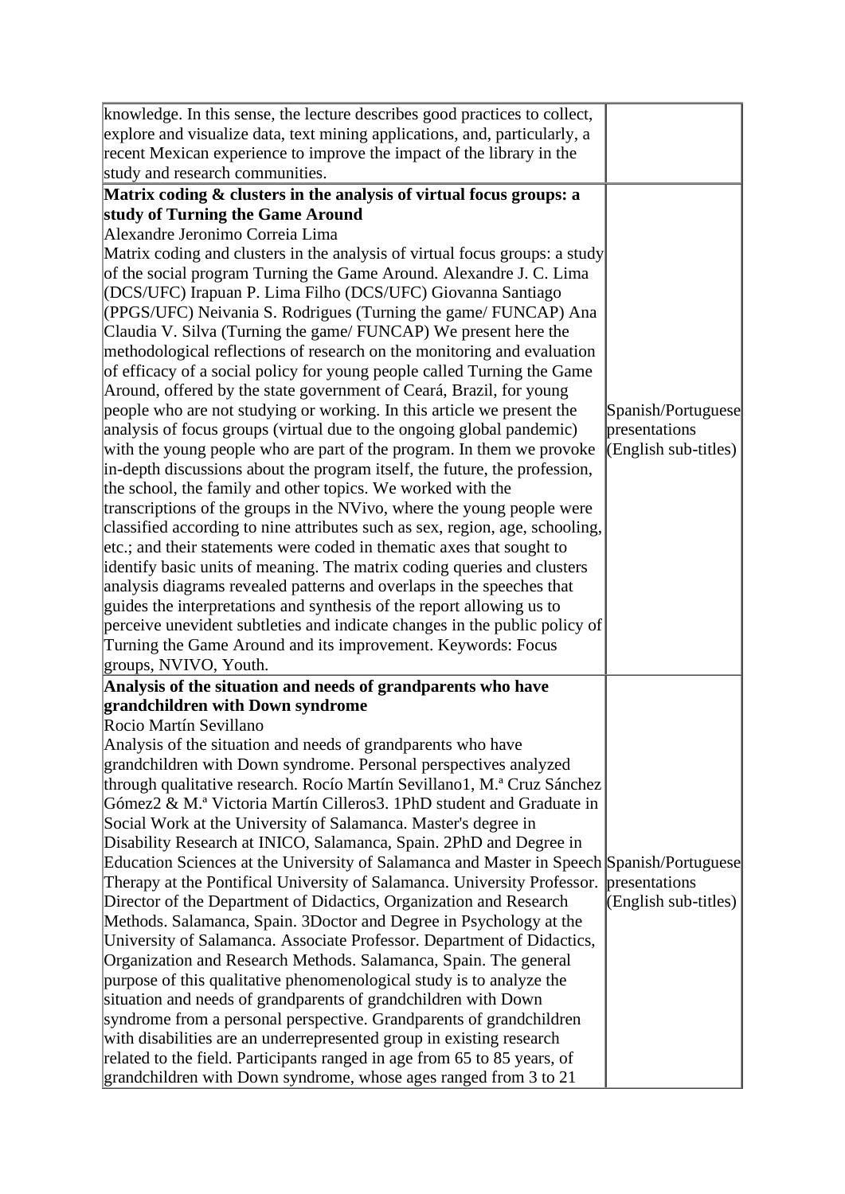| | |
|---|---|
| knowledge. In this sense, the lecture describes good practices to collect, explore and visualize data, text mining applications, and, particularly, a recent Mexican experience to improve the impact of the library in the study and research communities. | |
| **Matrix coding & clusters in the analysis of virtual focus groups: a study of Turning the Game Around** Alexandre Jeronimo Correia Lima Matrix coding and clusters in the analysis of virtual focus groups: a study of the social program Turning the Game Around. Alexandre J. C. Lima (DCS/UFC) Irapuan P. Lima Filho (DCS/UFC) Giovanna Santiago (PPGS/UFC) Neivania S. Rodrigues (Turning the game/ FUNCAP) Ana Claudia V. Silva (Turning the game/ FUNCAP) We present here the methodological reflections of research on the monitoring and evaluation of efficacy of a social policy for young people called Turning the Game Around, offered by the state government of Ceará, Brazil, for young people who are not studying or working. In this article we present the analysis of focus groups (virtual due to the ongoing global pandemic) with the young people who are part of the program. In them we provoke in-depth discussions about the program itself, the future, the profession, the school, the family and other topics. We worked with the transcriptions of the groups in the NVivo, where the young people were classified according to nine attributes such as sex, region, age, schooling, etc.; and their statements were coded in thematic axes that sought to identify basic units of meaning. The matrix coding queries and clusters analysis diagrams revealed patterns and overlaps in the speeches that guides the interpretations and synthesis of the report allowing us to perceive unevident subtleties and indicate changes in the public policy of Turning the Game Around and its improvement. Keywords: Focus groups, NVIVO, Youth. | Spanish/Portuguese presentations (English sub-titles) |
| **Analysis of the situation and needs of grandparents who have grandchildren with Down syndrome** Rocio Martín Sevillano Analysis of the situation and needs of grandparents who have grandchildren with Down syndrome. Personal perspectives analyzed through qualitative research. Rocío Martín Sevillano1, M.ª Cruz Sánchez Gómez2 & M.ª Victoria Martín Cilleros3. 1PhD student and Graduate in Social Work at the University of Salamanca. Master's degree in Disability Research at INICO, Salamanca, Spain. 2PhD and Degree in Education Sciences at the University of Salamanca and Master in Speech Therapy at the Pontifical University of Salamanca. University Professor. Director of the Department of Didactics, Organization and Research Methods. Salamanca, Spain. 3Doctor and Degree in Psychology at the University of Salamanca. Associate Professor. Department of Didactics, Organization and Research Methods. Salamanca, Spain. The general purpose of this qualitative phenomenological study is to analyze the situation and needs of grandparents of grandchildren with Down syndrome from a personal perspective. Grandparents of grandchildren with disabilities are an underrepresented group in existing research related to the field. Participants ranged in age from 65 to 85 years, of grandchildren with Down syndrome, whose ages ranged from 3 to 21 | Spanish/Portuguese presentations (English sub-titles) |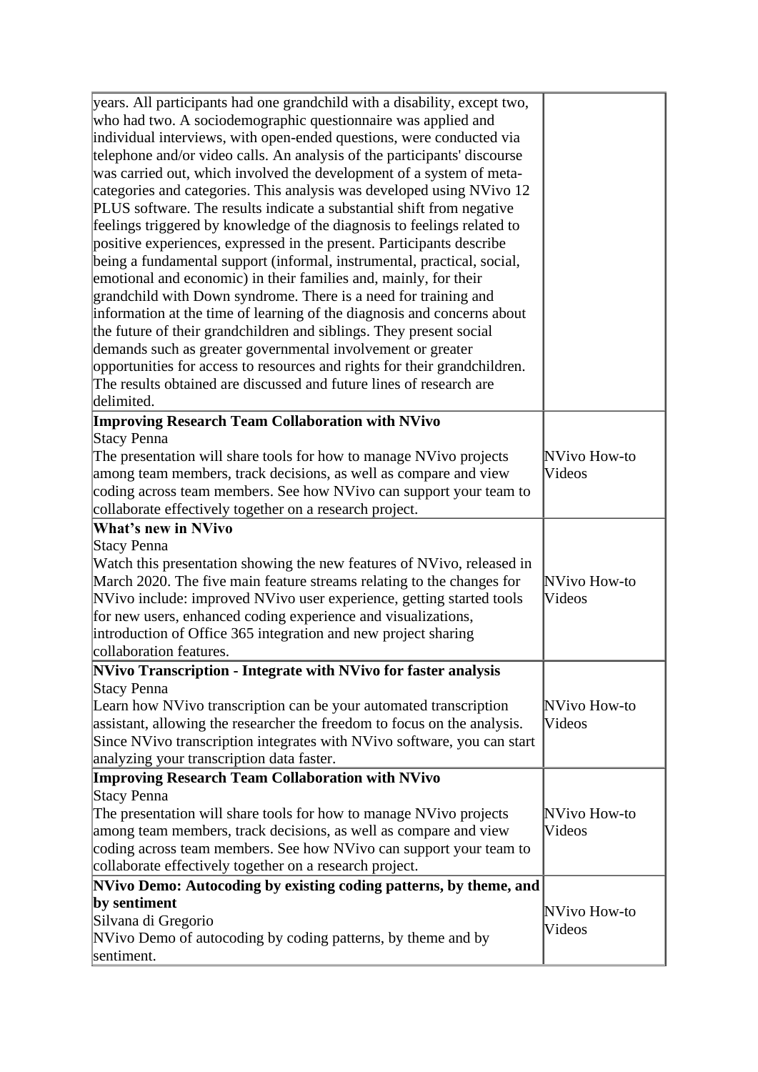| | |
|---|---|
| years. All participants had one grandchild with a disability, except two, who had two. A sociodemographic questionnaire was applied and individual interviews, with open-ended questions, were conducted via telephone and/or video calls. An analysis of the participants' discourse was carried out, which involved the development of a system of meta-categories and categories. This analysis was developed using NVivo 12 PLUS software. The results indicate a substantial shift from negative feelings triggered by knowledge of the diagnosis to feelings related to positive experiences, expressed in the present. Participants describe being a fundamental support (informal, instrumental, practical, social, emotional and economic) in their families and, mainly, for their grandchild with Down syndrome. There is a need for training and information at the time of learning of the diagnosis and concerns about the future of their grandchildren and siblings. They present social demands such as greater governmental involvement or greater opportunities for access to resources and rights for their grandchildren. The results obtained are discussed and future lines of research are delimited. | |
| **Improving Research Team Collaboration with NVivo**<br>Stacy Penna<br>The presentation will share tools for how to manage NVivo projects among team members, track decisions, as well as compare and view coding across team members. See how NVivo can support your team to collaborate effectively together on a research project. | NVivo How-to Videos |
| **What's new in NVivo**<br>Stacy Penna<br>Watch this presentation showing the new features of NVivo, released in March 2020. The five main feature streams relating to the changes for NVivo include: improved NVivo user experience, getting started tools for new users, enhanced coding experience and visualizations, introduction of Office 365 integration and new project sharing collaboration features. | NVivo How-to Videos |
| **NVivo Transcription - Integrate with NVivo for faster analysis**<br>Stacy Penna<br>Learn how NVivo transcription can be your automated transcription assistant, allowing the researcher the freedom to focus on the analysis. Since NVivo transcription integrates with NVivo software, you can start analyzing your transcription data faster. | NVivo How-to Videos |
| **Improving Research Team Collaboration with NVivo**<br>Stacy Penna<br>The presentation will share tools for how to manage NVivo projects among team members, track decisions, as well as compare and view coding across team members. See how NVivo can support your team to collaborate effectively together on a research project. | NVivo How-to Videos |
| **NVivo Demo: Autocoding by existing coding patterns, by theme, and by sentiment**<br>Silvana di Gregorio<br>NVivo Demo of autocoding by coding patterns, by theme and by sentiment. | NVivo How-to Videos |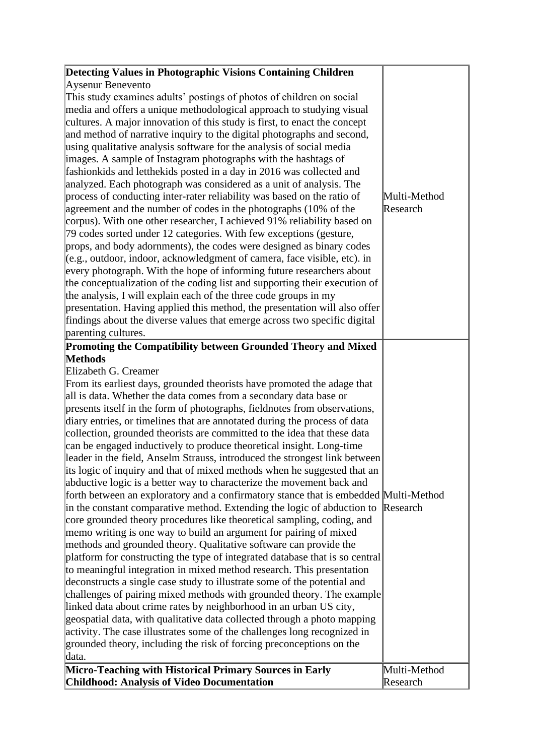| | |
|---|---|
| **Detecting Values in Photographic Visions Containing Children**<br>Aysenur Benevento<br>This study examines adults' postings of photos of children on social media and offers a unique methodological approach to studying visual cultures. A major innovation of this study is first, to enact the concept and method of narrative inquiry to the digital photographs and second, using qualitative analysis software for the analysis of social media images. A sample of Instagram photographs with the hashtags of fashionkids and letthekids posted in a day in 2016 was collected and analyzed. Each photograph was considered as a unit of analysis. The process of conducting inter-rater reliability was based on the ratio of agreement and the number of codes in the photographs (10% of the corpus). With one other researcher, I achieved 91% reliability based on 79 codes sorted under 12 categories. With few exceptions (gesture, props, and body adornments), the codes were designed as binary codes (e.g., outdoor, indoor, acknowledgment of camera, face visible, etc). in every photograph. With the hope of informing future researchers about the conceptualization of the coding list and supporting their execution of the analysis, I will explain each of the three code groups in my presentation. Having applied this method, the presentation will also offer findings about the diverse values that emerge across two specific digital parenting cultures. | Multi-Method Research |
| **Promoting the Compatibility between Grounded Theory and Mixed Methods**<br>Elizabeth G. Creamer<br>From its earliest days, grounded theorists have promoted the adage that all is data. Whether the data comes from a secondary data base or presents itself in the form of photographs, fieldnotes from observations, diary entries, or timelines that are annotated during the process of data collection, grounded theorists are committed to the idea that these data can be engaged inductively to produce theoretical insight. Long-time leader in the field, Anselm Strauss, introduced the strongest link between its logic of inquiry and that of mixed methods when he suggested that an abductive logic is a better way to characterize the movement back and forth between an exploratory and a confirmatory stance that is embedded in the constant comparative method. Extending the logic of abduction to core grounded theory procedures like theoretical sampling, coding, and memo writing is one way to build an argument for pairing of mixed methods and grounded theory. Qualitative software can provide the platform for constructing the type of integrated database that is so central to meaningful integration in mixed method research. This presentation deconstructs a single case study to illustrate some of the potential and challenges of pairing mixed methods with grounded theory. The example linked data about crime rates by neighborhood in an urban US city, geospatial data, with qualitative data collected through a photo mapping activity. The case illustrates some of the challenges long recognized in grounded theory, including the risk of forcing preconceptions on the data. | Multi-Method Research |
| **Micro-Teaching with Historical Primary Sources in Early Childhood: Analysis of Video Documentation** | Multi-Method Research |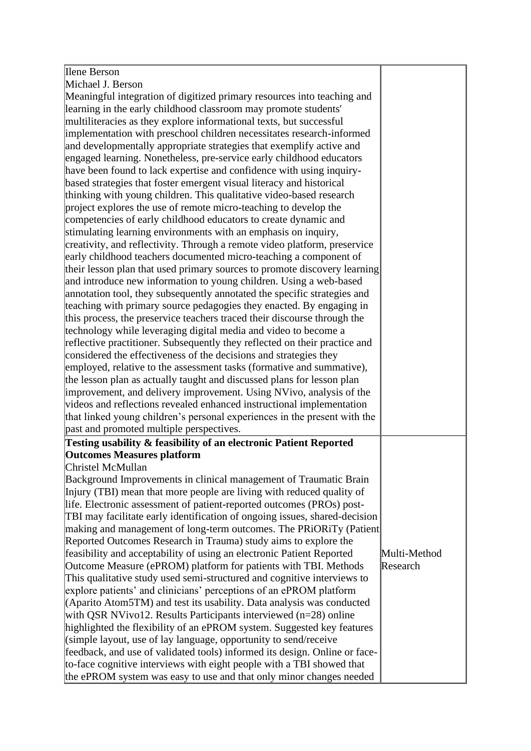| | |
|---|---|
| Ilene Berson<br>Michael J. Berson<br>Meaningful integration of digitized primary resources into teaching and learning in the early childhood classroom may promote students' multiliteracies as they explore informational texts, but successful implementation with preschool children necessitates research-informed and developmentally appropriate strategies that exemplify active and engaged learning. Nonetheless, pre-service early childhood educators have been found to lack expertise and confidence with using inquiry-based strategies that foster emergent visual literacy and historical thinking with young children. This qualitative video-based research project explores the use of remote micro-teaching to develop the competencies of early childhood educators to create dynamic and stimulating learning environments with an emphasis on inquiry, creativity, and reflectivity. Through a remote video platform, preservice early childhood teachers documented micro-teaching a component of their lesson plan that used primary sources to promote discovery learning and introduce new information to young children. Using a web-based annotation tool, they subsequently annotated the specific strategies and teaching with primary source pedagogies they enacted. By engaging in this process, the preservice teachers traced their discourse through the technology while leveraging digital media and video to become a reflective practitioner. Subsequently they reflected on their practice and considered the effectiveness of the decisions and strategies they employed, relative to the assessment tasks (formative and summative), the lesson plan as actually taught and discussed plans for lesson plan improvement, and delivery improvement. Using NVivo, analysis of the videos and reflections revealed enhanced instructional implementation that linked young children's personal experiences in the present with the past and promoted multiple perspectives. | |
| **Testing usability & feasibility of an electronic Patient Reported Outcomes Measures platform**<br>Christel McMullan<br>Background Improvements in clinical management of Traumatic Brain Injury (TBI) mean that more people are living with reduced quality of life. Electronic assessment of patient-reported outcomes (PROs) post-TBI may facilitate early identification of ongoing issues, shared-decision making and management of long-term outcomes. The PRiORiTy (Patient Reported Outcomes Research in Trauma) study aims to explore the feasibility and acceptability of using an electronic Patient Reported Outcome Measure (ePROM) platform for patients with TBI. Methods This qualitative study used semi-structured and cognitive interviews to explore patients' and clinicians' perceptions of an ePROM platform (Aparito Atom5TM) and test its usability. Data analysis was conducted with QSR NVivo12. Results Participants interviewed (n=28) online highlighted the flexibility of an ePROM system. Suggested key features (simple layout, use of lay language, opportunity to send/receive feedback, and use of validated tools) informed its design. Online or face-to-face cognitive interviews with eight people with a TBI showed that the ePROM system was easy to use and that only minor changes needed | Multi-Method Research |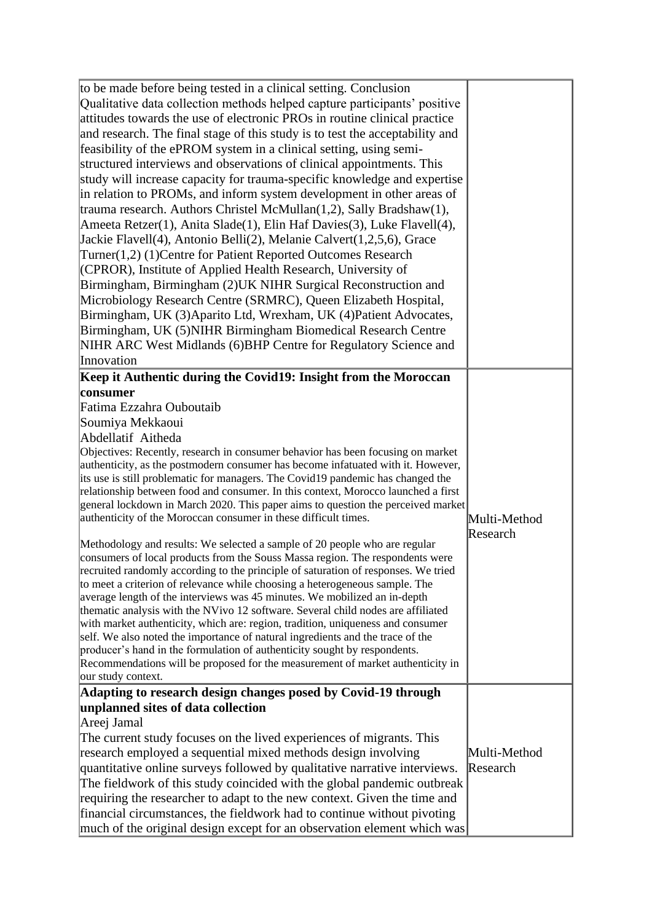| | |
|---|---|
| to be made before being tested in a clinical setting. Conclusion Qualitative data collection methods helped capture participants' positive attitudes towards the use of electronic PROs in routine clinical practice and research. The final stage of this study is to test the acceptability and feasibility of the ePROM system in a clinical setting, using semi-structured interviews and observations of clinical appointments. This study will increase capacity for trauma-specific knowledge and expertise in relation to PROMs, and inform system development in other areas of trauma research. Authors Christel McMullan(1,2), Sally Bradshaw(1), Ameeta Retzer(1), Anita Slade(1), Elin Haf Davies(3), Luke Flavell(4), Jackie Flavell(4), Antonio Belli(2), Melanie Calvert(1,2,5,6), Grace Turner(1,2) (1)Centre for Patient Reported Outcomes Research (CPROR), Institute of Applied Health Research, University of Birmingham, Birmingham (2)UK NIHR Surgical Reconstruction and Microbiology Research Centre (SRMRC), Queen Elizabeth Hospital, Birmingham, UK (3)Aparito Ltd, Wrexham, UK (4)Patient Advocates, Birmingham, UK (5)NIHR Birmingham Biomedical Research Centre NIHR ARC West Midlands (6)BHP Centre for Regulatory Science and Innovation | |
| **Keep it Authentic during the Covid19: Insight from the Moroccan consumer**<br>Fatima Ezzahra Ouboutaib<br>Soumiya Mekkaoui<br>Abdellatif Aitheda<br>Objectives: Recently, research in consumer behavior has been focusing on market authenticity, as the postmodern consumer has become infatuated with it. However, its use is still problematic for managers. The Covid19 pandemic has changed the relationship between food and consumer. In this context, Morocco launched a first general lockdown in March 2020. This paper aims to question the perceived market authenticity of the Moroccan consumer in these difficult times.<br><br>Methodology and results: We selected a sample of 20 people who are regular consumers of local products from the Souss Massa region. The respondents were recruited randomly according to the principle of saturation of responses. We tried to meet a criterion of relevance while choosing a heterogeneous sample. The average length of the interviews was 45 minutes. We mobilized an in-depth thematic analysis with the NVivo 12 software. Several child nodes are affiliated with market authenticity, which are: region, tradition, uniqueness and consumer self. We also noted the importance of natural ingredients and the trace of the producer's hand in the formulation of authenticity sought by respondents. Recommendations will be proposed for the measurement of market authenticity in our study context. | Multi-Method Research |
| **Adapting to research design changes posed by Covid-19 through unplanned sites of data collection**<br>Areej Jamal<br>The current study focuses on the lived experiences of migrants. This research employed a sequential mixed methods design involving quantitative online surveys followed by qualitative narrative interviews. The fieldwork of this study coincided with the global pandemic outbreak requiring the researcher to adapt to the new context. Given the time and financial circumstances, the fieldwork had to continue without pivoting much of the original design except for an observation element which was | Multi-Method Research |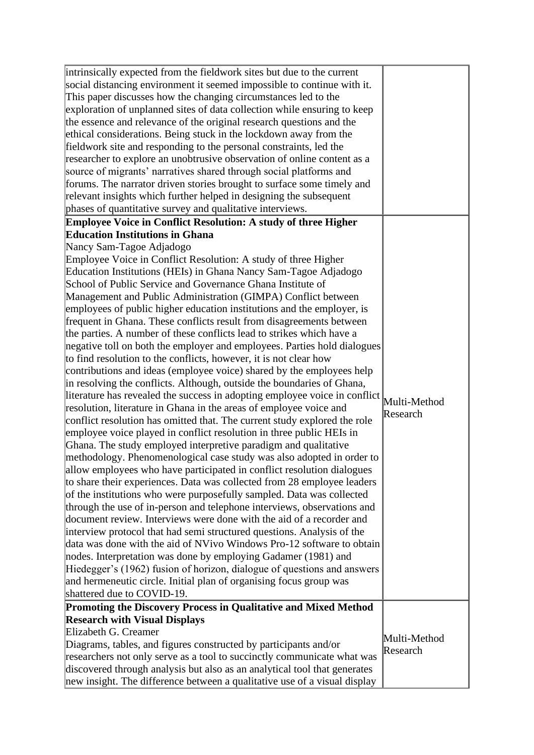| | |
|---|---|
| intrinsically expected from the fieldwork sites but due to the current social distancing environment it seemed impossible to continue with it. This paper discusses how the changing circumstances led to the exploration of unplanned sites of data collection while ensuring to keep the essence and relevance of the original research questions and the ethical considerations. Being stuck in the lockdown away from the fieldwork site and responding to the personal constraints, led the researcher to explore an unobtrusive observation of online content as a source of migrants' narratives shared through social platforms and forums. The narrator driven stories brought to surface some timely and relevant insights which further helped in designing the subsequent phases of quantitative survey and qualitative interviews. | |
| **Employee Voice in Conflict Resolution: A study of three Higher Education Institutions in Ghana**<br>Nancy Sam-Tagoe Adjadogo<br>Employee Voice in Conflict Resolution: A study of three Higher Education Institutions (HEIs) in Ghana Nancy Sam-Tagoe Adjadogo School of Public Service and Governance Ghana Institute of Management and Public Administration (GIMPA) Conflict between employees of public higher education institutions and the employer, is frequent in Ghana. These conflicts result from disagreements between the parties. A number of these conflicts lead to strikes which have a negative toll on both the employer and employees. Parties hold dialogues to find resolution to the conflicts, however, it is not clear how contributions and ideas (employee voice) shared by the employees help in resolving the conflicts. Although, outside the boundaries of Ghana, literature has revealed the success in adopting employee voice in conflict resolution, literature in Ghana in the areas of employee voice and conflict resolution has omitted that. The current study explored the role employee voice played in conflict resolution in three public HEIs in Ghana. The study employed interpretive paradigm and qualitative methodology. Phenomenological case study was also adopted in order to allow employees who have participated in conflict resolution dialogues to share their experiences. Data was collected from 28 employee leaders of the institutions who were purposefully sampled. Data was collected through the use of in-person and telephone interviews, observations and document review. Interviews were done with the aid of a recorder and interview protocol that had semi structured questions. Analysis of the data was done with the aid of NVivo Windows Pro-12 software to obtain nodes. Interpretation was done by employing Gadamer (1981) and Hiedegger's (1962) fusion of horizon, dialogue of questions and answers and hermeneutic circle. Initial plan of organising focus group was shattered due to COVID-19. | Multi-Method Research |
| **Promoting the Discovery Process in Qualitative and Mixed Method Research with Visual Displays**<br>Elizabeth G. Creamer<br>Diagrams, tables, and figures constructed by participants and/or researchers not only serve as a tool to succinctly communicate what was discovered through analysis but also as an analytical tool that generates new insight. The difference between a qualitative use of a visual display | Multi-Method Research |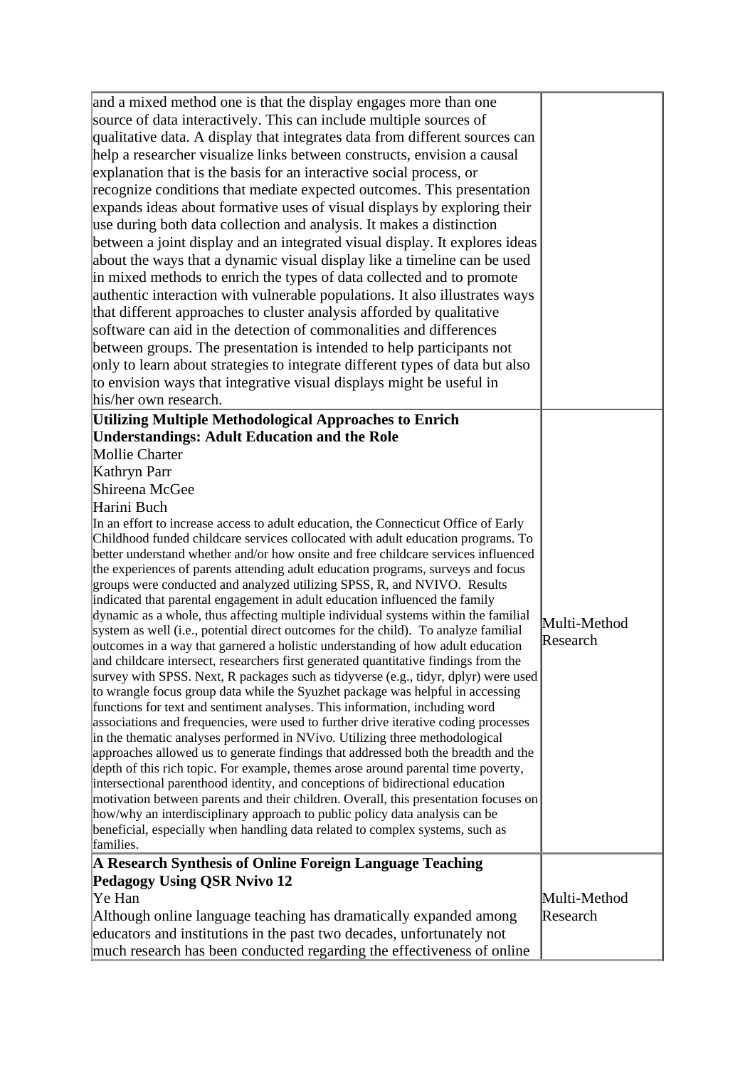| | |
|---|---|
| and a mixed method one is that the display engages more than one source of data interactively. This can include multiple sources of qualitative data. A display that integrates data from different sources can help a researcher visualize links between constructs, envision a causal explanation that is the basis for an interactive social process, or recognize conditions that mediate expected outcomes. This presentation expands ideas about formative uses of visual displays by exploring their use during both data collection and analysis. It makes a distinction between a joint display and an integrated visual display. It explores ideas about the ways that a dynamic visual display like a timeline can be used in mixed methods to enrich the types of data collected and to promote authentic interaction with vulnerable populations. It also illustrates ways that different approaches to cluster analysis afforded by qualitative software can aid in the detection of commonalities and differences between groups. The presentation is intended to help participants not only to learn about strategies to integrate different types of data but also to envision ways that integrative visual displays might be useful in his/her own research. | |
| **Utilizing Multiple Methodological Approaches to Enrich Understandings: Adult Education and the Role**<br>Mollie Charter<br>Kathryn Parr<br>Shireena McGee<br>Harini Buch<br>In an effort to increase access to adult education, the Connecticut Office of Early Childhood funded childcare services collocated with adult education programs. To better understand whether and/or how onsite and free childcare services influenced the experiences of parents attending adult education programs, surveys and focus groups were conducted and analyzed utilizing SPSS, R, and NVIVO. Results indicated that parental engagement in adult education influenced the family dynamic as a whole, thus affecting multiple individual systems within the familial system as well (i.e., potential direct outcomes for the child). To analyze familial outcomes in a way that garnered a holistic understanding of how adult education and childcare intersect, researchers first generated quantitative findings from the survey with SPSS. Next, R packages such as tidyverse (e.g., tidyr, dplyr) were used to wrangle focus group data while the Syuzhet package was helpful in accessing functions for text and sentiment analyses. This information, including word associations and frequencies, were used to further drive iterative coding processes in the thematic analyses performed in NVivo. Utilizing three methodological approaches allowed us to generate findings that addressed both the breadth and the depth of this rich topic. For example, themes arose around parental time poverty, intersectional parenthood identity, and conceptions of bidirectional education motivation between parents and their children. Overall, this presentation focuses on how/why an interdisciplinary approach to public policy data analysis can be beneficial, especially when handling data related to complex systems, such as families. | Multi-Method Research |
| **A Research Synthesis of Online Foreign Language Teaching Pedagogy Using QSR Nvivo 12**<br>Ye Han<br>Although online language teaching has dramatically expanded among educators and institutions in the past two decades, unfortunately not much research has been conducted regarding the effectiveness of online | Multi-Method Research |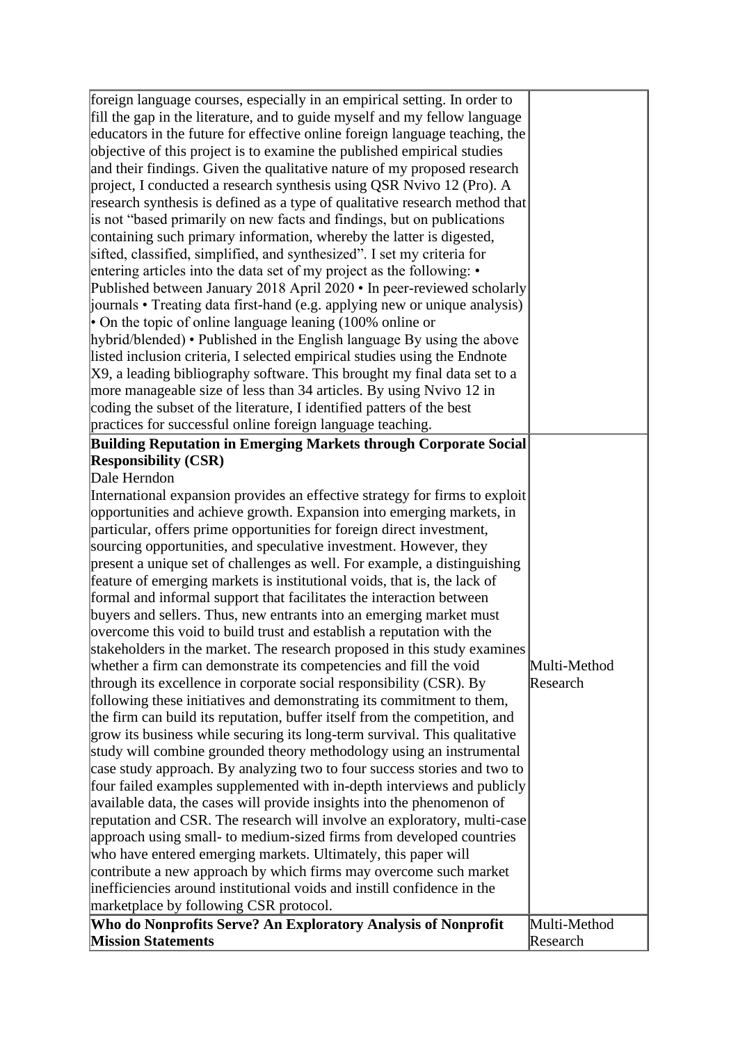| | |
|---|---|
| foreign language courses, especially in an empirical setting. In order to fill the gap in the literature, and to guide myself and my fellow language educators in the future for effective online foreign language teaching, the objective of this project is to examine the published empirical studies and their findings. Given the qualitative nature of my proposed research project, I conducted a research synthesis using QSR Nvivo 12 (Pro). A research synthesis is defined as a type of qualitative research method that is not "based primarily on new facts and findings, but on publications containing such primary information, whereby the latter is digested, sifted, classified, simplified, and synthesized". I set my criteria for entering articles into the data set of my project as the following: • Published between January 2018 April 2020 • In peer-reviewed scholarly journals • Treating data first-hand (e.g. applying new or unique analysis) • On the topic of online language leaning (100% online or hybrid/blended) • Published in the English language By using the above listed inclusion criteria, I selected empirical studies using the Endnote X9, a leading bibliography software. This brought my final data set to a more manageable size of less than 34 articles. By using Nvivo 12 in coding the subset of the literature, I identified patters of the best practices for successful online foreign language teaching. | |
| **Building Reputation in Emerging Markets through Corporate Social Responsibility (CSR)**<br>Dale Herndon<br>International expansion provides an effective strategy for firms to exploit opportunities and achieve growth. Expansion into emerging markets, in particular, offers prime opportunities for foreign direct investment, sourcing opportunities, and speculative investment. However, they present a unique set of challenges as well. For example, a distinguishing feature of emerging markets is institutional voids, that is, the lack of formal and informal support that facilitates the interaction between buyers and sellers. Thus, new entrants into an emerging market must overcome this void to build trust and establish a reputation with the stakeholders in the market. The research proposed in this study examines whether a firm can demonstrate its competencies and fill the void through its excellence in corporate social responsibility (CSR). By following these initiatives and demonstrating its commitment to them, the firm can build its reputation, buffer itself from the competition, and grow its business while securing its long-term survival. This qualitative study will combine grounded theory methodology using an instrumental case study approach. By analyzing two to four success stories and two to four failed examples supplemented with in-depth interviews and publicly available data, the cases will provide insights into the phenomenon of reputation and CSR. The research will involve an exploratory, multi-case approach using small- to medium-sized firms from developed countries who have entered emerging markets. Ultimately, this paper will contribute a new approach by which firms may overcome such market inefficiencies around institutional voids and instill confidence in the marketplace by following CSR protocol. | Multi-Method Research |
| **Who do Nonprofits Serve? An Exploratory Analysis of Nonprofit Mission Statements** | Multi-Method Research |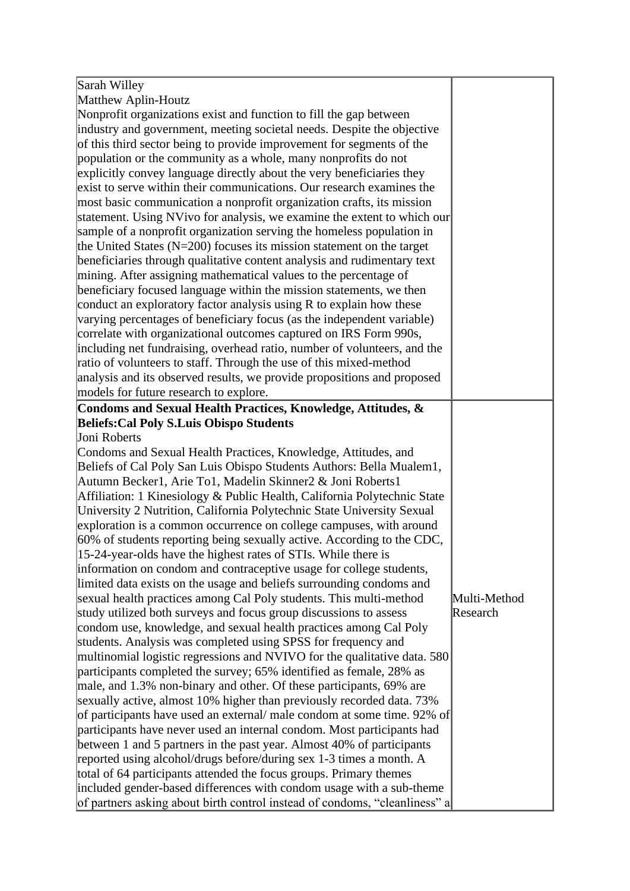| | |
|---|---|
| Sarah Willey<br>Matthew Aplin-Houtz<br>Nonprofit organizations exist and function to fill the gap between industry and government, meeting societal needs. Despite the objective of this third sector being to provide improvement for segments of the population or the community as a whole, many nonprofits do not explicitly convey language directly about the very beneficiaries they exist to serve within their communications. Our research examines the most basic communication a nonprofit organization crafts, its mission statement. Using NVivo for analysis, we examine the extent to which our sample of a nonprofit organization serving the homeless population in the United States (N=200) focuses its mission statement on the target beneficiaries through qualitative content analysis and rudimentary text mining. After assigning mathematical values to the percentage of beneficiary focused language within the mission statements, we then conduct an exploratory factor analysis using R to explain how these varying percentages of beneficiary focus (as the independent variable) correlate with organizational outcomes captured on IRS Form 990s, including net fundraising, overhead ratio, number of volunteers, and the ratio of volunteers to staff. Through the use of this mixed-method analysis and its observed results, we provide propositions and proposed models for future research to explore. | |
| **Condoms and Sexual Health Practices, Knowledge, Attitudes, & Beliefs:Cal Poly S.Luis Obispo Students**<br>Joni Roberts<br>Condoms and Sexual Health Practices, Knowledge, Attitudes, and Beliefs of Cal Poly San Luis Obispo Students Authors: Bella Mualem1, Autumn Becker1, Arie To1, Madelin Skinner2 & Joni Roberts1 Affiliation: 1 Kinesiology & Public Health, California Polytechnic State University 2 Nutrition, California Polytechnic State University Sexual exploration is a common occurrence on college campuses, with around 60% of students reporting being sexually active. According to the CDC, 15-24-year-olds have the highest rates of STIs. While there is information on condom and contraceptive usage for college students, limited data exists on the usage and beliefs surrounding condoms and sexual health practices among Cal Poly students. This multi-method study utilized both surveys and focus group discussions to assess condom use, knowledge, and sexual health practices among Cal Poly students. Analysis was completed using SPSS for frequency and multinomial logistic regressions and NVIVO for the qualitative data. 580 participants completed the survey; 65% identified as female, 28% as male, and 1.3% non-binary and other. Of these participants, 69% are sexually active, almost 10% higher than previously recorded data. 73% of participants have used an external/ male condom at some time. 92% of participants have never used an internal condom. Most participants had between 1 and 5 partners in the past year. Almost 40% of participants reported using alcohol/drugs before/during sex 1-3 times a month. A total of 64 participants attended the focus groups. Primary themes included gender-based differences with condom usage with a sub-theme of partners asking about birth control instead of condoms, "cleanliness" a | Multi-Method Research |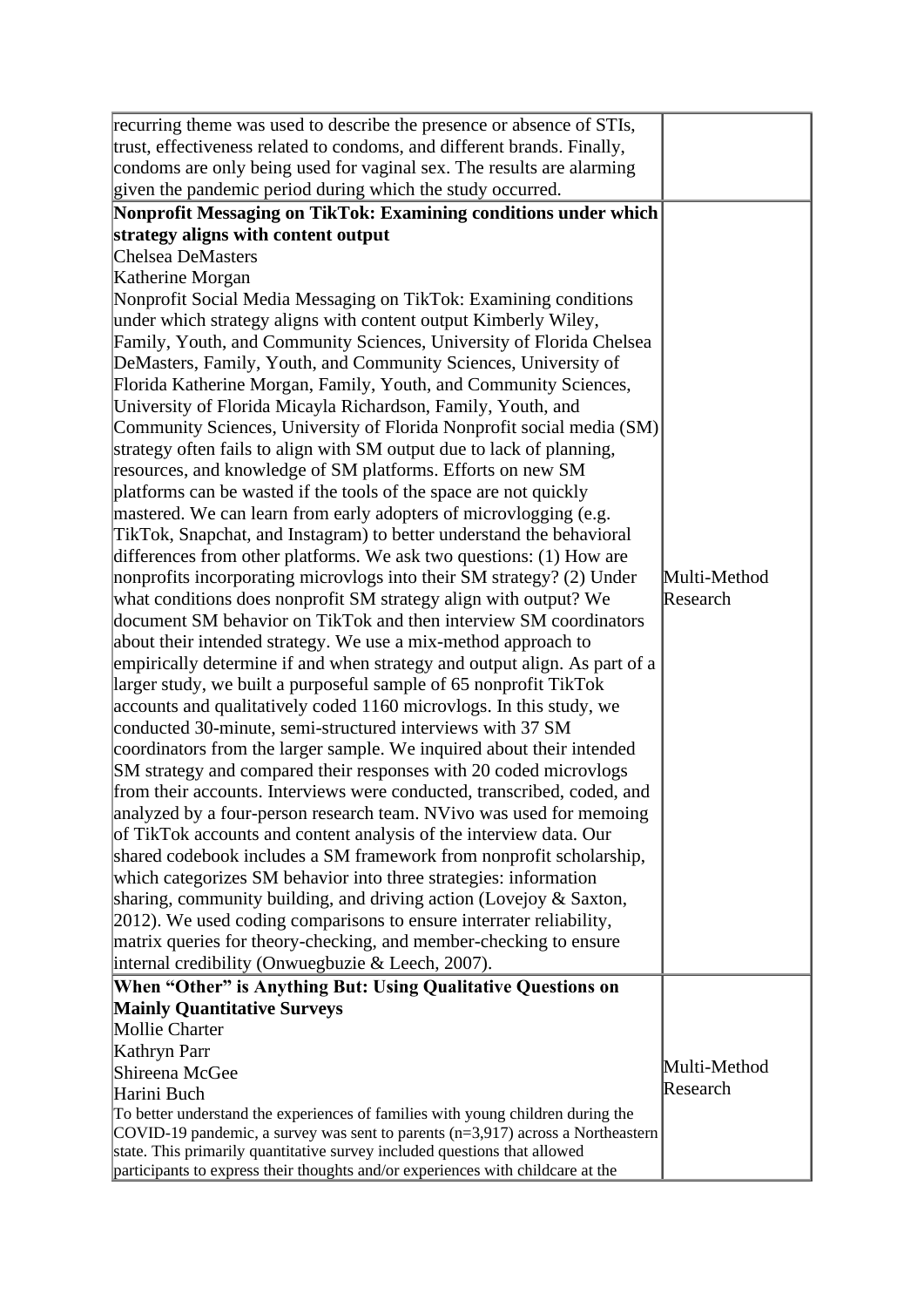| | |
|---|---|
| recurring theme was used to describe the presence or absence of STIs, trust, effectiveness related to condoms, and different brands. Finally, condoms are only being used for vaginal sex. The results are alarming given the pandemic period during which the study occurred. | |
| **Nonprofit Messaging on TikTok: Examining conditions under which strategy aligns with content output**<br>Chelsea DeMasters<br>Katherine Morgan<br>Nonprofit Social Media Messaging on TikTok: Examining conditions under which strategy aligns with content output Kimberly Wiley, Family, Youth, and Community Sciences, University of Florida Chelsea DeMasters, Family, Youth, and Community Sciences, University of Florida Katherine Morgan, Family, Youth, and Community Sciences, University of Florida Micayla Richardson, Family, Youth, and Community Sciences, University of Florida Nonprofit social media (SM) strategy often fails to align with SM output due to lack of planning, resources, and knowledge of SM platforms. Efforts on new SM platforms can be wasted if the tools of the space are not quickly mastered. We can learn from early adopters of microvlogging (e.g. TikTok, Snapchat, and Instagram) to better understand the behavioral differences from other platforms. We ask two questions: (1) How are nonprofits incorporating microvlogs into their SM strategy? (2) Under what conditions does nonprofit SM strategy align with output? We document SM behavior on TikTok and then interview SM coordinators about their intended strategy. We use a mix-method approach to empirically determine if and when strategy and output align. As part of a larger study, we built a purposeful sample of 65 nonprofit TikTok accounts and qualitatively coded 1160 microvlogs. In this study, we conducted 30-minute, semi-structured interviews with 37 SM coordinators from the larger sample. We inquired about their intended SM strategy and compared their responses with 20 coded microvlogs from their accounts. Interviews were conducted, transcribed, coded, and analyzed by a four-person research team. NVivo was used for memoing of TikTok accounts and content analysis of the interview data. Our shared codebook includes a SM framework from nonprofit scholarship, which categorizes SM behavior into three strategies: information sharing, community building, and driving action (Lovejoy & Saxton, 2012). We used coding comparisons to ensure interrater reliability, matrix queries for theory-checking, and member-checking to ensure internal credibility (Onwuegbuzie & Leech, 2007). | Multi-Method Research |
| **When "Other" is Anything But: Using Qualitative Questions on Mainly Quantitative Surveys**<br>Mollie Charter<br>Kathryn Parr<br>Shireena McGee<br>Harini Buch<br>To better understand the experiences of families with young children during the COVID-19 pandemic, a survey was sent to parents (n=3,917) across a Northeastern state. This primarily quantitative survey included questions that allowed participants to express their thoughts and/or experiences with childcare at the | Multi-Method Research |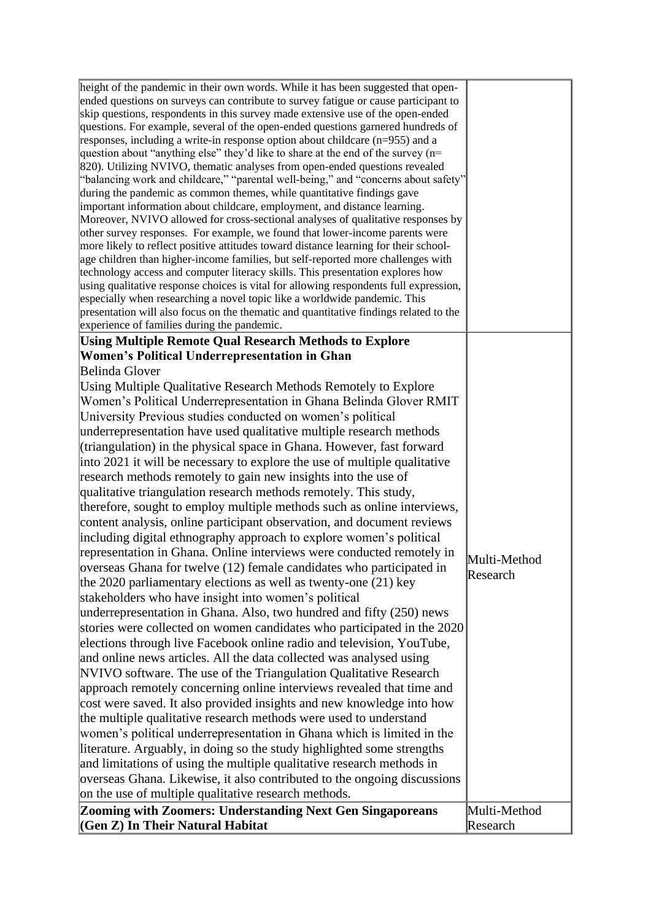| | |
|---|---|
| height of the pandemic in their own words. While it has been suggested that open-ended questions on surveys can contribute to survey fatigue or cause participant to skip questions, respondents in this survey made extensive use of the open-ended questions. For example, several of the open-ended questions garnered hundreds of responses, including a write-in response option about childcare (n=955) and a question about "anything else" they'd like to share at the end of the survey (n= 820). Utilizing NVIVO, thematic analyses from open-ended questions revealed "balancing work and childcare," "parental well-being," and "concerns about safety" during the pandemic as common themes, while quantitative findings gave important information about childcare, employment, and distance learning. Moreover, NVIVO allowed for cross-sectional analyses of qualitative responses by other survey responses. For example, we found that lower-income parents were more likely to reflect positive attitudes toward distance learning for their school-age children than higher-income families, but self-reported more challenges with technology access and computer literacy skills. This presentation explores how using qualitative response choices is vital for allowing respondents full expression, especially when researching a novel topic like a worldwide pandemic. This presentation will also focus on the thematic and quantitative findings related to the experience of families during the pandemic. | |
| **Using Multiple Remote Qual Research Methods to Explore Women's Political Underrepresentation in Ghan**<br>Belinda Glover<br>Using Multiple Qualitative Research Methods Remotely to Explore Women's Political Underrepresentation in Ghana Belinda Glover RMIT University Previous studies conducted on women's political underrepresentation have used qualitative multiple research methods (triangulation) in the physical space in Ghana. However, fast forward into 2021 it will be necessary to explore the use of multiple qualitative research methods remotely to gain new insights into the use of qualitative triangulation research methods remotely. This study, therefore, sought to employ multiple methods such as online interviews, content analysis, online participant observation, and document reviews including digital ethnography approach to explore women's political representation in Ghana. Online interviews were conducted remotely in overseas Ghana for twelve (12) female candidates who participated in the 2020 parliamentary elections as well as twenty-one (21) key stakeholders who have insight into women's political underrepresentation in Ghana. Also, two hundred and fifty (250) news stories were collected on women candidates who participated in the 2020 elections through live Facebook online radio and television, YouTube, and online news articles. All the data collected was analysed using NVIVO software. The use of the Triangulation Qualitative Research approach remotely concerning online interviews revealed that time and cost were saved. It also provided insights and new knowledge into how the multiple qualitative research methods were used to understand women's political underrepresentation in Ghana which is limited in the literature. Arguably, in doing so the study highlighted some strengths and limitations of using the multiple qualitative research methods in overseas Ghana. Likewise, it also contributed to the ongoing discussions on the use of multiple qualitative research methods. | Multi-Method Research |
| **Zooming with Zoomers: Understanding Next Gen Singaporeans (Gen Z) In Their Natural Habitat** | Multi-Method Research |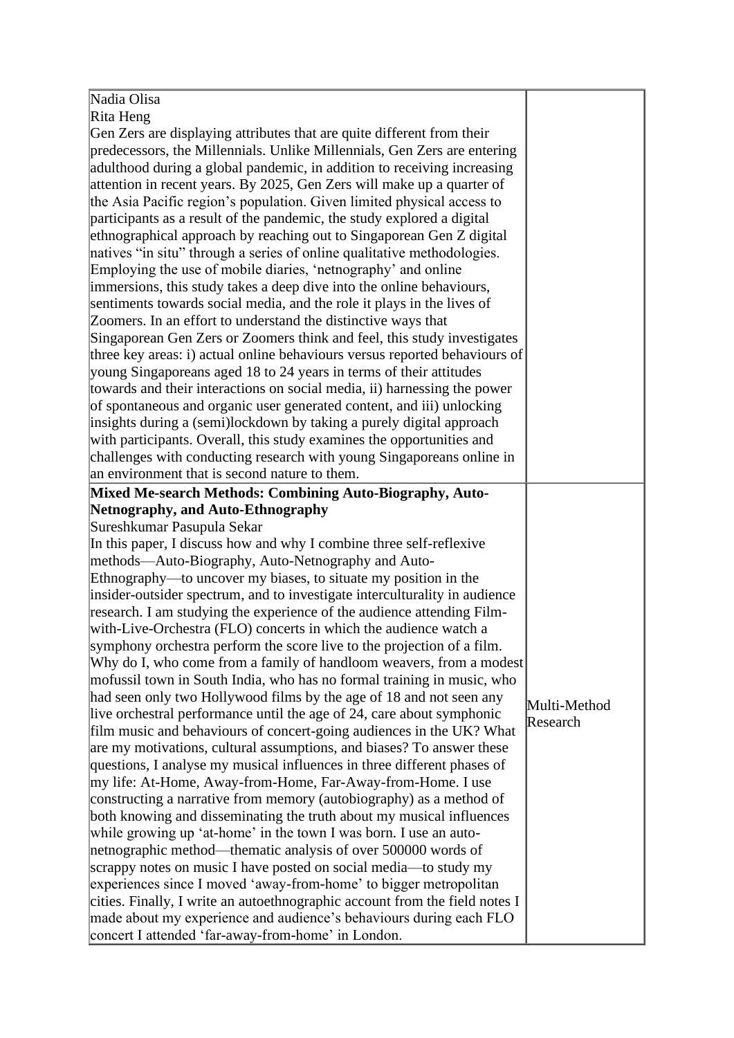| | |
|---|---|
| Nadia Olisa<br>Rita Heng<br>Gen Zers are displaying attributes that are quite different from their predecessors, the Millennials. Unlike Millennials, Gen Zers are entering adulthood during a global pandemic, in addition to receiving increasing attention in recent years. By 2025, Gen Zers will make up a quarter of the Asia Pacific region's population. Given limited physical access to participants as a result of the pandemic, the study explored a digital ethnographical approach by reaching out to Singaporean Gen Z digital natives "in situ" through a series of online qualitative methodologies. Employing the use of mobile diaries, 'netnography' and online immersions, this study takes a deep dive into the online behaviours, sentiments towards social media, and the role it plays in the lives of Zoomers. In an effort to understand the distinctive ways that Singaporean Gen Zers or Zoomers think and feel, this study investigates three key areas: i) actual online behaviours versus reported behaviours of young Singaporeans aged 18 to 24 years in terms of their attitudes towards and their interactions on social media, ii) harnessing the power of spontaneous and organic user generated content, and iii) unlocking insights during a (semi)lockdown by taking a purely digital approach with participants. Overall, this study examines the opportunities and challenges with conducting research with young Singaporeans online in an environment that is second nature to them. | |
| **Mixed Me-search Methods: Combining Auto-Biography, Auto-Netnography, and Auto-Ethnography**<br>Sureshkumar Pasupula Sekar<br>In this paper, I discuss how and why I combine three self-reflexive methods—Auto-Biography, Auto-Netnography and Auto-Ethnography—to uncover my biases, to situate my position in the insider-outsider spectrum, and to investigate interculturality in audience research. I am studying the experience of the audience attending Film-with-Live-Orchestra (FLO) concerts in which the audience watch a symphony orchestra perform the score live to the projection of a film. Why do I, who come from a family of handloom weavers, from a modest mofussil town in South India, who has no formal training in music, who had seen only two Hollywood films by the age of 18 and not seen any live orchestral performance until the age of 24, care about symphonic film music and behaviours of concert-going audiences in the UK? What are my motivations, cultural assumptions, and biases? To answer these questions, I analyse my musical influences in three different phases of my life: At-Home, Away-from-Home, Far-Away-from-Home. I use constructing a narrative from memory (autobiography) as a method of both knowing and disseminating the truth about my musical influences while growing up 'at-home' in the town I was born. I use an auto-netnographic method—thematic analysis of over 500000 words of scrappy notes on music I have posted on social media—to study my experiences since I moved 'away-from-home' to bigger metropolitan cities. Finally, I write an autoethnographic account from the field notes I made about my experience and audience's behaviours during each FLO concert I attended 'far-away-from-home' in London. | Multi-Method Research |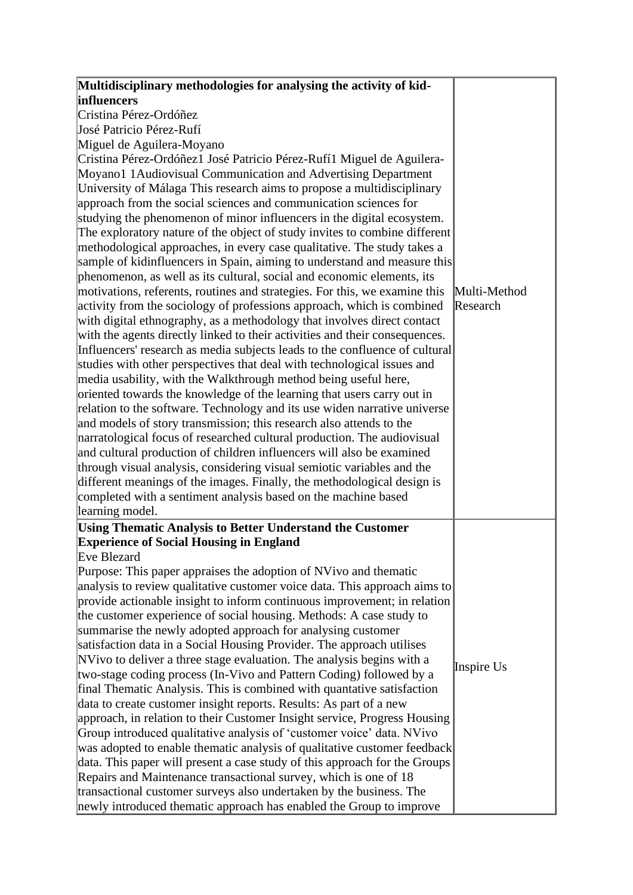| | |
|---|---|
| **Multidisciplinary methodologies for analysing the activity of kid-influencers**<br>Cristina Pérez-Ordóñez<br>José Patricio Pérez-Rufí<br>Miguel de Aguilera-Moyano<br>Cristina Pérez-Ordóñez1 José Patricio Pérez-Rufí1 Miguel de Aguilera-Moyano1 1Audiovisual Communication and Advertising Department University of Málaga This research aims to propose a multidisciplinary approach from the social sciences and communication sciences for studying the phenomenon of minor influencers in the digital ecosystem. The exploratory nature of the object of study invites to combine different methodological approaches, in every case qualitative. The study takes a sample of kidinfluencers in Spain, aiming to understand and measure this phenomenon, as well as its cultural, social and economic elements, its motivations, referents, routines and strategies. For this, we examine this activity from the sociology of professions approach, which is combined with digital ethnography, as a methodology that involves direct contact with the agents directly linked to their activities and their consequences. Influencers' research as media subjects leads to the confluence of cultural studies with other perspectives that deal with technological issues and media usability, with the Walkthrough method being useful here, oriented towards the knowledge of the learning that users carry out in relation to the software. Technology and its use widen narrative universe and models of story transmission; this research also attends to the narratological focus of researched cultural production. The audiovisual and cultural production of children influencers will also be examined through visual analysis, considering visual semiotic variables and the different meanings of the images. Finally, the methodological design is completed with a sentiment analysis based on the machine based learning model. | Multi-Method Research |
| **Using Thematic Analysis to Better Understand the Customer Experience of Social Housing in England**<br>Eve Blezard<br>Purpose: This paper appraises the adoption of NVivo and thematic analysis to review qualitative customer voice data. This approach aims to provide actionable insight to inform continuous improvement; in relation the customer experience of social housing. Methods: A case study to summarise the newly adopted approach for analysing customer satisfaction data in a Social Housing Provider. The approach utilises NVivo to deliver a three stage evaluation. The analysis begins with a two-stage coding process (In-Vivo and Pattern Coding) followed by a final Thematic Analysis. This is combined with quantative satisfaction data to create customer insight reports. Results: As part of a new approach, in relation to their Customer Insight service, Progress Housing Group introduced qualitative analysis of 'customer voice' data. NVivo was adopted to enable thematic analysis of qualitative customer feedback data. This paper will present a case study of this approach for the Groups Repairs and Maintenance transactional survey, which is one of 18 transactional customer surveys also undertaken by the business. The newly introduced thematic approach has enabled the Group to improve | Inspire Us |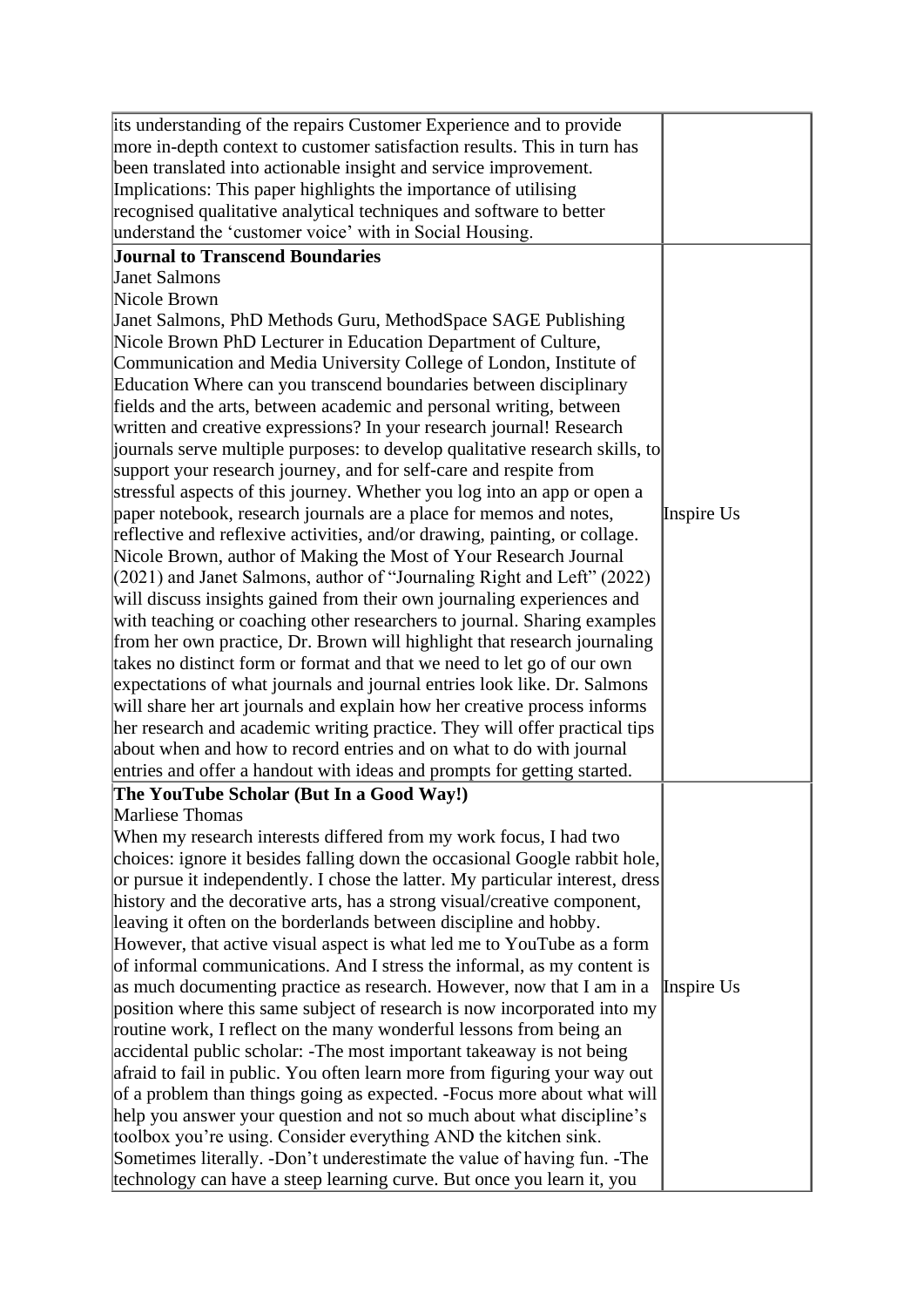| | |
|---|---|
| its understanding of the repairs Customer Experience and to provide more in-depth context to customer satisfaction results. This in turn has been translated into actionable insight and service improvement. Implications: This paper highlights the importance of utilising recognised qualitative analytical techniques and software to better understand the 'customer voice' with in Social Housing. | |
| **Journal to Transcend Boundaries**<br>Janet Salmons<br>Nicole Brown<br>Janet Salmons, PhD Methods Guru, MethodSpace SAGE Publishing Nicole Brown PhD Lecturer in Education Department of Culture, Communication and Media University College of London, Institute of Education Where can you transcend boundaries between disciplinary fields and the arts, between academic and personal writing, between written and creative expressions? In your research journal! Research journals serve multiple purposes: to develop qualitative research skills, to support your research journey, and for self-care and respite from stressful aspects of this journey. Whether you log into an app or open a paper notebook, research journals are a place for memos and notes, reflective and reflexive activities, and/or drawing, painting, or collage. Nicole Brown, author of Making the Most of Your Research Journal (2021) and Janet Salmons, author of "Journaling Right and Left" (2022) will discuss insights gained from their own journaling experiences and with teaching or coaching other researchers to journal. Sharing examples from her own practice, Dr. Brown will highlight that research journaling takes no distinct form or format and that we need to let go of our own expectations of what journals and journal entries look like. Dr. Salmons will share her art journals and explain how her creative process informs her research and academic writing practice. They will offer practical tips about when and how to record entries and on what to do with journal entries and offer a handout with ideas and prompts for getting started. | Inspire Us |
| **The YouTube Scholar (But In a Good Way!)**<br>Marliese Thomas<br>When my research interests differed from my work focus, I had two choices: ignore it besides falling down the occasional Google rabbit hole, or pursue it independently. I chose the latter. My particular interest, dress history and the decorative arts, has a strong visual/creative component, leaving it often on the borderlands between discipline and hobby. However, that active visual aspect is what led me to YouTube as a form of informal communications. And I stress the informal, as my content is as much documenting practice as research. However, now that I am in a position where this same subject of research is now incorporated into my routine work, I reflect on the many wonderful lessons from being an accidental public scholar: -The most important takeaway is not being afraid to fail in public. You often learn more from figuring your way out of a problem than things going as expected. -Focus more about what will help you answer your question and not so much about what discipline's toolbox you're using. Consider everything AND the kitchen sink. Sometimes literally. -Don't underestimate the value of having fun. -The technology can have a steep learning curve. But once you learn it, you | Inspire Us |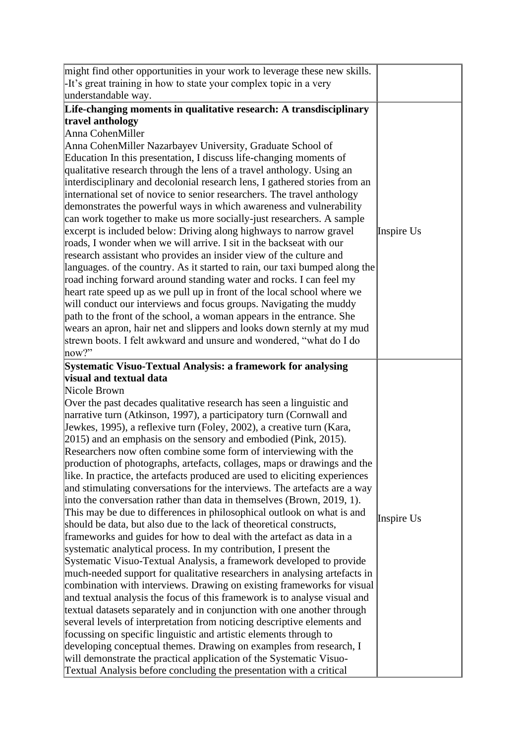| | |
|---|---|
| might find other opportunities in your work to leverage these new skills.<br>-It's great training in how to state your complex topic in a very understandable way. | |
| **Life-changing moments in qualitative research: A transdisciplinary travel anthology**<br>Anna CohenMiller<br>Anna CohenMiller Nazarbayev University, Graduate School of Education In this presentation, I discuss life-changing moments of qualitative research through the lens of a travel anthology. Using an interdisciplinary and decolonial research lens, I gathered stories from an international set of novice to senior researchers. The travel anthology demonstrates the powerful ways in which awareness and vulnerability can work together to make us more socially-just researchers. A sample excerpt is included below: Driving along highways to narrow gravel roads, I wonder when we will arrive. I sit in the backseat with our research assistant who provides an insider view of the culture and languages. of the country. As it started to rain, our taxi bumped along the road inching forward around standing water and rocks. I can feel my heart rate speed up as we pull up in front of the local school where we will conduct our interviews and focus groups. Navigating the muddy path to the front of the school, a woman appears in the entrance. She wears an apron, hair net and slippers and looks down sternly at my mud strewn boots. I felt awkward and unsure and wondered, "what do I do now?" | Inspire Us |
| **Systematic Visuo-Textual Analysis: a framework for analysing visual and textual data**<br>Nicole Brown<br>Over the past decades qualitative research has seen a linguistic and narrative turn (Atkinson, 1997), a participatory turn (Cornwall and Jewkes, 1995), a reflexive turn (Foley, 2002), a creative turn (Kara, 2015) and an emphasis on the sensory and embodied (Pink, 2015). Researchers now often combine some form of interviewing with the production of photographs, artefacts, collages, maps or drawings and the like. In practice, the artefacts produced are used to eliciting experiences and stimulating conversations for the interviews. The artefacts are a way into the conversation rather than data in themselves (Brown, 2019, 1). This may be due to differences in philosophical outlook on what is and should be data, but also due to the lack of theoretical constructs, frameworks and guides for how to deal with the artefact as data in a systematic analytical process. In my contribution, I present the Systematic Visuo-Textual Analysis, a framework developed to provide much-needed support for qualitative researchers in analysing artefacts in combination with interviews. Drawing on existing frameworks for visual and textual analysis the focus of this framework is to analyse visual and textual datasets separately and in conjunction with one another through several levels of interpretation from noticing descriptive elements and focussing on specific linguistic and artistic elements through to developing conceptual themes. Drawing on examples from research, I will demonstrate the practical application of the Systematic Visuo-Textual Analysis before concluding the presentation with a critical | Inspire Us |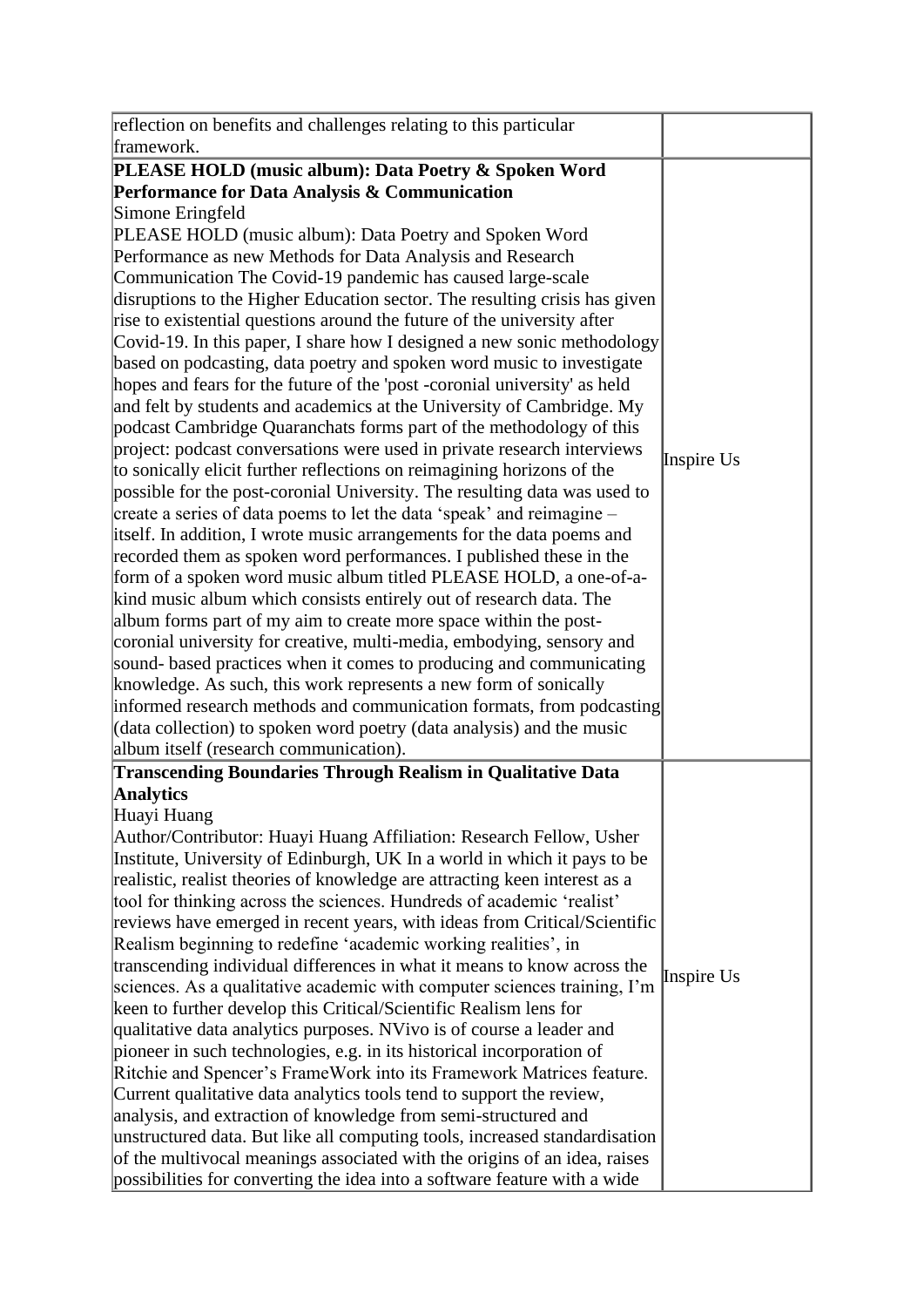| | |
|---|---|
| reflection on benefits and challenges relating to this particular framework. | |
| **PLEASE HOLD (music album): Data Poetry & Spoken Word Performance for Data Analysis & Communication**<br>Simone Eringfeld<br>PLEASE HOLD (music album): Data Poetry and Spoken Word Performance as new Methods for Data Analysis and Research Communication The Covid-19 pandemic has caused large-scale disruptions to the Higher Education sector. The resulting crisis has given rise to existential questions around the future of the university after Covid-19. In this paper, I share how I designed a new sonic methodology based on podcasting, data poetry and spoken word music to investigate hopes and fears for the future of the 'post -coronial university' as held and felt by students and academics at the University of Cambridge. My podcast Cambridge Quaranchats forms part of the methodology of this project: podcast conversations were used in private research interviews to sonically elicit further reflections on reimagining horizons of the possible for the post-coronial University. The resulting data was used to create a series of data poems to let the data 'speak' and reimagine – itself. In addition, I wrote music arrangements for the data poems and recorded them as spoken word performances. I published these in the form of a spoken word music album titled PLEASE HOLD, a one-of-a-kind music album which consists entirely out of research data. The album forms part of my aim to create more space within the post-coronial university for creative, multi-media, embodying, sensory and sound- based practices when it comes to producing and communicating knowledge. As such, this work represents a new form of sonically informed research methods and communication formats, from podcasting (data collection) to spoken word poetry (data analysis) and the music album itself (research communication). | Inspire Us |
| **Transcending Boundaries Through Realism in Qualitative Data Analytics**<br>Huayi Huang<br>Author/Contributor: Huayi Huang Affiliation: Research Fellow, Usher Institute, University of Edinburgh, UK In a world in which it pays to be realistic, realist theories of knowledge are attracting keen interest as a tool for thinking across the sciences. Hundreds of academic 'realist' reviews have emerged in recent years, with ideas from Critical/Scientific Realism beginning to redefine 'academic working realities', in transcending individual differences in what it means to know across the sciences. As a qualitative academic with computer sciences training, I'm keen to further develop this Critical/Scientific Realism lens for qualitative data analytics purposes. NVivo is of course a leader and pioneer in such technologies, e.g. in its historical incorporation of Ritchie and Spencer's FrameWork into its Framework Matrices feature. Current qualitative data analytics tools tend to support the review, analysis, and extraction of knowledge from semi-structured and unstructured data. But like all computing tools, increased standardisation of the multivocal meanings associated with the origins of an idea, raises possibilities for converting the idea into a software feature with a wide | Inspire Us |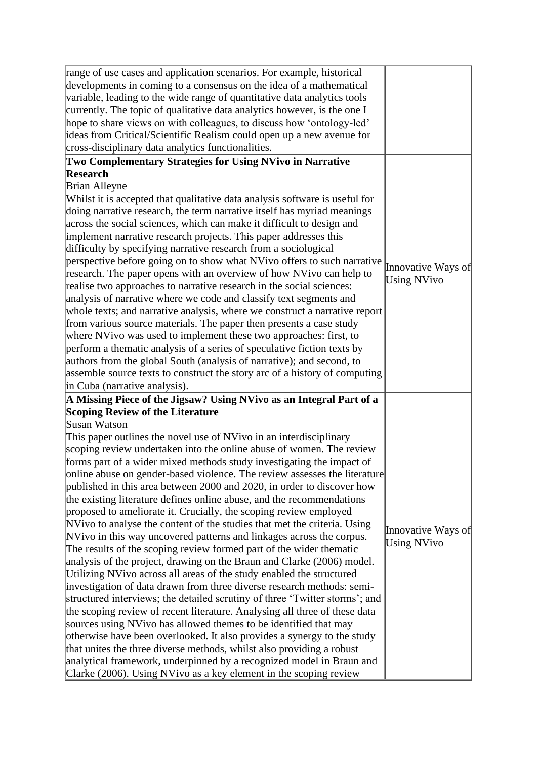| | |
|---|---|
| range of use cases and application scenarios. For example, historical developments in coming to a consensus on the idea of a mathematical variable, leading to the wide range of quantitative data analytics tools currently. The topic of qualitative data analytics however, is the one I hope to share views on with colleagues, to discuss how 'ontology-led' ideas from Critical/Scientific Realism could open up a new avenue for cross-disciplinary data analytics functionalities. | |
| **Two Complementary Strategies for Using NVivo in Narrative Research**<br>Brian Alleyne<br>Whilst it is accepted that qualitative data analysis software is useful for doing narrative research, the term narrative itself has myriad meanings across the social sciences, which can make it difficult to design and implement narrative research projects. This paper addresses this difficulty by specifying narrative research from a sociological perspective before going on to show what NVivo offers to such narrative research. The paper opens with an overview of how NVivo can help to realise two approaches to narrative research in the social sciences: analysis of narrative where we code and classify text segments and whole texts; and narrative analysis, where we construct a narrative report from various source materials. The paper then presents a case study where NVivo was used to implement these two approaches: first, to perform a thematic analysis of a series of speculative fiction texts by authors from the global South (analysis of narrative); and second, to assemble source texts to construct the story arc of a history of computing in Cuba (narrative analysis). | Innovative Ways of Using NVivo |
| **A Missing Piece of the Jigsaw? Using NVivo as an Integral Part of a Scoping Review of the Literature**<br>Susan Watson<br>This paper outlines the novel use of NVivo in an interdisciplinary scoping review undertaken into the online abuse of women. The review forms part of a wider mixed methods study investigating the impact of online abuse on gender-based violence. The review assesses the literature published in this area between 2000 and 2020, in order to discover how the existing literature defines online abuse, and the recommendations proposed to ameliorate it. Crucially, the scoping review employed NVivo to analyse the content of the studies that met the criteria. Using NVivo in this way uncovered patterns and linkages across the corpus. The results of the scoping review formed part of the wider thematic analysis of the project, drawing on the Braun and Clarke (2006) model. Utilizing NVivo across all areas of the study enabled the structured investigation of data drawn from three diverse research methods: semi-structured interviews; the detailed scrutiny of three 'Twitter storms'; and the scoping review of recent literature. Analysing all three of these data sources using NVivo has allowed themes to be identified that may otherwise have been overlooked. It also provides a synergy to the study that unites the three diverse methods, whilst also providing a robust analytical framework, underpinned by a recognized model in Braun and Clarke (2006). Using NVivo as a key element in the scoping review | Innovative Ways of Using NVivo |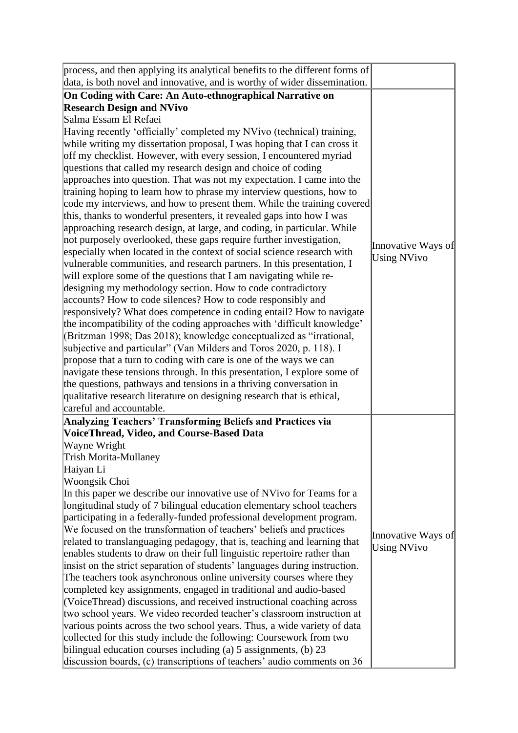| | |
|---|---|
| process, and then applying its analytical benefits to the different forms of data, is both novel and innovative, and is worthy of wider dissemination. | |
| **On Coding with Care: An Auto-ethnographical Narrative on Research Design and NVivo**<br>Salma Essam El Refaei<br>Having recently 'officially' completed my NVivo (technical) training, while writing my dissertation proposal, I was hoping that I can cross it off my checklist. However, with every session, I encountered myriad questions that called my research design and choice of coding approaches into question. That was not my expectation. I came into the training hoping to learn how to phrase my interview questions, how to code my interviews, and how to present them. While the training covered this, thanks to wonderful presenters, it revealed gaps into how I was approaching research design, at large, and coding, in particular. While not purposely overlooked, these gaps require further investigation, especially when located in the context of social science research with vulnerable communities, and research partners. In this presentation, I will explore some of the questions that I am navigating while re-designing my methodology section. How to code contradictory accounts? How to code silences? How to code responsibly and responsively? What does competence in coding entail? How to navigate the incompatibility of the coding approaches with 'difficult knowledge' (Britzman 1998; Das 2018); knowledge conceptualized as "irrational, subjective and particular" (Van Milders and Toros 2020, p. 118). I propose that a turn to coding with care is one of the ways we can navigate these tensions through. In this presentation, I explore some of the questions, pathways and tensions in a thriving conversation in qualitative research literature on designing research that is ethical, careful and accountable. | Innovative Ways of Using NVivo |
| **Analyzing Teachers' Transforming Beliefs and Practices via VoiceThread, Video, and Course-Based Data**<br>Wayne Wright<br>Trish Morita-Mullaney<br>Haiyan Li<br>Woongsik Choi<br>In this paper we describe our innovative use of NVivo for Teams for a longitudinal study of 7 bilingual education elementary school teachers participating in a federally-funded professional development program. We focused on the transformation of teachers' beliefs and practices related to translanguaging pedagogy, that is, teaching and learning that enables students to draw on their full linguistic repertoire rather than insist on the strict separation of students' languages during instruction. The teachers took asynchronous online university courses where they completed key assignments, engaged in traditional and audio-based (VoiceThread) discussions, and received instructional coaching across two school years. We video recorded teacher's classroom instruction at various points across the two school years. Thus, a wide variety of data collected for this study include the following: Coursework from two bilingual education courses including (a) 5 assignments, (b) 23 discussion boards, (c) transcriptions of teachers' audio comments on 36 | Innovative Ways of Using NVivo |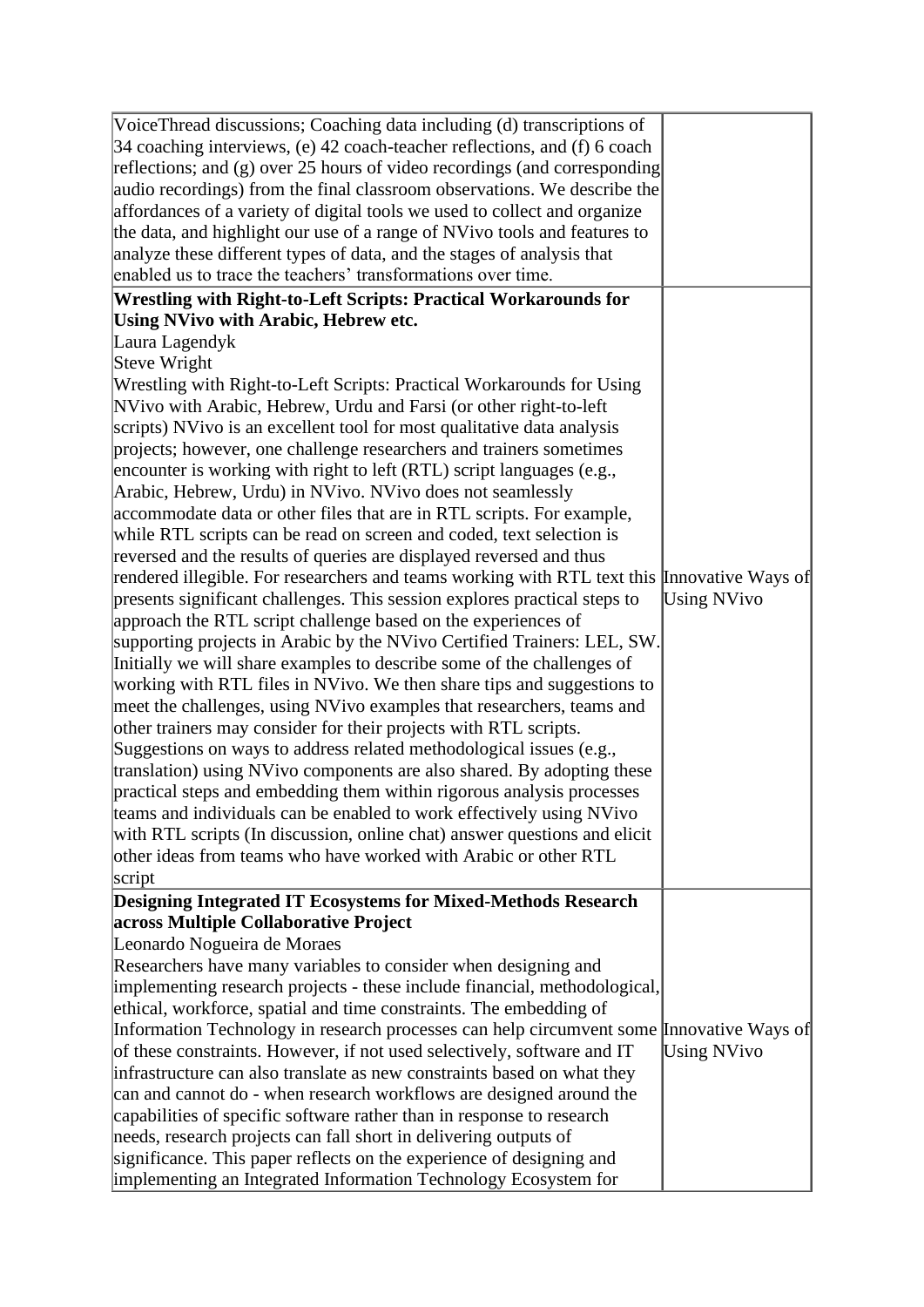| | |
|---|---|
| VoiceThread discussions; Coaching data including (d) transcriptions of 34 coaching interviews, (e) 42 coach-teacher reflections, and (f) 6 coach reflections; and (g) over 25 hours of video recordings (and corresponding audio recordings) from the final classroom observations. We describe the affordances of a variety of digital tools we used to collect and organize the data, and highlight our use of a range of NVivo tools and features to analyze these different types of data, and the stages of analysis that enabled us to trace the teachers' transformations over time. | |
| **Wrestling with Right-to-Left Scripts: Practical Workarounds for Using NVivo with Arabic, Hebrew etc.**<br>Laura Lagendyk<br>Steve Wright<br>Wrestling with Right-to-Left Scripts: Practical Workarounds for Using NVivo with Arabic, Hebrew, Urdu and Farsi (or other right-to-left scripts) NVivo is an excellent tool for most qualitative data analysis projects; however, one challenge researchers and trainers sometimes encounter is working with right to left (RTL) script languages (e.g., Arabic, Hebrew, Urdu) in NVivo. NVivo does not seamlessly accommodate data or other files that are in RTL scripts. For example, while RTL scripts can be read on screen and coded, text selection is reversed and the results of queries are displayed reversed and thus rendered illegible. For researchers and teams working with RTL text this presents significant challenges. This session explores practical steps to approach the RTL script challenge based on the experiences of supporting projects in Arabic by the NVivo Certified Trainers: LEL, SW. Initially we will share examples to describe some of the challenges of working with RTL files in NVivo. We then share tips and suggestions to meet the challenges, using NVivo examples that researchers, teams and other trainers may consider for their projects with RTL scripts. Suggestions on ways to address related methodological issues (e.g., translation) using NVivo components are also shared. By adopting these practical steps and embedding them within rigorous analysis processes teams and individuals can be enabled to work effectively using NVivo with RTL scripts (In discussion, online chat) answer questions and elicit other ideas from teams who have worked with Arabic or other RTL script | Innovative Ways of Using NVivo |
| **Designing Integrated IT Ecosystems for Mixed-Methods Research across Multiple Collaborative Project**<br>Leonardo Nogueira de Moraes<br>Researchers have many variables to consider when designing and implementing research projects - these include financial, methodological, ethical, workforce, spatial and time constraints. The embedding of Information Technology in research processes can help circumvent some of these constraints. However, if not used selectively, software and IT infrastructure can also translate as new constraints based on what they can and cannot do - when research workflows are designed around the capabilities of specific software rather than in response to research needs, research projects can fall short in delivering outputs of significance. This paper reflects on the experience of designing and implementing an Integrated Information Technology Ecosystem for | Innovative Ways of Using NVivo |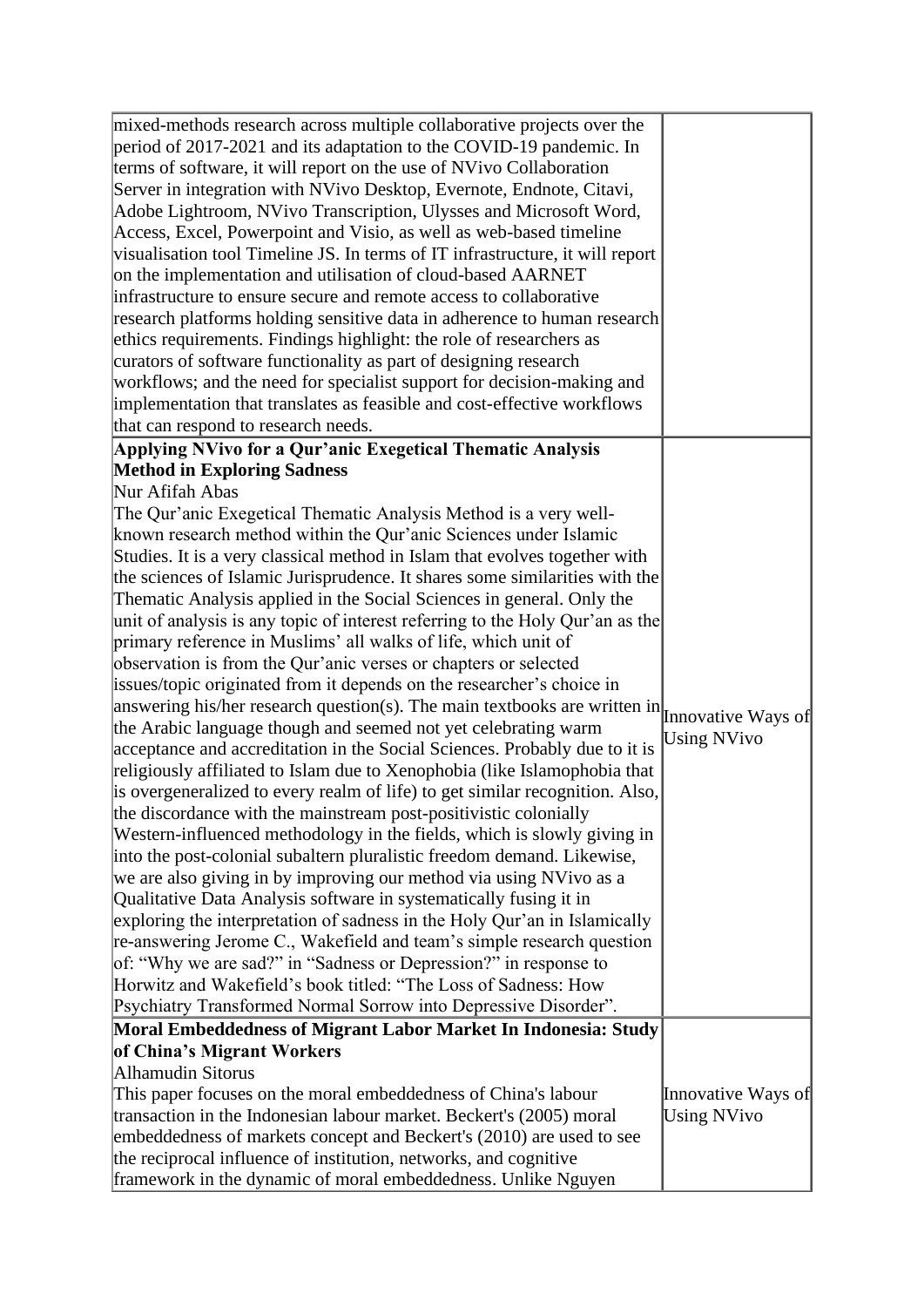| | |
|---|---|
| mixed-methods research across multiple collaborative projects over the period of 2017-2021 and its adaptation to the COVID-19 pandemic. In terms of software, it will report on the use of NVivo Collaboration Server in integration with NVivo Desktop, Evernote, Endnote, Citavi, Adobe Lightroom, NVivo Transcription, Ulysses and Microsoft Word, Access, Excel, Powerpoint and Visio, as well as web-based timeline visualisation tool Timeline JS. In terms of IT infrastructure, it will report on the implementation and utilisation of cloud-based AARNET infrastructure to ensure secure and remote access to collaborative research platforms holding sensitive data in adherence to human research ethics requirements. Findings highlight: the role of researchers as curators of software functionality as part of designing research workflows; and the need for specialist support for decision-making and implementation that translates as feasible and cost-effective workflows that can respond to research needs. | |
| **Applying NVivo for a Qur'anic Exegetical Thematic Analysis Method in Exploring Sadness**<br>Nur Afifah Abas<br>The Qur'anic Exegetical Thematic Analysis Method is a very well-known research method within the Qur'anic Sciences under Islamic Studies. It is a very classical method in Islam that evolves together with the sciences of Islamic Jurisprudence. It shares some similarities with the Thematic Analysis applied in the Social Sciences in general. Only the unit of analysis is any topic of interest referring to the Holy Qur'an as the primary reference in Muslims' all walks of life, which unit of observation is from the Qur'anic verses or chapters or selected issues/topic originated from it depends on the researcher's choice in answering his/her research question(s). The main textbooks are written in the Arabic language though and seemed not yet celebrating warm acceptance and accreditation in the Social Sciences. Probably due to it is religiously affiliated to Islam due to Xenophobia (like Islamophobia that is overgeneralized to every realm of life) to get similar recognition. Also, the discordance with the mainstream post-positivistic colonially Western-influenced methodology in the fields, which is slowly giving in into the post-colonial subaltern pluralistic freedom demand. Likewise, we are also giving in by improving our method via using NVivo as a Qualitative Data Analysis software in systematically fusing it in exploring the interpretation of sadness in the Holy Qur'an in Islamically re-answering Jerome C., Wakefield and team's simple research question of: "Why we are sad?" in "Sadness or Depression?" in response to Horwitz and Wakefield's book titled: "The Loss of Sadness: How Psychiatry Transformed Normal Sorrow into Depressive Disorder". | Innovative Ways of Using NVivo |
| **Moral Embeddedness of Migrant Labor Market In Indonesia: Study of China's Migrant Workers**<br>Alhamudin Sitorus<br>This paper focuses on the moral embeddedness of China's labour transaction in the Indonesian labour market. Beckert's (2005) moral embeddedness of markets concept and Beckert's (2010) are used to see the reciprocal influence of institution, networks, and cognitive framework in the dynamic of moral embeddedness. Unlike Nguyen | Innovative Ways of Using NVivo |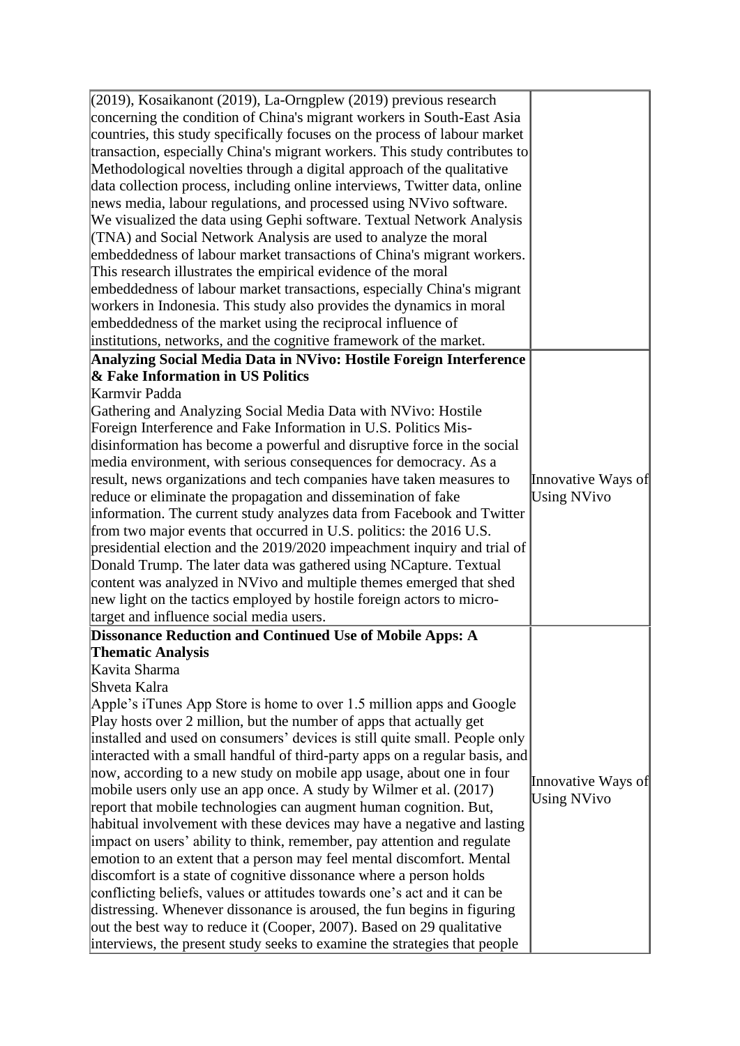| | |
|---|---|
| (2019), Kosaikanont (2019), La-Orngplew (2019) previous research concerning the condition of China's migrant workers in South-East Asia countries, this study specifically focuses on the process of labour market transaction, especially China's migrant workers. This study contributes to Methodological novelties through a digital approach of the qualitative data collection process, including online interviews, Twitter data, online news media, labour regulations, and processed using NVivo software. We visualized the data using Gephi software. Textual Network Analysis (TNA) and Social Network Analysis are used to analyze the moral embeddedness of labour market transactions of China's migrant workers. This research illustrates the empirical evidence of the moral embeddedness of labour market transactions, especially China's migrant workers in Indonesia. This study also provides the dynamics in moral embeddedness of the market using the reciprocal influence of institutions, networks, and the cognitive framework of the market. | |
| **Analyzing Social Media Data in NVivo: Hostile Foreign Interference & Fake Information in US Politics**<br>Karmvir Padda<br>Gathering and Analyzing Social Media Data with NVivo: Hostile Foreign Interference and Fake Information in U.S. Politics Mis-disinformation has become a powerful and disruptive force in the social media environment, with serious consequences for democracy. As a result, news organizations and tech companies have taken measures to reduce or eliminate the propagation and dissemination of fake information. The current study analyzes data from Facebook and Twitter from two major events that occurred in U.S. politics: the 2016 U.S. presidential election and the 2019/2020 impeachment inquiry and trial of Donald Trump. The later data was gathered using NCapture. Textual content was analyzed in NVivo and multiple themes emerged that shed new light on the tactics employed by hostile foreign actors to micro-target and influence social media users. | Innovative Ways of Using NVivo |
| **Dissonance Reduction and Continued Use of Mobile Apps: A Thematic Analysis**<br>Kavita Sharma<br>Shveta Kalra<br>Apple's iTunes App Store is home to over 1.5 million apps and Google Play hosts over 2 million, but the number of apps that actually get installed and used on consumers' devices is still quite small. People only interacted with a small handful of third-party apps on a regular basis, and now, according to a new study on mobile app usage, about one in four mobile users only use an app once. A study by Wilmer et al. (2017) report that mobile technologies can augment human cognition. But, habitual involvement with these devices may have a negative and lasting impact on users' ability to think, remember, pay attention and regulate emotion to an extent that a person may feel mental discomfort. Mental discomfort is a state of cognitive dissonance where a person holds conflicting beliefs, values or attitudes towards one's act and it can be distressing. Whenever dissonance is aroused, the fun begins in figuring out the best way to reduce it (Cooper, 2007). Based on 29 qualitative interviews, the present study seeks to examine the strategies that people | Innovative Ways of Using NVivo |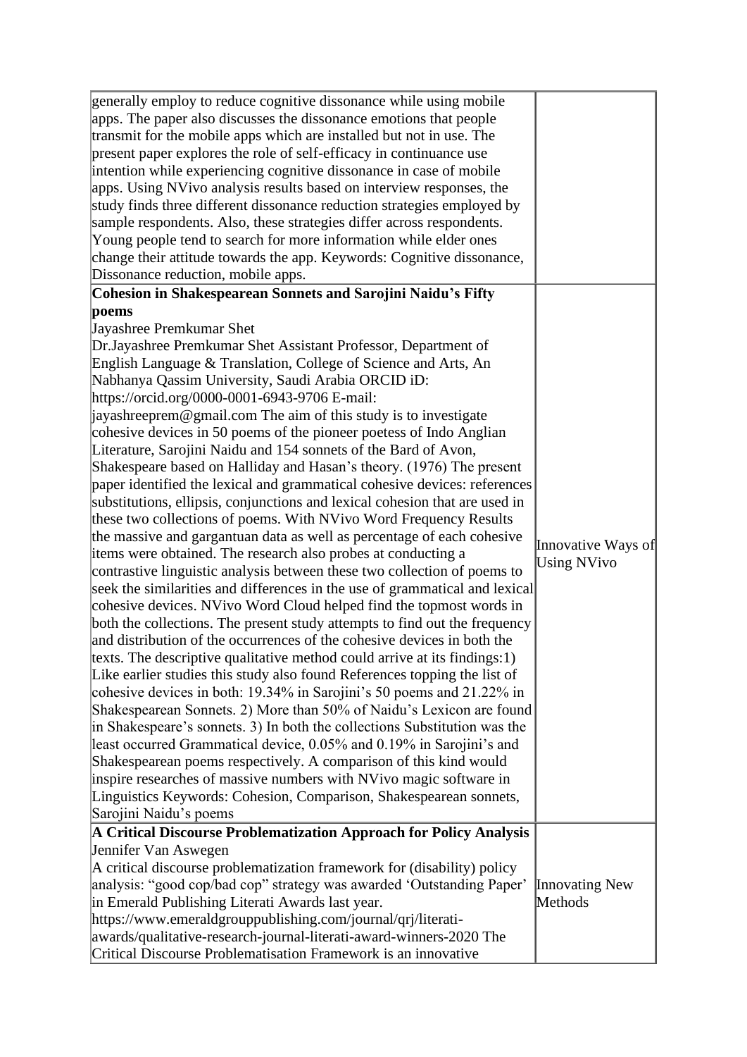| | |
|---|---|
| generally employ to reduce cognitive dissonance while using mobile apps. The paper also discusses the dissonance emotions that people transmit for the mobile apps which are installed but not in use. The present paper explores the role of self-efficacy in continuance use intention while experiencing cognitive dissonance in case of mobile apps. Using NVivo analysis results based on interview responses, the study finds three different dissonance reduction strategies employed by sample respondents. Also, these strategies differ across respondents. Young people tend to search for more information while elder ones change their attitude towards the app. Keywords: Cognitive dissonance, Dissonance reduction, mobile apps. | |
| **Cohesion in Shakespearean Sonnets and Sarojini Naidu's Fifty poems**<br>Jayashree Premkumar Shet<br>Dr.Jayashree Premkumar Shet Assistant Professor, Department of English Language & Translation, College of Science and Arts, An Nabhanya Qassim University, Saudi Arabia ORCID iD: https://orcid.org/0000-0001-6943-9706 E-mail: jayashreeprem@gmail.com The aim of this study is to investigate cohesive devices in 50 poems of the pioneer poetess of Indo Anglian Literature, Sarojini Naidu and 154 sonnets of the Bard of Avon, Shakespeare based on Halliday and Hasan's theory. (1976) The present paper identified the lexical and grammatical cohesive devices: references substitutions, ellipsis, conjunctions and lexical cohesion that are used in these two collections of poems. With NVivo Word Frequency Results the massive and gargantuan data as well as percentage of each cohesive items were obtained. The research also probes at conducting a contrastive linguistic analysis between these two collection of poems to seek the similarities and differences in the use of grammatical and lexical cohesive devices. NVivo Word Cloud helped find the topmost words in both the collections. The present study attempts to find out the frequency and distribution of the occurrences of the cohesive devices in both the texts. The descriptive qualitative method could arrive at its findings:1) Like earlier studies this study also found References topping the list of cohesive devices in both: 19.34% in Sarojini's 50 poems and 21.22% in Shakespearean Sonnets. 2) More than 50% of Naidu's Lexicon are found in Shakespeare's sonnets. 3) In both the collections Substitution was the least occurred Grammatical device, 0.05% and 0.19% in Sarojini's and Shakespearean poems respectively. A comparison of this kind would inspire researches of massive numbers with NVivo magic software in Linguistics Keywords: Cohesion, Comparison, Shakespearean sonnets, Sarojini Naidu's poems | Innovative Ways of Using NVivo |
| **A Critical Discourse Problematization Approach for Policy Analysis**<br>Jennifer Van Aswegen<br>A critical discourse problematization framework for (disability) policy analysis: "good cop/bad cop" strategy was awarded 'Outstanding Paper' in Emerald Publishing Literati Awards last year. https://www.emeraldgrouppublishing.com/journal/qrj/literati-awards/qualitative-research-journal-literati-award-winners-2020 The Critical Discourse Problematisation Framework is an innovative | Innovating New Methods |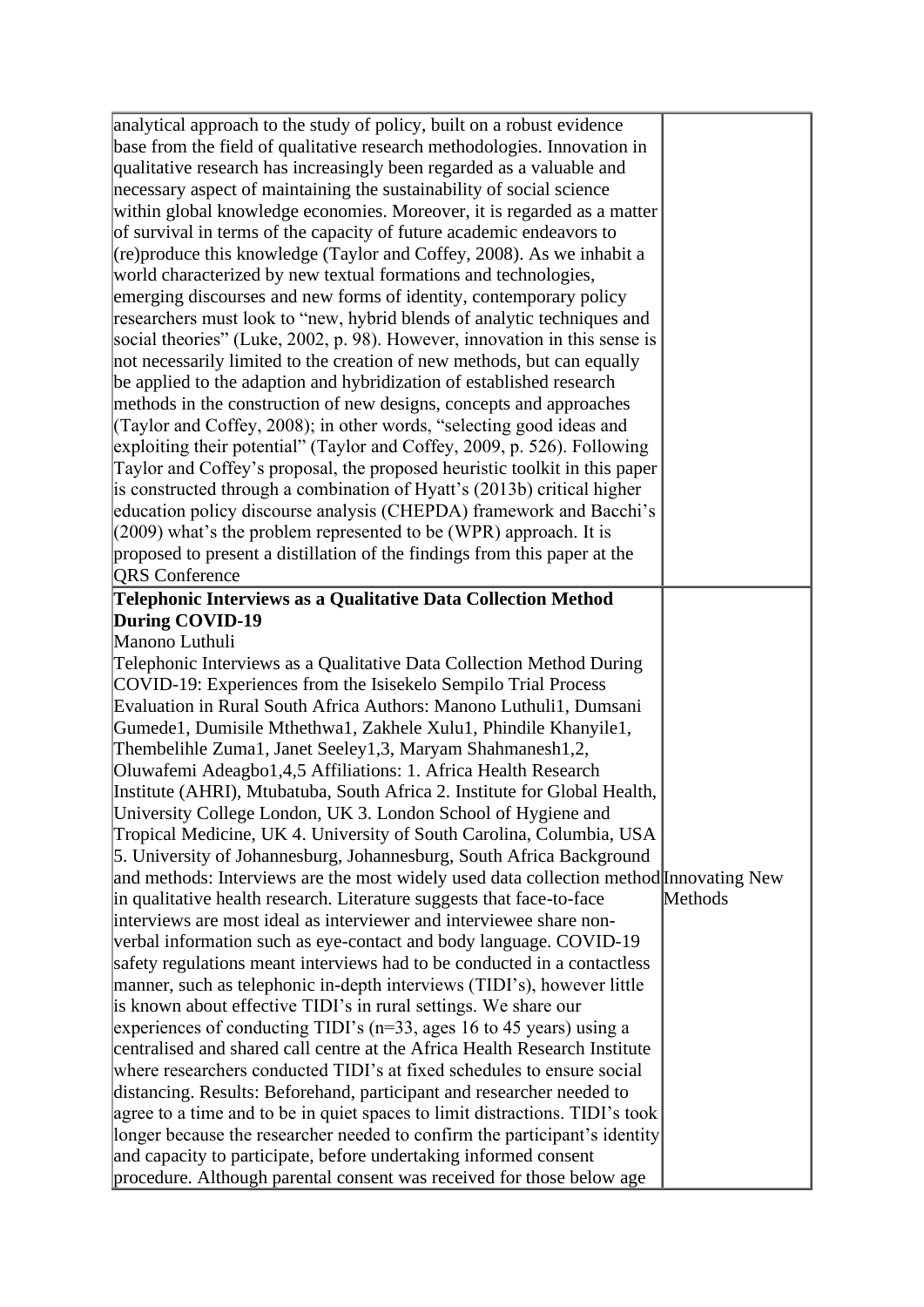| | |
|---|---|
| analytical approach to the study of policy, built on a robust evidence base from the field of qualitative research methodologies. Innovation in qualitative research has increasingly been regarded as a valuable and necessary aspect of maintaining the sustainability of social science within global knowledge economies. Moreover, it is regarded as a matter of survival in terms of the capacity of future academic endeavors to (re)produce this knowledge (Taylor and Coffey, 2008). As we inhabit a world characterized by new textual formations and technologies, emerging discourses and new forms of identity, contemporary policy researchers must look to "new, hybrid blends of analytic techniques and social theories" (Luke, 2002, p. 98). However, innovation in this sense is not necessarily limited to the creation of new methods, but can equally be applied to the adaption and hybridization of established research methods in the construction of new designs, concepts and approaches (Taylor and Coffey, 2008); in other words, "selecting good ideas and exploiting their potential" (Taylor and Coffey, 2009, p. 526). Following Taylor and Coffey's proposal, the proposed heuristic toolkit in this paper is constructed through a combination of Hyatt's (2013b) critical higher education policy discourse analysis (CHEPDA) framework and Bacchi's (2009) what's the problem represented to be (WPR) approach. It is proposed to present a distillation of the findings from this paper at the QRS Conference | |
| **Telephonic Interviews as a Qualitative Data Collection Method During COVID-19**<br>Manono Luthuli<br>Telephonic Interviews as a Qualitative Data Collection Method During COVID-19: Experiences from the Isisekelo Sempilo Trial Process Evaluation in Rural South Africa Authors: Manono Luthuli1, Dumsani Gumede1, Dumisile Mthethwa1, Zakhele Xulu1, Phindile Khanyile1, Thembelihle Zuma1, Janet Seeley1,3, Maryam Shahmanesh1,2, Oluwafemi Adeagbo1,4,5 Affiliations: 1. Africa Health Research Institute (AHRI), Mtubatuba, South Africa 2. Institute for Global Health, University College London, UK 3. London School of Hygiene and Tropical Medicine, UK 4. University of South Carolina, Columbia, USA 5. University of Johannesburg, Johannesburg, South Africa Background and methods: Interviews are the most widely used data collection method in qualitative health research. Literature suggests that face-to-face interviews are most ideal as interviewer and interviewee share non-verbal information such as eye-contact and body language. COVID-19 safety regulations meant interviews had to be conducted in a contactless manner, such as telephonic in-depth interviews (TIDI's), however little is known about effective TIDI's in rural settings. We share our experiences of conducting TIDI's (n=33, ages 16 to 45 years) using a centralised and shared call centre at the Africa Health Research Institute where researchers conducted TIDI's at fixed schedules to ensure social distancing. Results: Beforehand, participant and researcher needed to agree to a time and to be in quiet spaces to limit distractions. TIDI's took longer because the researcher needed to confirm the participant's identity and capacity to participate, before undertaking informed consent procedure. Although parental consent was received for those below age | Innovating New Methods |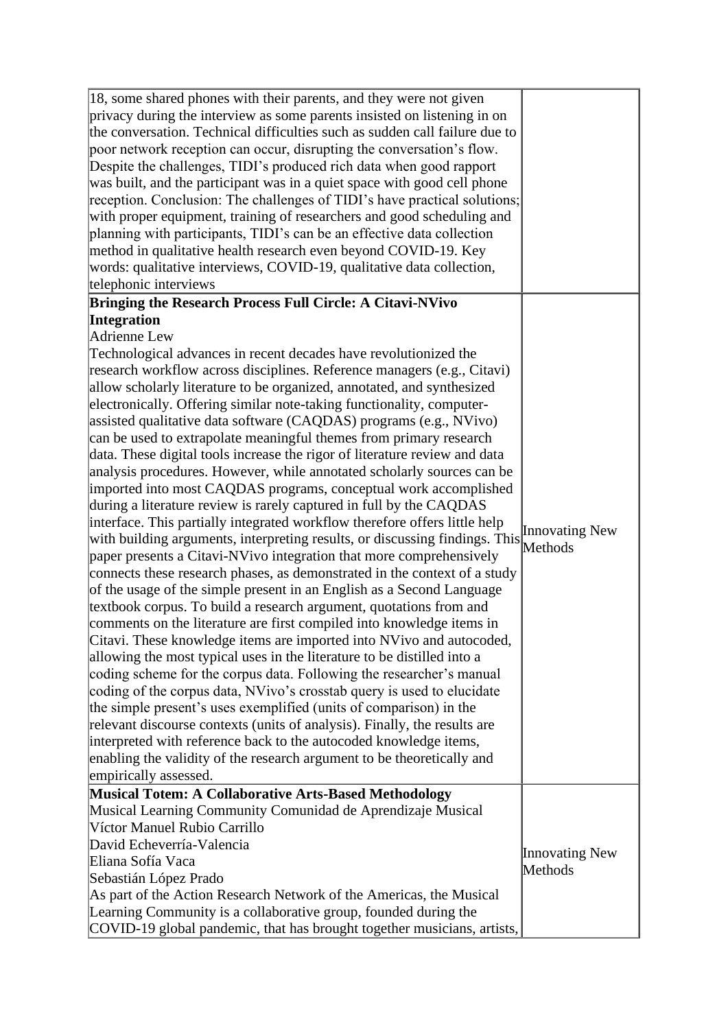| | |
|---|---|
| 18, some shared phones with their parents, and they were not given privacy during the interview as some parents insisted on listening in on the conversation. Technical difficulties such as sudden call failure due to poor network reception can occur, disrupting the conversation's flow. Despite the challenges, TIDI's produced rich data when good rapport was built, and the participant was in a quiet space with good cell phone reception. Conclusion: The challenges of TIDI's have practical solutions; with proper equipment, training of researchers and good scheduling and planning with participants, TIDI's can be an effective data collection method in qualitative health research even beyond COVID-19. Key words: qualitative interviews, COVID-19, qualitative data collection, telephonic interviews | |
| **Bringing the Research Process Full Circle: A Citavi-NVivo Integration**<br>Adrienne Lew<br>Technological advances in recent decades have revolutionized the research workflow across disciplines. Reference managers (e.g., Citavi) allow scholarly literature to be organized, annotated, and synthesized electronically. Offering similar note-taking functionality, computer-assisted qualitative data software (CAQDAS) programs (e.g., NVivo) can be used to extrapolate meaningful themes from primary research data. These digital tools increase the rigor of literature review and data analysis procedures. However, while annotated scholarly sources can be imported into most CAQDAS programs, conceptual work accomplished during a literature review is rarely captured in full by the CAQDAS interface. This partially integrated workflow therefore offers little help with building arguments, interpreting results, or discussing findings. This paper presents a Citavi-NVivo integration that more comprehensively connects these research phases, as demonstrated in the context of a study of the usage of the simple present in an English as a Second Language textbook corpus. To build a research argument, quotations from and comments on the literature are first compiled into knowledge items in Citavi. These knowledge items are imported into NVivo and autocoded, allowing the most typical uses in the literature to be distilled into a coding scheme for the corpus data. Following the researcher's manual coding of the corpus data, NVivo's crosstab query is used to elucidate the simple present's uses exemplified (units of comparison) in the relevant discourse contexts (units of analysis). Finally, the results are interpreted with reference back to the autocoded knowledge items, enabling the validity of the research argument to be theoretically and empirically assessed. | Innovating New Methods |
| **Musical Totem: A Collaborative Arts-Based Methodology**<br>Musical Learning Community Comunidad de Aprendizaje Musical<br>Víctor Manuel Rubio Carrillo<br>David Echeverría-Valencia<br>Eliana Sofía Vaca<br>Sebastián López Prado<br>As part of the Action Research Network of the Americas, the Musical Learning Community is a collaborative group, founded during the COVID-19 global pandemic, that has brought together musicians, artists, | Innovating New Methods |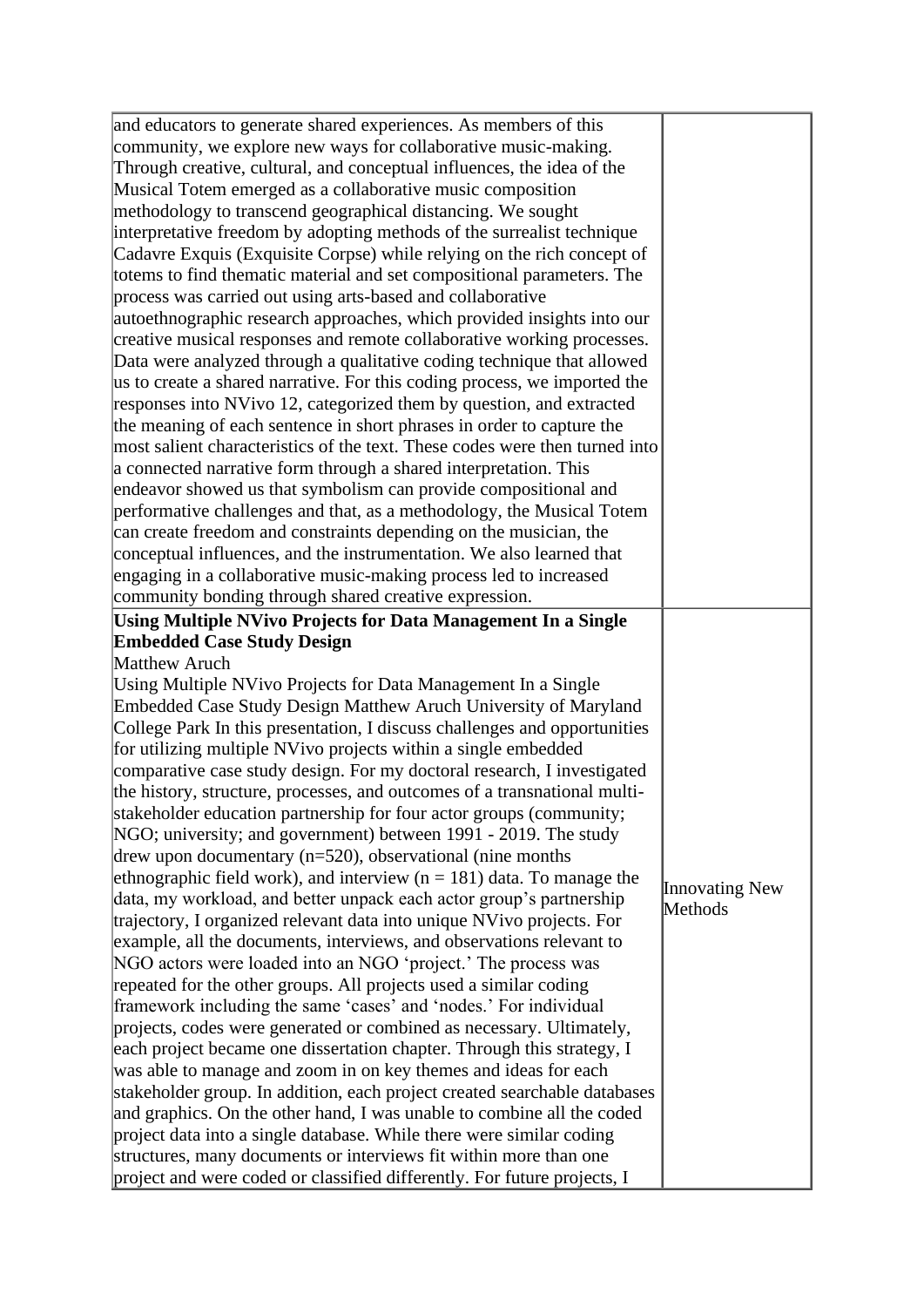| | |
|---|---|
| and educators to generate shared experiences. As members of this community, we explore new ways for collaborative music-making. Through creative, cultural, and conceptual influences, the idea of the Musical Totem emerged as a collaborative music composition methodology to transcend geographical distancing. We sought interpretative freedom by adopting methods of the surrealist technique Cadavre Exquis (Exquisite Corpse) while relying on the rich concept of totems to find thematic material and set compositional parameters. The process was carried out using arts-based and collaborative autoethnographic research approaches, which provided insights into our creative musical responses and remote collaborative working processes. Data were analyzed through a qualitative coding technique that allowed us to create a shared narrative. For this coding process, we imported the responses into NVivo 12, categorized them by question, and extracted the meaning of each sentence in short phrases in order to capture the most salient characteristics of the text. These codes were then turned into a connected narrative form through a shared interpretation. This endeavor showed us that symbolism can provide compositional and performative challenges and that, as a methodology, the Musical Totem can create freedom and constraints depending on the musician, the conceptual influences, and the instrumentation. We also learned that engaging in a collaborative music-making process led to increased community bonding through shared creative expression. | |
| **Using Multiple NVivo Projects for Data Management In a Single Embedded Case Study Design**<br>Matthew Aruch<br>Using Multiple NVivo Projects for Data Management In a Single Embedded Case Study Design Matthew Aruch University of Maryland College Park In this presentation, I discuss challenges and opportunities for utilizing multiple NVivo projects within a single embedded comparative case study design. For my doctoral research, I investigated the history, structure, processes, and outcomes of a transnational multi-stakeholder education partnership for four actor groups (community; NGO; university; and government) between 1991 - 2019. The study drew upon documentary (n=520), observational (nine months ethnographic field work), and interview (n = 181) data. To manage the data, my workload, and better unpack each actor group's partnership trajectory, I organized relevant data into unique NVivo projects. For example, all the documents, interviews, and observations relevant to NGO actors were loaded into an NGO 'project.' The process was repeated for the other groups. All projects used a similar coding framework including the same 'cases' and 'nodes.' For individual projects, codes were generated or combined as necessary. Ultimately, each project became one dissertation chapter. Through this strategy, I was able to manage and zoom in on key themes and ideas for each stakeholder group. In addition, each project created searchable databases and graphics. On the other hand, I was unable to combine all the coded project data into a single database. While there were similar coding structures, many documents or interviews fit within more than one project and were coded or classified differently. For future projects, I | Innovating New Methods |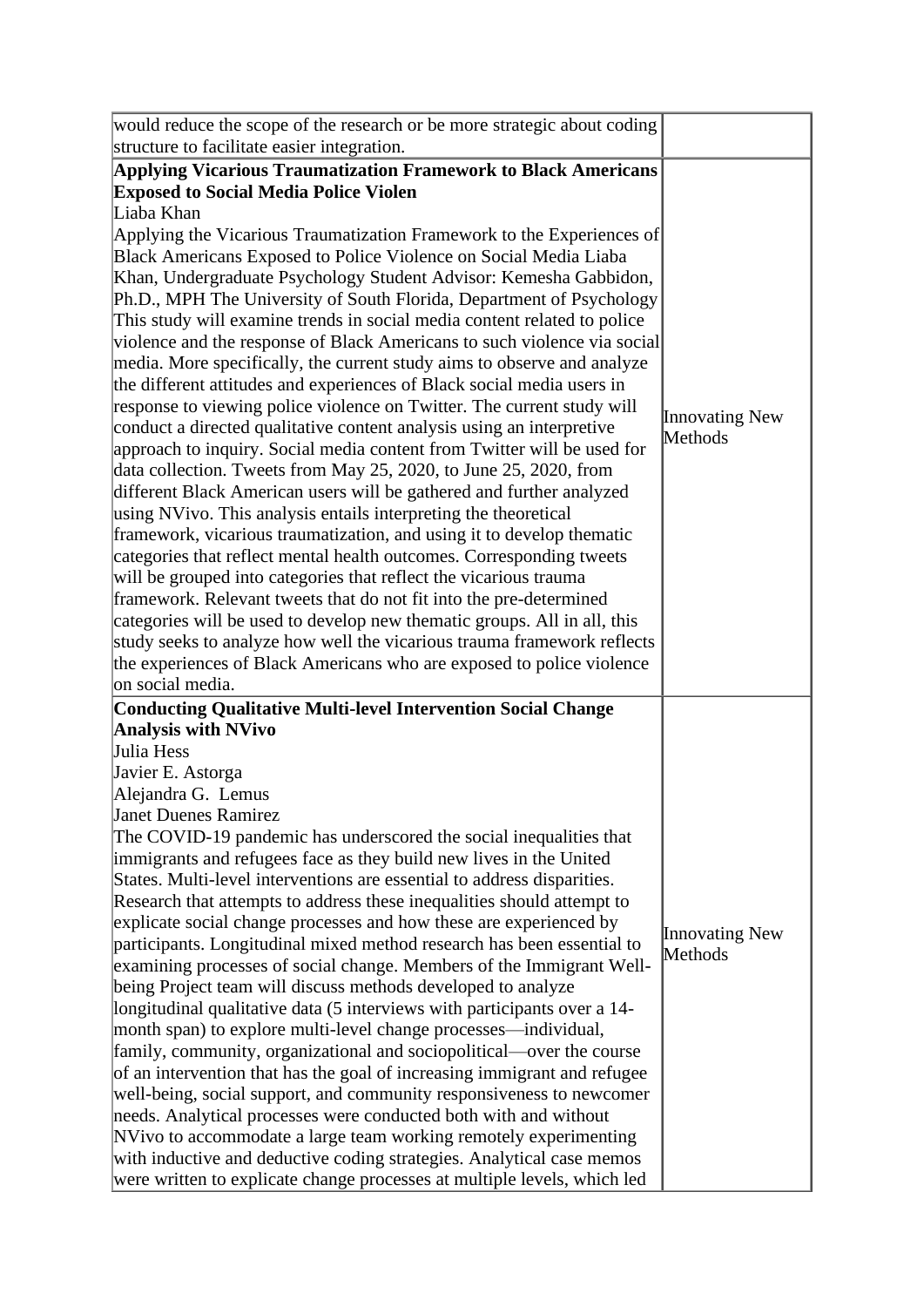| | |
|---|---|
| would reduce the scope of the research or be more strategic about coding structure to facilitate easier integration. | |
| **Applying Vicarious Traumatization Framework to Black Americans Exposed to Social Media Police Violen**<br>Liaba Khan<br>Applying the Vicarious Traumatization Framework to the Experiences of Black Americans Exposed to Police Violence on Social Media Liaba Khan, Undergraduate Psychology Student Advisor: Kemesha Gabbidon, Ph.D., MPH The University of South Florida, Department of Psychology This study will examine trends in social media content related to police violence and the response of Black Americans to such violence via social media. More specifically, the current study aims to observe and analyze the different attitudes and experiences of Black social media users in response to viewing police violence on Twitter. The current study will conduct a directed qualitative content analysis using an interpretive approach to inquiry. Social media content from Twitter will be used for data collection. Tweets from May 25, 2020, to June 25, 2020, from different Black American users will be gathered and further analyzed using NVivo. This analysis entails interpreting the theoretical framework, vicarious traumatization, and using it to develop thematic categories that reflect mental health outcomes. Corresponding tweets will be grouped into categories that reflect the vicarious trauma framework. Relevant tweets that do not fit into the pre-determined categories will be used to develop new thematic groups. All in all, this study seeks to analyze how well the vicarious trauma framework reflects the experiences of Black Americans who are exposed to police violence on social media. | Innovating New Methods |
| **Conducting Qualitative Multi-level Intervention Social Change Analysis with NVivo**<br>Julia Hess<br>Javier E. Astorga<br>Alejandra G. Lemus<br>Janet Duenes Ramirez<br>The COVID-19 pandemic has underscored the social inequalities that immigrants and refugees face as they build new lives in the United States. Multi-level interventions are essential to address disparities. Research that attempts to address these inequalities should attempt to explicate social change processes and how these are experienced by participants. Longitudinal mixed method research has been essential to examining processes of social change. Members of the Immigrant Well-being Project team will discuss methods developed to analyze longitudinal qualitative data (5 interviews with participants over a 14-month span) to explore multi-level change processes—individual, family, community, organizational and sociopolitical—over the course of an intervention that has the goal of increasing immigrant and refugee well-being, social support, and community responsiveness to newcomer needs. Analytical processes were conducted both with and without NVivo to accommodate a large team working remotely experimenting with inductive and deductive coding strategies. Analytical case memos were written to explicate change processes at multiple levels, which led | Innovating New Methods |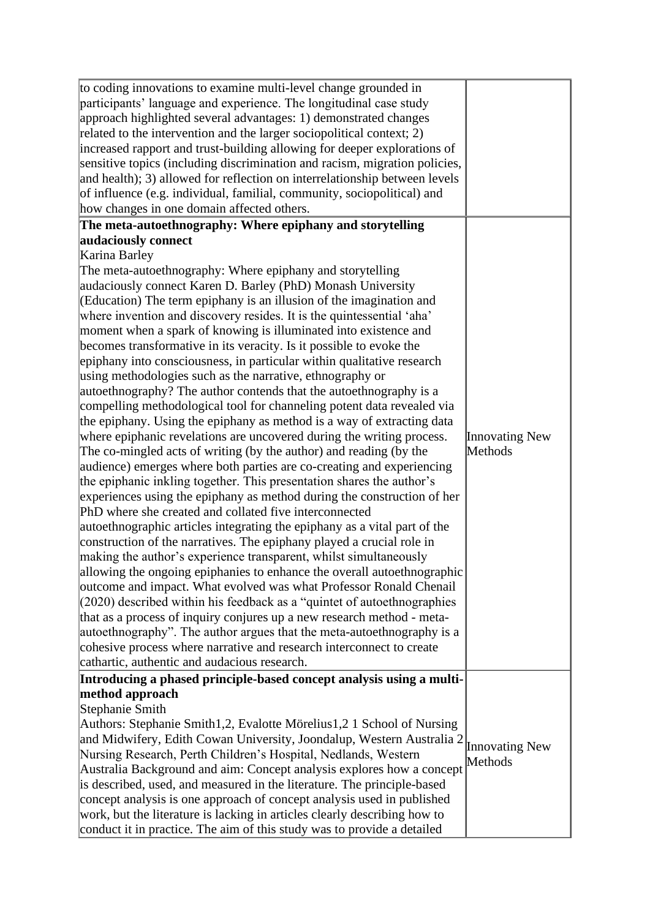| | |
|---|---|
| to coding innovations to examine multi-level change grounded in participants' language and experience. The longitudinal case study approach highlighted several advantages: 1) demonstrated changes related to the intervention and the larger sociopolitical context; 2) increased rapport and trust-building allowing for deeper explorations of sensitive topics (including discrimination and racism, migration policies, and health); 3) allowed for reflection on interrelationship between levels of influence (e.g. individual, familial, community, sociopolitical) and how changes in one domain affected others. | |
| **The meta-autoethnography: Where epiphany and storytelling audaciously connect**<br>Karina Barley<br>The meta-autoethnography: Where epiphany and storytelling audaciously connect Karen D. Barley (PhD) Monash University (Education) The term epiphany is an illusion of the imagination and where invention and discovery resides. It is the quintessential 'aha' moment when a spark of knowing is illuminated into existence and becomes transformative in its veracity. Is it possible to evoke the epiphany into consciousness, in particular within qualitative research using methodologies such as the narrative, ethnography or autoethnography? The author contends that the autoethnography is a compelling methodological tool for channeling potent data revealed via the epiphany. Using the epiphany as method is a way of extracting data where epiphanic revelations are uncovered during the writing process. The co-mingled acts of writing (by the author) and reading (by the audience) emerges where both parties are co-creating and experiencing the epiphanic inkling together. This presentation shares the author's experiences using the epiphany as method during the construction of her PhD where she created and collated five interconnected autoethnographic articles integrating the epiphany as a vital part of the construction of the narratives. The epiphany played a crucial role in making the author's experience transparent, whilst simultaneously allowing the ongoing epiphanies to enhance the overall autoethnographic outcome and impact. What evolved was what Professor Ronald Chenail (2020) described within his feedback as a "quintet of autoethnographies that as a process of inquiry conjures up a new research method - meta-autoethnography". The author argues that the meta-autoethnography is a cohesive process where narrative and research interconnect to create cathartic, authentic and audacious research. | Innovating New Methods |
| **Introducing a phased principle-based concept analysis using a multi-method approach**<br>Stephanie Smith<br>Authors: Stephanie Smith1,2, Evalotte Mörelius1,2 1 School of Nursing and Midwifery, Edith Cowan University, Joondalup, Western Australia 2 Nursing Research, Perth Children's Hospital, Nedlands, Western Australia Background and aim: Concept analysis explores how a concept is described, used, and measured in the literature. The principle-based concept analysis is one approach of concept analysis used in published work, but the literature is lacking in articles clearly describing how to conduct it in practice. The aim of this study was to provide a detailed | Innovating New Methods |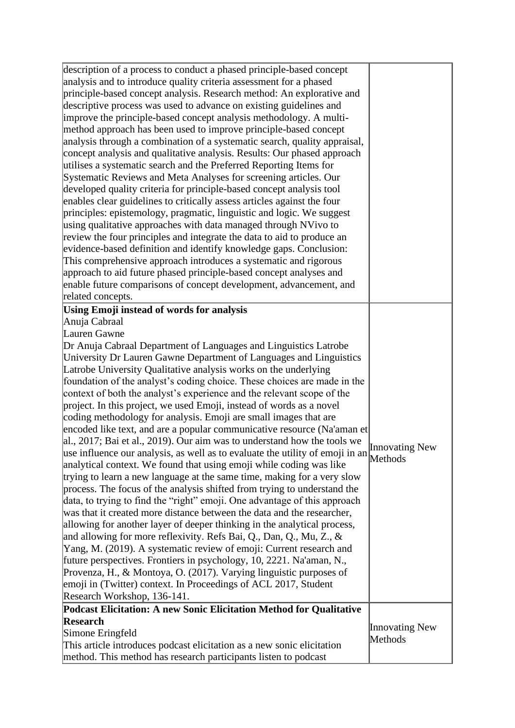| | |
|---|---|
| description of a process to conduct a phased principle-based concept analysis and to introduce quality criteria assessment for a phased principle-based concept analysis. Research method: An explorative and descriptive process was used to advance on existing guidelines and improve the principle-based concept analysis methodology. A multi-method approach has been used to improve principle-based concept analysis through a combination of a systematic search, quality appraisal, concept analysis and qualitative analysis. Results: Our phased approach utilises a systematic search and the Preferred Reporting Items for Systematic Reviews and Meta Analyses for screening articles. Our developed quality criteria for principle-based concept analysis tool enables clear guidelines to critically assess articles against the four principles: epistemology, pragmatic, linguistic and logic. We suggest using qualitative approaches with data managed through NVivo to review the four principles and integrate the data to aid to produce an evidence-based definition and identify knowledge gaps. Conclusion: This comprehensive approach introduces a systematic and rigorous approach to aid future phased principle-based concept analyses and enable future comparisons of concept development, advancement, and related concepts. | |
| **Using Emoji instead of words for analysis**<br>Anuja Cabraal<br>Lauren Gawne<br>Dr Anuja Cabraal Department of Languages and Linguistics Latrobe University Dr Lauren Gawne Department of Languages and Linguistics Latrobe University Qualitative analysis works on the underlying foundation of the analyst's coding choice. These choices are made in the context of both the analyst's experience and the relevant scope of the project. In this project, we used Emoji, instead of words as a novel coding methodology for analysis. Emoji are small images that are encoded like text, and are a popular communicative resource (Na'aman et al., 2017; Bai et al., 2019). Our aim was to understand how the tools we use influence our analysis, as well as to evaluate the utility of emoji in an analytical context. We found that using emoji while coding was like trying to learn a new language at the same time, making for a very slow process. The focus of the analysis shifted from trying to understand the data, to trying to find the "right" emoji. One advantage of this approach was that it created more distance between the data and the researcher, allowing for another layer of deeper thinking in the analytical process, and allowing for more reflexivity. Refs Bai, Q., Dan, Q., Mu, Z., & Yang, M. (2019). A systematic review of emoji: Current research and future perspectives. Frontiers in psychology, 10, 2221. Na'aman, N., Provenza, H., & Montoya, O. (2017). Varying linguistic purposes of emoji in (Twitter) context. In Proceedings of ACL 2017, Student Research Workshop, 136-141. | Innovating New Methods |
| **Podcast Elicitation: A new Sonic Elicitation Method for Qualitative Research**<br>Simone Eringfeld<br>This article introduces podcast elicitation as a new sonic elicitation method. This method has research participants listen to podcast | Innovating New Methods |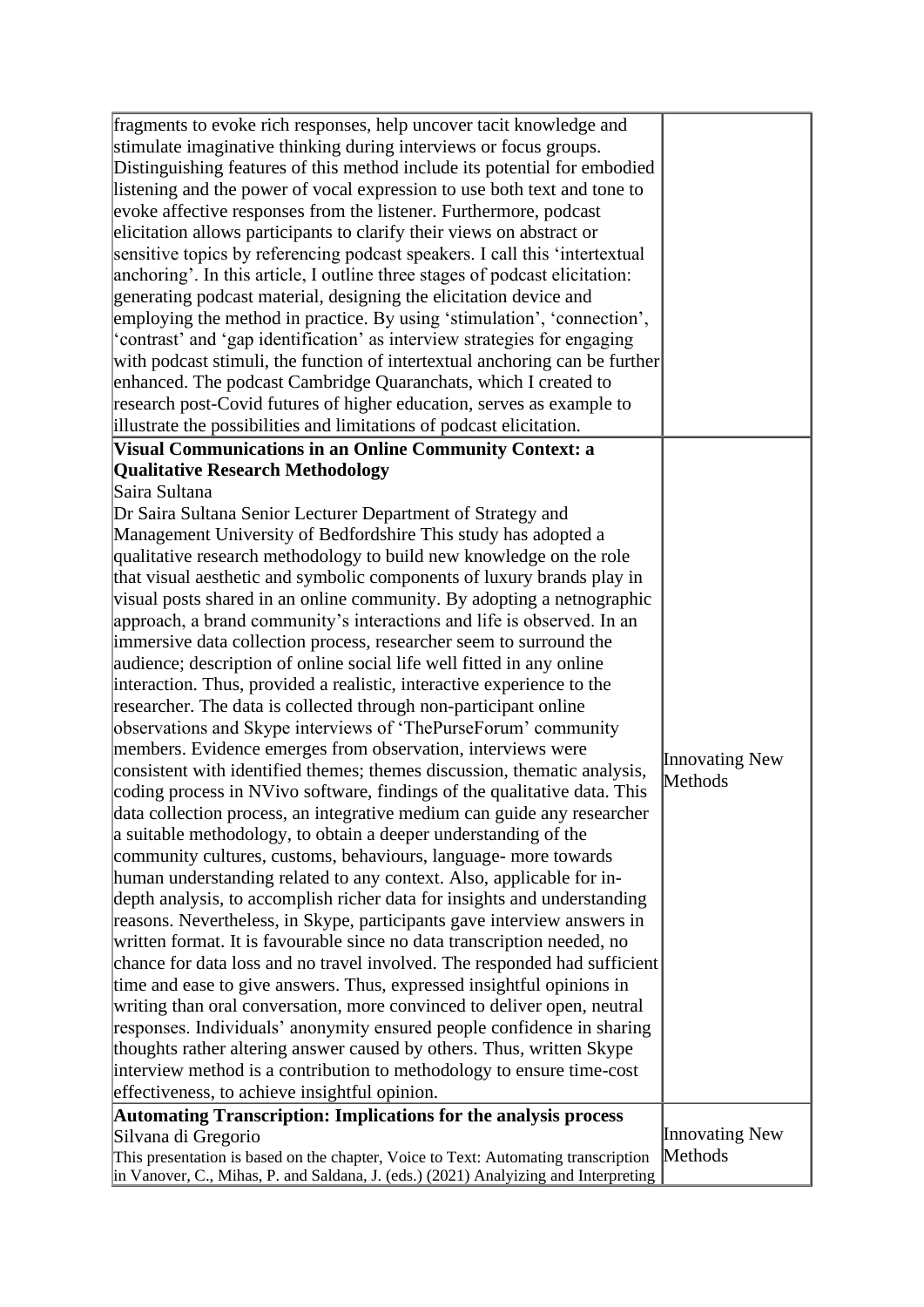| | |
|---|---|
| fragments to evoke rich responses, help uncover tacit knowledge and stimulate imaginative thinking during interviews or focus groups. Distinguishing features of this method include its potential for embodied listening and the power of vocal expression to use both text and tone to evoke affective responses from the listener. Furthermore, podcast elicitation allows participants to clarify their views on abstract or sensitive topics by referencing podcast speakers. I call this 'intertextual anchoring'. In this article, I outline three stages of podcast elicitation: generating podcast material, designing the elicitation device and employing the method in practice. By using 'stimulation', 'connection', 'contrast' and 'gap identification' as interview strategies for engaging with podcast stimuli, the function of intertextual anchoring can be further enhanced. The podcast Cambridge Quaranchats, which I created to research post-Covid futures of higher education, serves as example to illustrate the possibilities and limitations of podcast elicitation. | |
| **Visual Communications in an Online Community Context: a Qualitative Research Methodology**<br>Saira Sultana<br>Dr Saira Sultana Senior Lecturer Department of Strategy and Management University of Bedfordshire This study has adopted a qualitative research methodology to build new knowledge on the role that visual aesthetic and symbolic components of luxury brands play in visual posts shared in an online community. By adopting a netnographic approach, a brand community's interactions and life is observed. In an immersive data collection process, researcher seem to surround the audience; description of online social life well fitted in any online interaction. Thus, provided a realistic, interactive experience to the researcher. The data is collected through non-participant online observations and Skype interviews of 'ThePurseForum' community members. Evidence emerges from observation, interviews were consistent with identified themes; themes discussion, thematic analysis, coding process in NVivo software, findings of the qualitative data. This data collection process, an integrative medium can guide any researcher a suitable methodology, to obtain a deeper understanding of the community cultures, customs, behaviours, language- more towards human understanding related to any context. Also, applicable for in-depth analysis, to accomplish richer data for insights and understanding reasons. Nevertheless, in Skype, participants gave interview answers in written format. It is favourable since no data transcription needed, no chance for data loss and no travel involved. The responded had sufficient time and ease to give answers. Thus, expressed insightful opinions in writing than oral conversation, more convinced to deliver open, neutral responses. Individuals' anonymity ensured people confidence in sharing thoughts rather altering answer caused by others. Thus, written Skype interview method is a contribution to methodology to ensure time-cost effectiveness, to achieve insightful opinion. | Innovating New Methods |
| **Automating Transcription: Implications for the analysis process**<br>Silvana di Gregorio<br>This presentation is based on the chapter, Voice to Text: Automating transcription in Vanover, C., Mihas, P. and Saldana, J. (eds.) (2021) Analyzing and Interpreting | Innovating New Methods |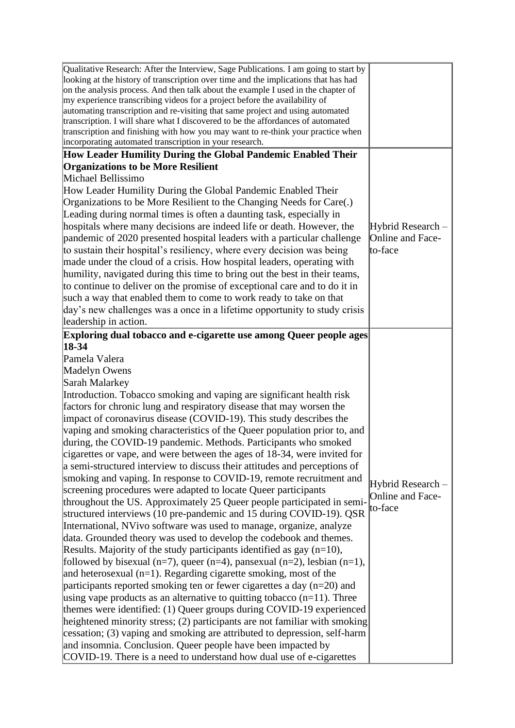| | |
|---|---|
| Qualitative Research: After the Interview, Sage Publications. I am going to start by looking at the history of transcription over time and the implications that has had on the analysis process. And then talk about the example I used in the chapter of my experience transcribing videos for a project before the availability of automating transcription and re-visiting that same project and using automated transcription. I will share what I discovered to be the affordances of automated transcription and finishing with how you may want to re-think your practice when incorporating automated transcription in your research. | |
| **How Leader Humility During the Global Pandemic Enabled Their Organizations to be More Resilient**<br>Michael Bellissimo<br>How Leader Humility During the Global Pandemic Enabled Their Organizations to be More Resilient to the Changing Needs for Care(.) Leading during normal times is often a daunting task, especially in hospitals where many decisions are indeed life or death. However, the pandemic of 2020 presented hospital leaders with a particular challenge to sustain their hospital's resiliency, where every decision was being made under the cloud of a crisis. How hospital leaders, operating with humility, navigated during this time to bring out the best in their teams, to continue to deliver on the promise of exceptional care and to do it in such a way that enabled them to come to work ready to take on that day's new challenges was a once in a lifetime opportunity to study crisis leadership in action. | Hybrid Research – Online and Face-to-face |
| **Exploring dual tobacco and e-cigarette use among Queer people ages 18-34**<br>Pamela Valera<br>Madelyn Owens<br>Sarah Malarkey<br>Introduction. Tobacco smoking and vaping are significant health risk factors for chronic lung and respiratory disease that may worsen the impact of coronavirus disease (COVID-19). This study describes the vaping and smoking characteristics of the Queer population prior to, and during, the COVID-19 pandemic. Methods. Participants who smoked cigarettes or vape, and were between the ages of 18-34, were invited for a semi-structured interview to discuss their attitudes and perceptions of smoking and vaping. In response to COVID-19, remote recruitment and screening procedures were adapted to locate Queer participants throughout the US. Approximately 25 Queer people participated in semi-structured interviews (10 pre-pandemic and 15 during COVID-19). QSR International, NVivo software was used to manage, organize, analyze data. Grounded theory was used to develop the codebook and themes. Results. Majority of the study participants identified as gay (n=10), followed by bisexual (n=7), queer (n=4), pansexual (n=2), lesbian (n=1), and heterosexual (n=1). Regarding cigarette smoking, most of the participants reported smoking ten or fewer cigarettes a day (n=20) and using vape products as an alternative to quitting tobacco (n=11). Three themes were identified: (1) Queer groups during COVID-19 experienced heightened minority stress; (2) participants are not familiar with smoking cessation; (3) vaping and smoking are attributed to depression, self-harm and insomnia. Conclusion. Queer people have been impacted by COVID-19. There is a need to understand how dual use of e-cigarettes | Hybrid Research – Online and Face-to-face |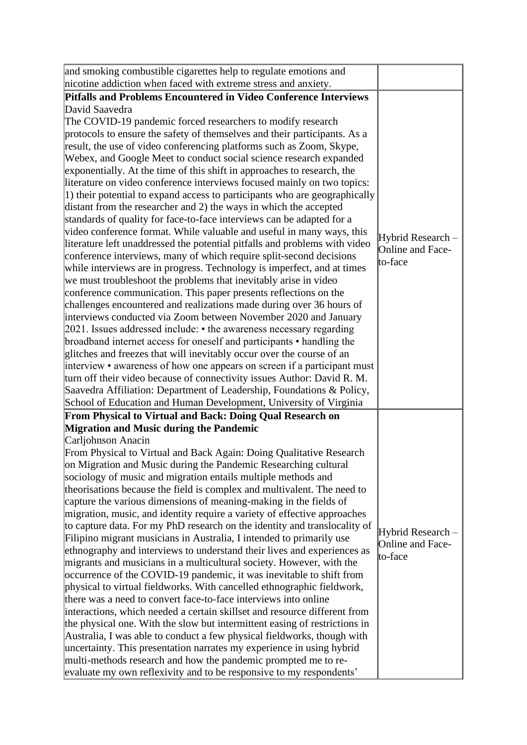| | |
|---|---|
| and smoking combustible cigarettes help to regulate emotions and nicotine addiction when faced with extreme stress and anxiety. | |
| **Pitfalls and Problems Encountered in Video Conference Interviews**<br>David Saavedra<br>The COVID-19 pandemic forced researchers to modify research protocols to ensure the safety of themselves and their participants. As a result, the use of video conferencing platforms such as Zoom, Skype, Webex, and Google Meet to conduct social science research expanded exponentially. At the time of this shift in approaches to research, the literature on video conference interviews focused mainly on two topics: 1) their potential to expand access to participants who are geographically distant from the researcher and 2) the ways in which the accepted standards of quality for face-to-face interviews can be adapted for a video conference format. While valuable and useful in many ways, this literature left unaddressed the potential pitfalls and problems with video conference interviews, many of which require split-second decisions while interviews are in progress. Technology is imperfect, and at times we must troubleshoot the problems that inevitably arise in video conference communication. This paper presents reflections on the challenges encountered and realizations made during over 36 hours of interviews conducted via Zoom between November 2020 and January 2021. Issues addressed include: • the awareness necessary regarding broadband internet access for oneself and participants • handling the glitches and freezes that will inevitably occur over the course of an interview • awareness of how one appears on screen if a participant must turn off their video because of connectivity issues Author: David R. M. Saavedra Affiliation: Department of Leadership, Foundations & Policy, School of Education and Human Development, University of Virginia | Hybrid Research – Online and Face-to-face |
| **From Physical to Virtual and Back: Doing Qual Research on Migration and Music during the Pandemic**<br>Carljohnson Anacin<br>From Physical to Virtual and Back Again: Doing Qualitative Research on Migration and Music during the Pandemic Researching cultural sociology of music and migration entails multiple methods and theorisations because the field is complex and multivalent. The need to capture the various dimensions of meaning-making in the fields of migration, music, and identity require a variety of effective approaches to capture data. For my PhD research on the identity and translocality of Filipino migrant musicians in Australia, I intended to primarily use ethnography and interviews to understand their lives and experiences as migrants and musicians in a multicultural society. However, with the occurrence of the COVID-19 pandemic, it was inevitable to shift from physical to virtual fieldworks. With cancelled ethnographic fieldwork, there was a need to convert face-to-face interviews into online interactions, which needed a certain skillset and resource different from the physical one. With the slow but intermittent easing of restrictions in Australia, I was able to conduct a few physical fieldworks, though with uncertainty. This presentation narrates my experience in using hybrid multi-methods research and how the pandemic prompted me to re-evaluate my own reflexivity and to be responsive to my respondents' | Hybrid Research – Online and Face-to-face |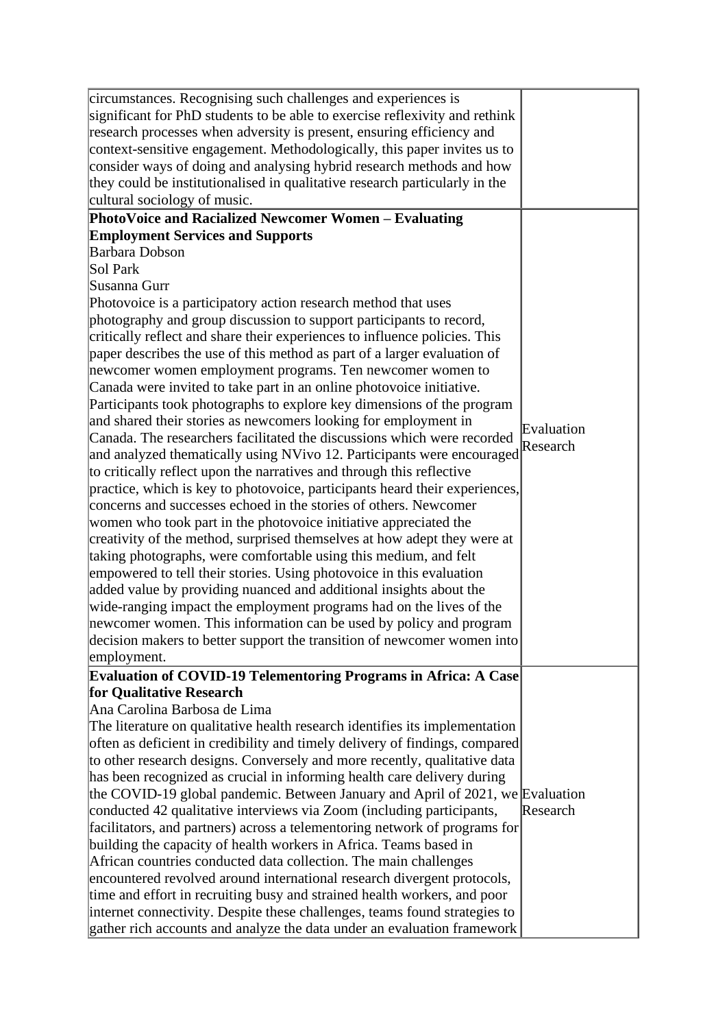| | |
|---|---|
| circumstances. Recognising such challenges and experiences is significant for PhD students to be able to exercise reflexivity and rethink research processes when adversity is present, ensuring efficiency and context-sensitive engagement. Methodologically, this paper invites us to consider ways of doing and analysing hybrid research methods and how they could be institutionalised in qualitative research particularly in the cultural sociology of music. | |
| **PhotoVoice and Racialized Newcomer Women – Evaluating Employment Services and Supports**<br>Barbara Dobson<br>Sol Park<br>Susanna Gurr<br>Photovoice is a participatory action research method that uses photography and group discussion to support participants to record, critically reflect and share their experiences to influence policies. This paper describes the use of this method as part of a larger evaluation of newcomer women employment programs. Ten newcomer women to Canada were invited to take part in an online photovoice initiative. Participants took photographs to explore key dimensions of the program and shared their stories as newcomers looking for employment in Canada. The researchers facilitated the discussions which were recorded and analyzed thematically using NVivo 12. Participants were encouraged to critically reflect upon the narratives and through this reflective practice, which is key to photovoice, participants heard their experiences, concerns and successes echoed in the stories of others. Newcomer women who took part in the photovoice initiative appreciated the creativity of the method, surprised themselves at how adept they were at taking photographs, were comfortable using this medium, and felt empowered to tell their stories. Using photovoice in this evaluation added value by providing nuanced and additional insights about the wide-ranging impact the employment programs had on the lives of the newcomer women. This information can be used by policy and program decision makers to better support the transition of newcomer women into employment. | Evaluation Research |
| **Evaluation of COVID-19 Telementoring Programs in Africa: A Case for Qualitative Research**<br>Ana Carolina Barbosa de Lima<br>The literature on qualitative health research identifies its implementation often as deficient in credibility and timely delivery of findings, compared to other research designs. Conversely and more recently, qualitative data has been recognized as crucial in informing health care delivery during the COVID-19 global pandemic. Between January and April of 2021, we conducted 42 qualitative interviews via Zoom (including participants, facilitators, and partners) across a telementoring network of programs for building the capacity of health workers in Africa. Teams based in African countries conducted data collection. The main challenges encountered revolved around international research divergent protocols, time and effort in recruiting busy and strained health workers, and poor internet connectivity. Despite these challenges, teams found strategies to gather rich accounts and analyze the data under an evaluation framework | Evaluation Research |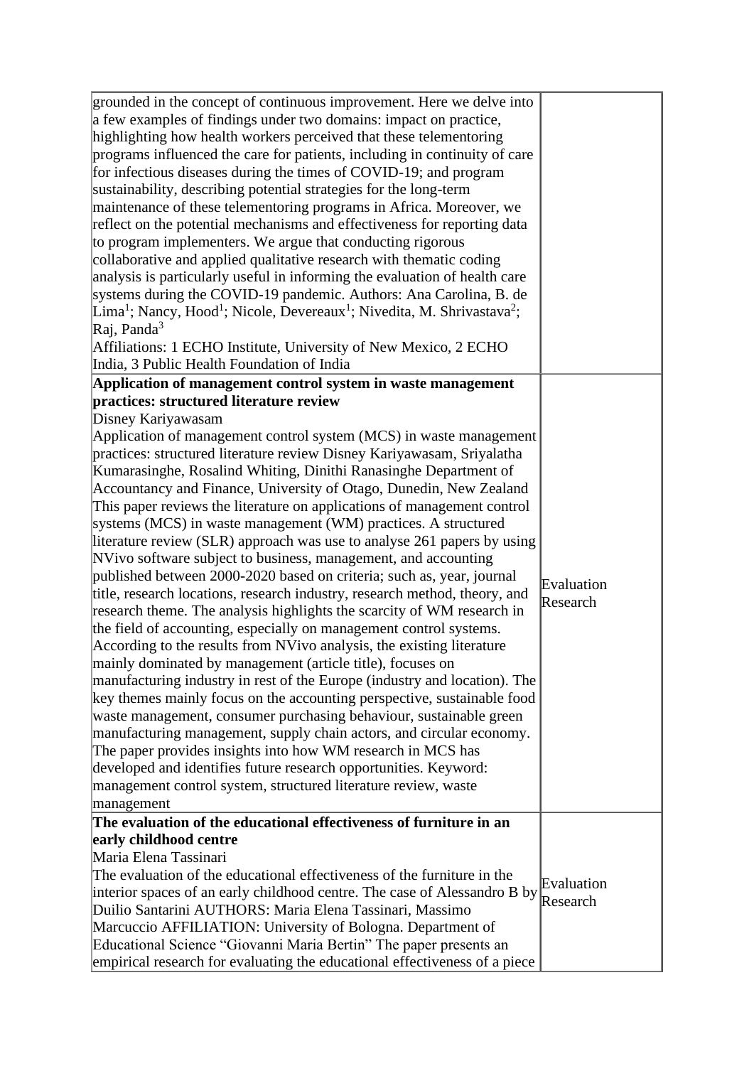| | |
|---|---|
| grounded in the concept of continuous improvement. Here we delve into a few examples of findings under two domains: impact on practice, highlighting how health workers perceived that these telementoring programs influenced the care for patients, including in continuity of care for infectious diseases during the times of COVID-19; and program sustainability, describing potential strategies for the long-term maintenance of these telementoring programs in Africa. Moreover, we reflect on the potential mechanisms and effectiveness for reporting data to program implementers. We argue that conducting rigorous collaborative and applied qualitative research with thematic coding analysis is particularly useful in informing the evaluation of health care systems during the COVID-19 pandemic. Authors: Ana Carolina, B. de Lima[1]; Nancy, Hood[1]; Nicole, Devereaux[1]; Nivedita, M. Shrivastava[2]; Raj, Panda[3] Affiliations: 1 ECHO Institute, University of New Mexico, 2 ECHO India, 3 Public Health Foundation of India | |
| **Application of management control system in waste management practices: structured literature review** Disney Kariyawasam Application of management control system (MCS) in waste management practices: structured literature review Disney Kariyawasam, Sriyalatha Kumarasinghe, Rosalind Whiting, Dinithi Ranasinghe Department of Accountancy and Finance, University of Otago, Dunedin, New Zealand This paper reviews the literature on applications of management control systems (MCS) in waste management (WM) practices. A structured literature review (SLR) approach was use to analyse 261 papers by using NVivo software subject to business, management, and accounting published between 2000-2020 based on criteria; such as, year, journal title, research locations, research industry, research method, theory, and research theme. The analysis highlights the scarcity of WM research in the field of accounting, especially on management control systems. According to the results from NVivo analysis, the existing literature mainly dominated by management (article title), focuses on manufacturing industry in rest of the Europe (industry and location). The key themes mainly focus on the accounting perspective, sustainable food waste management, consumer purchasing behaviour, sustainable green manufacturing management, supply chain actors, and circular economy. The paper provides insights into how WM research in MCS has developed and identifies future research opportunities. Keyword: management control system, structured literature review, waste management | Evaluation Research |
| **The evaluation of the educational effectiveness of furniture in an early childhood centre** Maria Elena Tassinari The evaluation of the educational effectiveness of the furniture in the interior spaces of an early childhood centre. The case of Alessandro B by Duilio Santarini AUTHORS: Maria Elena Tassinari, Massimo Marcuccio AFFILIATION: University of Bologna. Department of Educational Science "Giovanni Maria Bertin" The paper presents an empirical research for evaluating the educational effectiveness of a piece | Evaluation Research |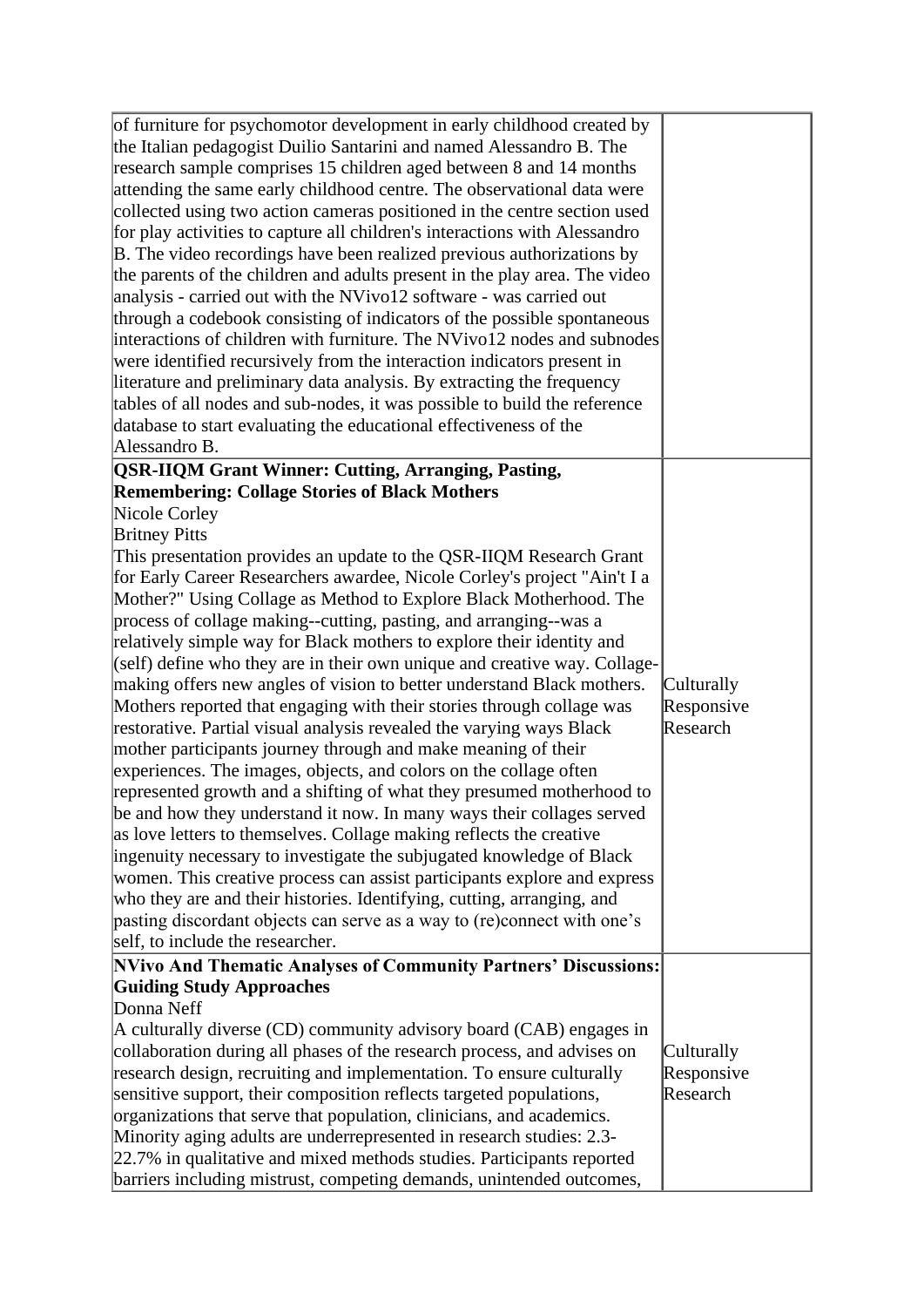| | |
|---|---|
| of furniture for psychomotor development in early childhood created by the Italian pedagogist Duilio Santarini and named Alessandro B. The research sample comprises 15 children aged between 8 and 14 months attending the same early childhood centre. The observational data were collected using two action cameras positioned in the centre section used for play activities to capture all children's interactions with Alessandro B. The video recordings have been realized previous authorizations by the parents of the children and adults present in the play area. The video analysis - carried out with the NVivo12 software - was carried out through a codebook consisting of indicators of the possible spontaneous interactions of children with furniture. The NVivo12 nodes and subnodes were identified recursively from the interaction indicators present in literature and preliminary data analysis. By extracting the frequency tables of all nodes and sub-nodes, it was possible to build the reference database to start evaluating the educational effectiveness of the Alessandro B. | |
| **QSR-IIQM Grant Winner: Cutting, Arranging, Pasting, Remembering: Collage Stories of Black Mothers**<br>Nicole Corley<br>Britney Pitts<br>This presentation provides an update to the QSR-IIQM Research Grant for Early Career Researchers awardee, Nicole Corley's project "Ain't I a Mother?" Using Collage as Method to Explore Black Motherhood. The process of collage making--cutting, pasting, and arranging--was a relatively simple way for Black mothers to explore their identity and (self) define who they are in their own unique and creative way. Collage-making offers new angles of vision to better understand Black mothers. Mothers reported that engaging with their stories through collage was restorative. Partial visual analysis revealed the varying ways Black mother participants journey through and make meaning of their experiences. The images, objects, and colors on the collage often represented growth and a shifting of what they presumed motherhood to be and how they understand it now. In many ways their collages served as love letters to themselves. Collage making reflects the creative ingenuity necessary to investigate the subjugated knowledge of Black women. This creative process can assist participants explore and express who they are and their histories. Identifying, cutting, arranging, and pasting discordant objects can serve as a way to (re)connect with one's self, to include the researcher. | Culturally Responsive Research |
| **NVivo And Thematic Analyses of Community Partners' Discussions: Guiding Study Approaches**<br>Donna Neff<br>A culturally diverse (CD) community advisory board (CAB) engages in collaboration during all phases of the research process, and advises on research design, recruiting and implementation. To ensure culturally sensitive support, their composition reflects targeted populations, organizations that serve that population, clinicians, and academics. Minority aging adults are underrepresented in research studies: 2.3-22.7% in qualitative and mixed methods studies. Participants reported barriers including mistrust, competing demands, unintended outcomes, | Culturally Responsive Research |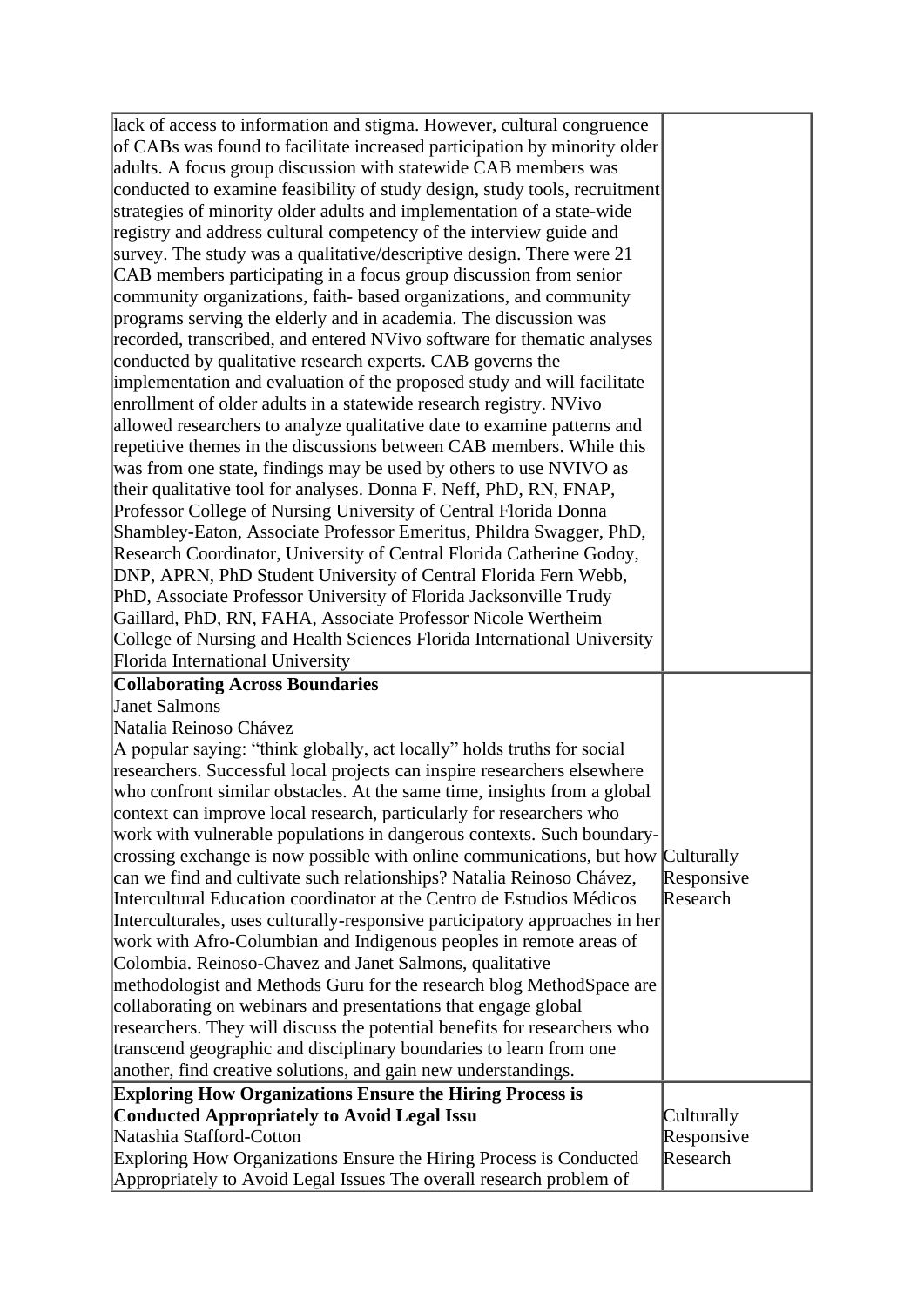| | |
|---|---|
| lack of access to information and stigma. However, cultural congruence of CABs was found to facilitate increased participation by minority older adults. A focus group discussion with statewide CAB members was conducted to examine feasibility of study design, study tools, recruitment strategies of minority older adults and implementation of a state-wide registry and address cultural competency of the interview guide and survey. The study was a qualitative/descriptive design. There were 21 CAB members participating in a focus group discussion from senior community organizations, faith- based organizations, and community programs serving the elderly and in academia. The discussion was recorded, transcribed, and entered NVivo software for thematic analyses conducted by qualitative research experts. CAB governs the implementation and evaluation of the proposed study and will facilitate enrollment of older adults in a statewide research registry. NVivo allowed researchers to analyze qualitative date to examine patterns and repetitive themes in the discussions between CAB members. While this was from one state, findings may be used by others to use NVIVO as their qualitative tool for analyses. Donna F. Neff, PhD, RN, FNAP, Professor College of Nursing University of Central Florida Donna Shambley-Eaton, Associate Professor Emeritus, Phildra Swagger, PhD, Research Coordinator, University of Central Florida Catherine Godoy, DNP, APRN, PhD Student University of Central Florida Fern Webb, PhD, Associate Professor University of Florida Jacksonville Trudy Gaillard, PhD, RN, FAHA, Associate Professor Nicole Wertheim College of Nursing and Health Sciences Florida International University Florida International University | |
| **Collaborating Across Boundaries**<br>Janet Salmons<br>Natalia Reinoso Chávez<br>A popular saying: "think globally, act locally" holds truths for social researchers. Successful local projects can inspire researchers elsewhere who confront similar obstacles. At the same time, insights from a global context can improve local research, particularly for researchers who work with vulnerable populations in dangerous contexts. Such boundary-crossing exchange is now possible with online communications, but how can we find and cultivate such relationships? Natalia Reinoso Chávez, Intercultural Education coordinator at the Centro de Estudios Médicos Interculturales, uses culturally-responsive participatory approaches in her work with Afro-Columbian and Indigenous peoples in remote areas of Colombia. Reinoso-Chavez and Janet Salmons, qualitative methodologist and Methods Guru for the research blog MethodSpace are collaborating on webinars and presentations that engage global researchers. They will discuss the potential benefits for researchers who transcend geographic and disciplinary boundaries to learn from one another, find creative solutions, and gain new understandings. | Culturally Responsive Research |
| **Exploring How Organizations Ensure the Hiring Process is Conducted Appropriately to Avoid Legal Issu**<br>Natashia Stafford-Cotton<br>Exploring How Organizations Ensure the Hiring Process is Conducted Appropriately to Avoid Legal Issues The overall research problem of | Culturally Responsive Research |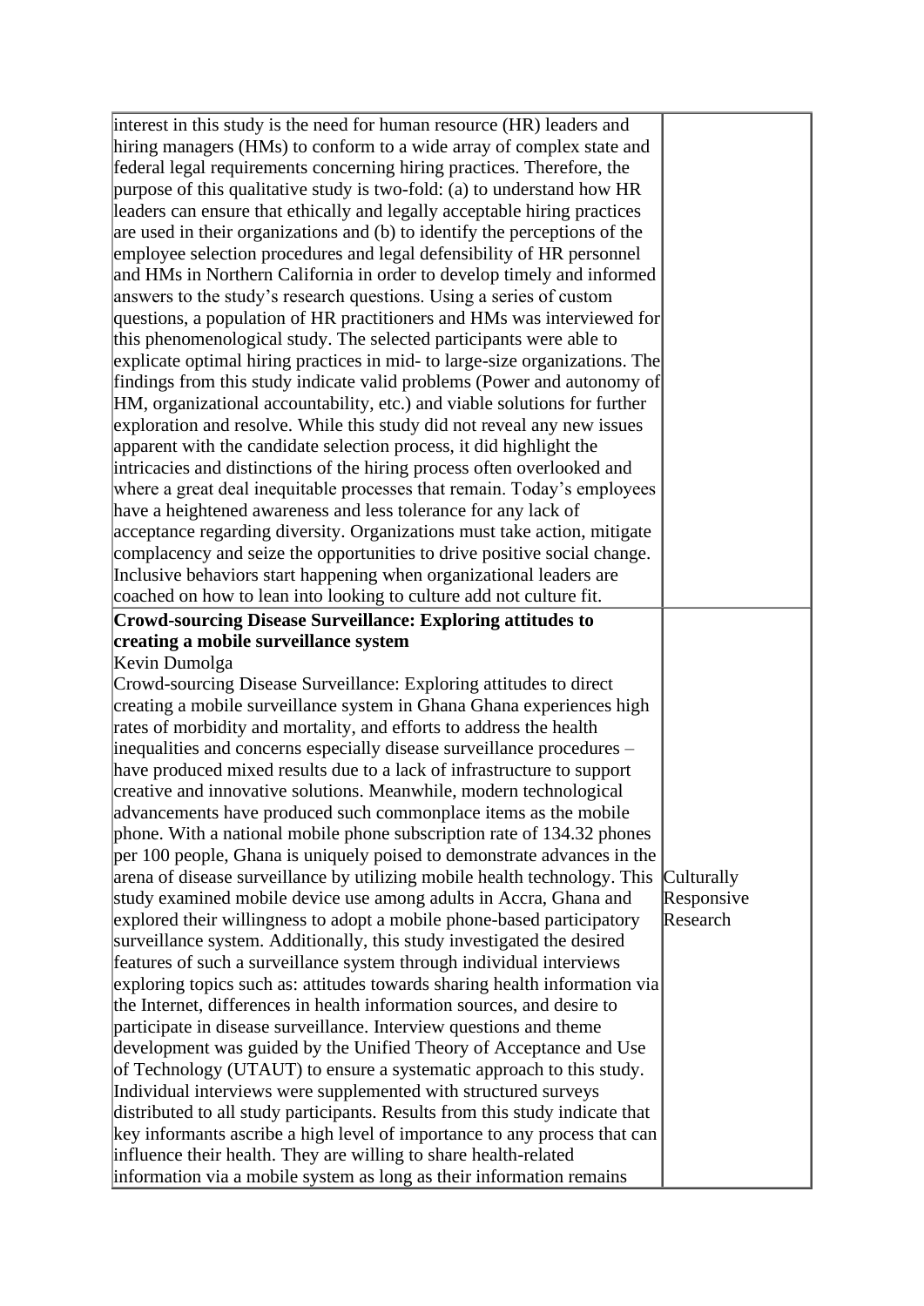| | |
|---|---|
| interest in this study is the need for human resource (HR) leaders and hiring managers (HMs) to conform to a wide array of complex state and federal legal requirements concerning hiring practices. Therefore, the purpose of this qualitative study is two-fold: (a) to understand how HR leaders can ensure that ethically and legally acceptable hiring practices are used in their organizations and (b) to identify the perceptions of the employee selection procedures and legal defensibility of HR personnel and HMs in Northern California in order to develop timely and informed answers to the study's research questions. Using a series of custom questions, a population of HR practitioners and HMs was interviewed for this phenomenological study. The selected participants were able to explicate optimal hiring practices in mid- to large-size organizations. The findings from this study indicate valid problems (Power and autonomy of HM, organizational accountability, etc.) and viable solutions for further exploration and resolve. While this study did not reveal any new issues apparent with the candidate selection process, it did highlight the intricacies and distinctions of the hiring process often overlooked and where a great deal inequitable processes that remain. Today's employees have a heightened awareness and less tolerance for any lack of acceptance regarding diversity. Organizations must take action, mitigate complacency and seize the opportunities to drive positive social change. Inclusive behaviors start happening when organizational leaders are coached on how to lean into looking to culture add not culture fit. | |
| **Crowd-sourcing Disease Surveillance: Exploring attitudes to creating a mobile surveillance system**<br>Kevin Dumolga<br>Crowd-sourcing Disease Surveillance: Exploring attitudes to direct creating a mobile surveillance system in Ghana Ghana experiences high rates of morbidity and mortality, and efforts to address the health inequalities and concerns especially disease surveillance procedures – have produced mixed results due to a lack of infrastructure to support creative and innovative solutions. Meanwhile, modern technological advancements have produced such commonplace items as the mobile phone. With a national mobile phone subscription rate of 134.32 phones per 100 people, Ghana is uniquely poised to demonstrate advances in the arena of disease surveillance by utilizing mobile health technology. This study examined mobile device use among adults in Accra, Ghana and explored their willingness to adopt a mobile phone-based participatory surveillance system. Additionally, this study investigated the desired features of such a surveillance system through individual interviews exploring topics such as: attitudes towards sharing health information via the Internet, differences in health information sources, and desire to participate in disease surveillance. Interview questions and theme development was guided by the Unified Theory of Acceptance and Use of Technology (UTAUT) to ensure a systematic approach to this study. Individual interviews were supplemented with structured surveys distributed to all study participants. Results from this study indicate that key informants ascribe a high level of importance to any process that can influence their health. They are willing to share health-related information via a mobile system as long as their information remains | Culturally Responsive Research |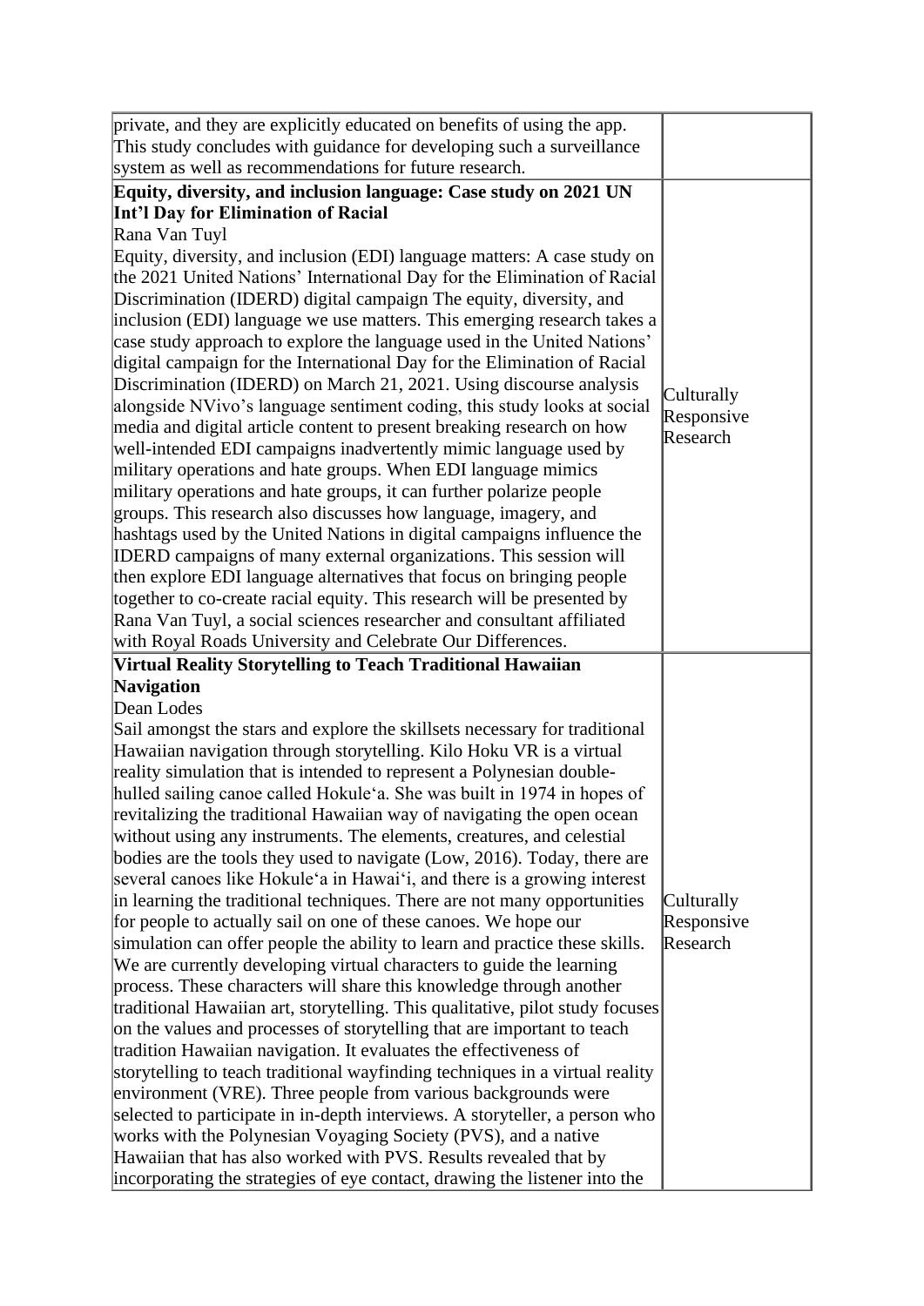| | |
|---|---|
| private, and they are explicitly educated on benefits of using the app. This study concludes with guidance for developing such a surveillance system as well as recommendations for future research. | |
| **Equity, diversity, and inclusion language: Case study on 2021 UN Int'l Day for Elimination of Racial**<br>Rana Van Tuyl<br>Equity, diversity, and inclusion (EDI) language matters: A case study on the 2021 United Nations' International Day for the Elimination of Racial Discrimination (IDERD) digital campaign The equity, diversity, and inclusion (EDI) language we use matters. This emerging research takes a case study approach to explore the language used in the United Nations' digital campaign for the International Day for the Elimination of Racial Discrimination (IDERD) on March 21, 2021. Using discourse analysis alongside NVivo's language sentiment coding, this study looks at social media and digital article content to present breaking research on how well-intended EDI campaigns inadvertently mimic language used by military operations and hate groups. When EDI language mimics military operations and hate groups, it can further polarize people groups. This research also discusses how language, imagery, and hashtags used by the United Nations in digital campaigns influence the IDERD campaigns of many external organizations. This session will then explore EDI language alternatives that focus on bringing people together to co-create racial equity. This research will be presented by Rana Van Tuyl, a social sciences researcher and consultant affiliated with Royal Roads University and Celebrate Our Differences. | Culturally Responsive Research |
| **Virtual Reality Storytelling to Teach Traditional Hawaiian Navigation**<br>Dean Lodes<br>Sail amongst the stars and explore the skillsets necessary for traditional Hawaiian navigation through storytelling. Kilo Hoku VR is a virtual reality simulation that is intended to represent a Polynesian double-hulled sailing canoe called Hokuleʻa. She was built in 1974 in hopes of revitalizing the traditional Hawaiian way of navigating the open ocean without using any instruments. The elements, creatures, and celestial bodies are the tools they used to navigate (Low, 2016). Today, there are several canoes like Hokuleʻa in Hawaiʻi, and there is a growing interest in learning the traditional techniques. There are not many opportunities for people to actually sail on one of these canoes. We hope our simulation can offer people the ability to learn and practice these skills. We are currently developing virtual characters to guide the learning process. These characters will share this knowledge through another traditional Hawaiian art, storytelling. This qualitative, pilot study focuses on the values and processes of storytelling that are important to teach tradition Hawaiian navigation. It evaluates the effectiveness of storytelling to teach traditional wayfinding techniques in a virtual reality environment (VRE). Three people from various backgrounds were selected to participate in in-depth interviews. A storyteller, a person who works with the Polynesian Voyaging Society (PVS), and a native Hawaiian that has also worked with PVS. Results revealed that by incorporating the strategies of eye contact, drawing the listener into the | Culturally Responsive Research |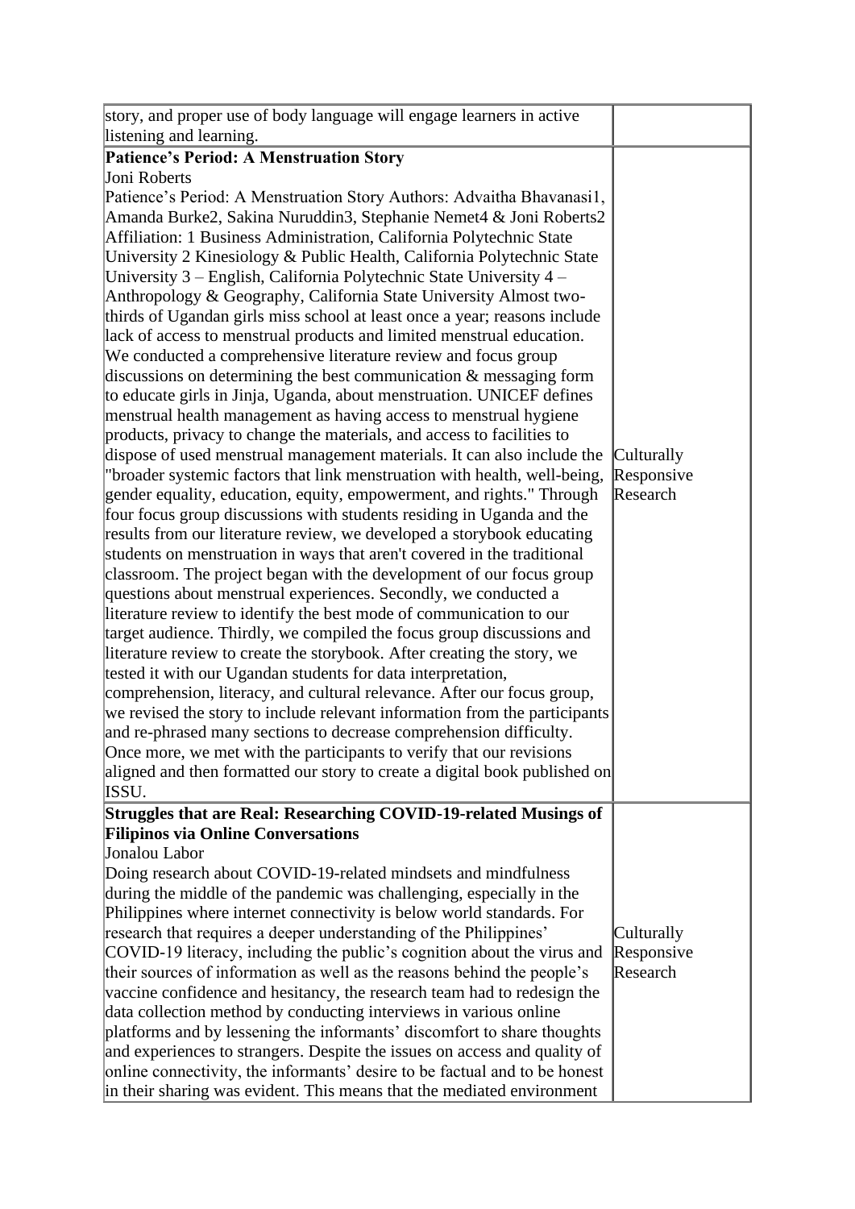| | |
|---|---|
| story, and proper use of body language will engage learners in active listening and learning. | |
| **Patience's Period: A Menstruation Story**<br>Joni Roberts<br>Patience's Period: A Menstruation Story Authors: Advaitha Bhavanasi1, Amanda Burke2, Sakina Nuruddin3, Stephanie Nemet4 & Joni Roberts2 Affiliation: 1 Business Administration, California Polytechnic State University 2 Kinesiology & Public Health, California Polytechnic State University 3 – English, California Polytechnic State University 4 – Anthropology & Geography, California State University Almost two-thirds of Ugandan girls miss school at least once a year; reasons include lack of access to menstrual products and limited menstrual education. We conducted a comprehensive literature review and focus group discussions on determining the best communication & messaging form to educate girls in Jinja, Uganda, about menstruation. UNICEF defines menstrual health management as having access to menstrual hygiene products, privacy to change the materials, and access to facilities to dispose of used menstrual management materials. It can also include the "broader systemic factors that link menstruation with health, well-being, gender equality, education, equity, empowerment, and rights." Through four focus group discussions with students residing in Uganda and the results from our literature review, we developed a storybook educating students on menstruation in ways that aren't covered in the traditional classroom. The project began with the development of our focus group questions about menstrual experiences. Secondly, we conducted a literature review to identify the best mode of communication to our target audience. Thirdly, we compiled the focus group discussions and literature review to create the storybook. After creating the story, we tested it with our Ugandan students for data interpretation, comprehension, literacy, and cultural relevance. After our focus group, we revised the story to include relevant information from the participants and re-phrased many sections to decrease comprehension difficulty. Once more, we met with the participants to verify that our revisions aligned and then formatted our story to create a digital book published on ISSU. | Culturally Responsive Research |
| **Struggles that are Real: Researching COVID-19-related Musings of Filipinos via Online Conversations**<br>Jonalou Labor<br>Doing research about COVID-19-related mindsets and mindfulness during the middle of the pandemic was challenging, especially in the Philippines where internet connectivity is below world standards. For research that requires a deeper understanding of the Philippines' COVID-19 literacy, including the public's cognition about the virus and their sources of information as well as the reasons behind the people's vaccine confidence and hesitancy, the research team had to redesign the data collection method by conducting interviews in various online platforms and by lessening the informants' discomfort to share thoughts and experiences to strangers. Despite the issues on access and quality of online connectivity, the informants' desire to be factual and to be honest in their sharing was evident. This means that the mediated environment | Culturally Responsive Research |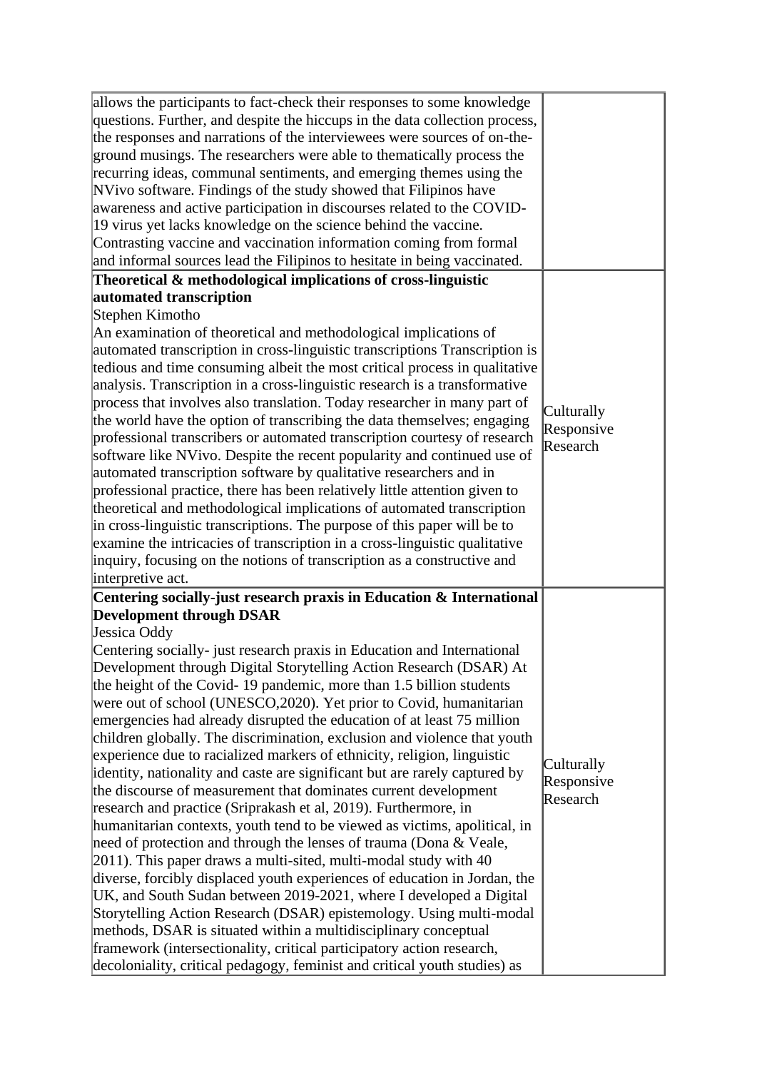| | |
|---|---|
| allows the participants to fact-check their responses to some knowledge questions. Further, and despite the hiccups in the data collection process, the responses and narrations of the interviewees were sources of on-the-ground musings. The researchers were able to thematically process the recurring ideas, communal sentiments, and emerging themes using the NVivo software. Findings of the study showed that Filipinos have awareness and active participation in discourses related to the COVID-19 virus yet lacks knowledge on the science behind the vaccine. Contrasting vaccine and vaccination information coming from formal and informal sources lead the Filipinos to hesitate in being vaccinated. | |
| **Theoretical & methodological implications of cross-linguistic automated transcription**<br>Stephen Kimotho<br>An examination of theoretical and methodological implications of automated transcription in cross-linguistic transcriptions Transcription is tedious and time consuming albeit the most critical process in qualitative analysis. Transcription in a cross-linguistic research is a transformative process that involves also translation. Today researcher in many part of the world have the option of transcribing the data themselves; engaging professional transcribers or automated transcription courtesy of research software like NVivo. Despite the recent popularity and continued use of automated transcription software by qualitative researchers and in professional practice, there has been relatively little attention given to theoretical and methodological implications of automated transcription in cross-linguistic transcriptions. The purpose of this paper will be to examine the intricacies of transcription in a cross-linguistic qualitative inquiry, focusing on the notions of transcription as a constructive and interpretive act. | Culturally Responsive Research |
| **Centering socially-just research praxis in Education & International Development through DSAR**<br>Jessica Oddy<br>Centering socially- just research praxis in Education and International Development through Digital Storytelling Action Research (DSAR) At the height of the Covid- 19 pandemic, more than 1.5 billion students were out of school (UNESCO,2020). Yet prior to Covid, humanitarian emergencies had already disrupted the education of at least 75 million children globally. The discrimination, exclusion and violence that youth experience due to racialized markers of ethnicity, religion, linguistic identity, nationality and caste are significant but are rarely captured by the discourse of measurement that dominates current development research and practice (Sriprakash et al, 2019). Furthermore, in humanitarian contexts, youth tend to be viewed as victims, apolitical, in need of protection and through the lenses of trauma (Dona & Veale, 2011). This paper draws a multi-sited, multi-modal study with 40 diverse, forcibly displaced youth experiences of education in Jordan, the UK, and South Sudan between 2019-2021, where I developed a Digital Storytelling Action Research (DSAR) epistemology. Using multi-modal methods, DSAR is situated within a multidisciplinary conceptual framework (intersectionality, critical participatory action research, decoloniality, critical pedagogy, feminist and critical youth studies) as | Culturally Responsive Research |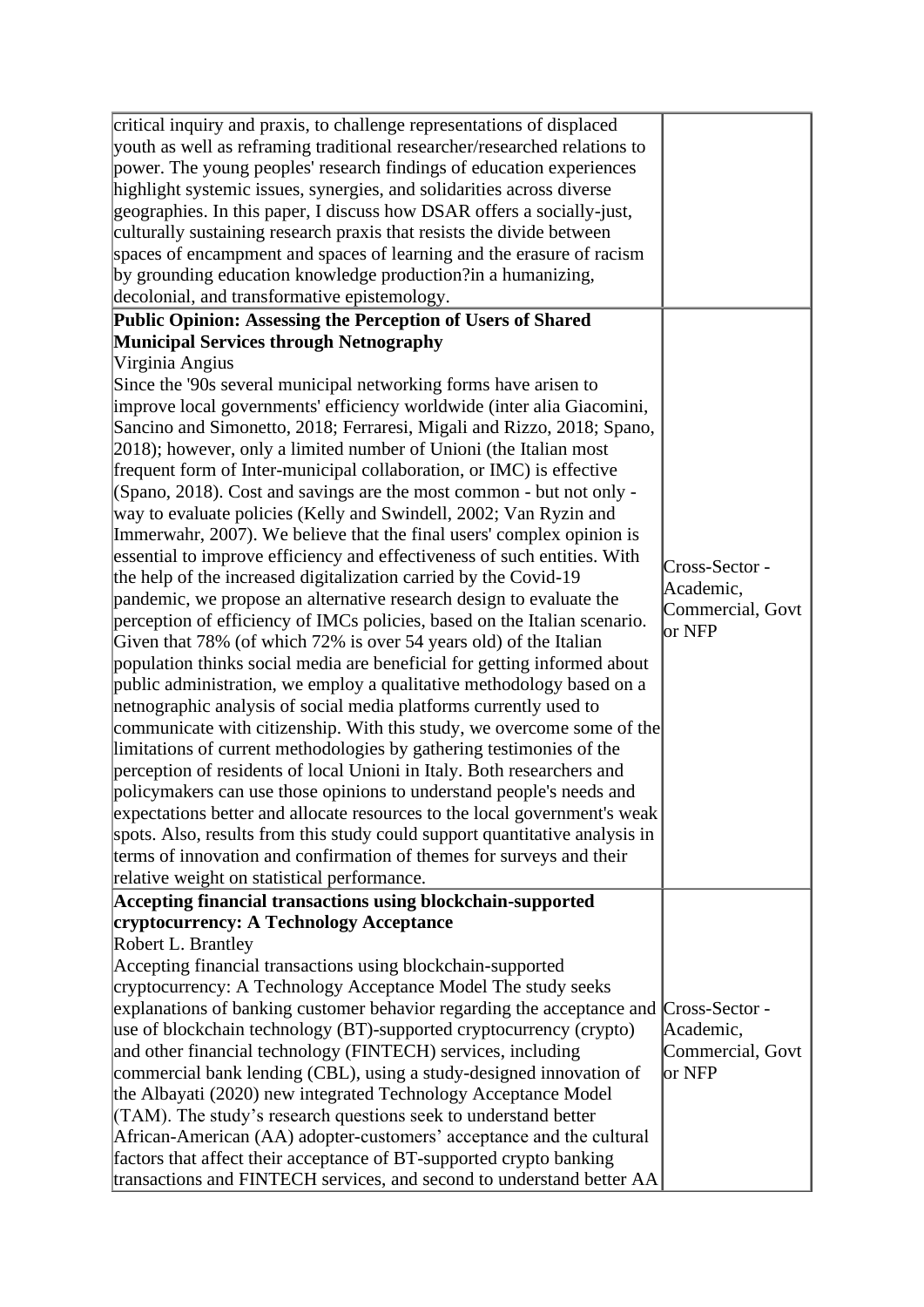| | |
|---|---|
| critical inquiry and praxis, to challenge representations of displaced youth as well as reframing traditional researcher/researched relations to power. The young peoples' research findings of education experiences highlight systemic issues, synergies, and solidarities across diverse geographies. In this paper, I discuss how DSAR offers a socially-just, culturally sustaining research praxis that resists the divide between spaces of encampment and spaces of learning and the erasure of racism by grounding education knowledge production?in a humanizing, decolonial, and transformative epistemology. | |
| **Public Opinion: Assessing the Perception of Users of Shared Municipal Services through Netnography**<br>Virginia Angius<br>Since the '90s several municipal networking forms have arisen to improve local governments' efficiency worldwide (inter alia Giacomini, Sancino and Simonetto, 2018; Ferraresi, Migali and Rizzo, 2018; Spano, 2018); however, only a limited number of Unioni (the Italian most frequent form of Inter-municipal collaboration, or IMC) is effective (Spano, 2018). Cost and savings are the most common - but not only - way to evaluate policies (Kelly and Swindell, 2002; Van Ryzin and Immerwahr, 2007). We believe that the final users' complex opinion is essential to improve efficiency and effectiveness of such entities. With the help of the increased digitalization carried by the Covid-19 pandemic, we propose an alternative research design to evaluate the perception of efficiency of IMCs policies, based on the Italian scenario. Given that 78% (of which 72% is over 54 years old) of the Italian population thinks social media are beneficial for getting informed about public administration, we employ a qualitative methodology based on a netnographic analysis of social media platforms currently used to communicate with citizenship. With this study, we overcome some of the limitations of current methodologies by gathering testimonies of the perception of residents of local Unioni in Italy. Both researchers and policymakers can use those opinions to understand people's needs and expectations better and allocate resources to the local government's weak spots. Also, results from this study could support quantitative analysis in terms of innovation and confirmation of themes for surveys and their relative weight on statistical performance. | Cross-Sector - Academic, Commercial, Govt or NFP |
| **Accepting financial transactions using blockchain-supported cryptocurrency: A Technology Acceptance**<br>Robert L. Brantley<br>Accepting financial transactions using blockchain-supported cryptocurrency: A Technology Acceptance Model The study seeks explanations of banking customer behavior regarding the acceptance and use of blockchain technology (BT)-supported cryptocurrency (crypto) and other financial technology (FINTECH) services, including commercial bank lending (CBL), using a study-designed innovation of the Albayati (2020) new integrated Technology Acceptance Model (TAM). The study's research questions seek to understand better African-American (AA) adopter-customers' acceptance and the cultural factors that affect their acceptance of BT-supported crypto banking transactions and FINTECH services, and second to understand better AA | Cross-Sector - Academic, Commercial, Govt or NFP |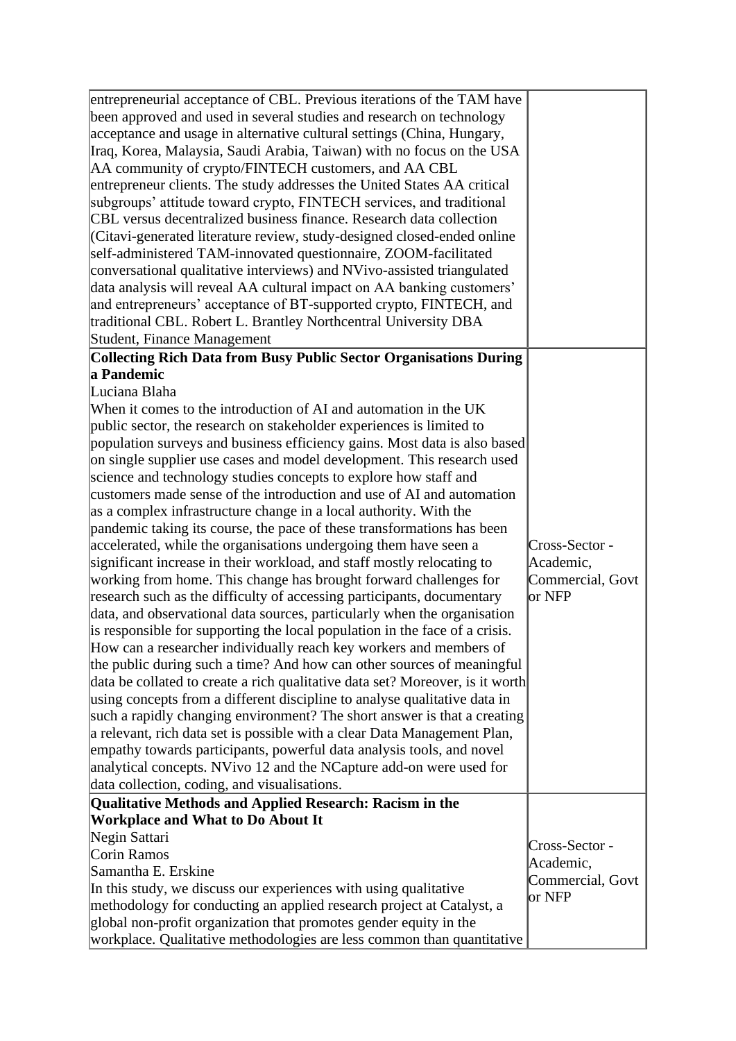| | |
|---|---|
| entrepreneurial acceptance of CBL. Previous iterations of the TAM have been approved and used in several studies and research on technology acceptance and usage in alternative cultural settings (China, Hungary, Iraq, Korea, Malaysia, Saudi Arabia, Taiwan) with no focus on the USA AA community of crypto/FINTECH customers, and AA CBL entrepreneur clients. The study addresses the United States AA critical subgroups' attitude toward crypto, FINTECH services, and traditional CBL versus decentralized business finance. Research data collection (Citavi-generated literature review, study-designed closed-ended online self-administered TAM-innovated questionnaire, ZOOM-facilitated conversational qualitative interviews) and NVivo-assisted triangulated data analysis will reveal AA cultural impact on AA banking customers' and entrepreneurs' acceptance of BT-supported crypto, FINTECH, and traditional CBL. Robert L. Brantley Northcentral University DBA Student, Finance Management | |
| **Collecting Rich Data from Busy Public Sector Organisations During a Pandemic**<br>Luciana Blaha<br>When it comes to the introduction of AI and automation in the UK public sector, the research on stakeholder experiences is limited to population surveys and business efficiency gains. Most data is also based on single supplier use cases and model development. This research used science and technology studies concepts to explore how staff and customers made sense of the introduction and use of AI and automation as a complex infrastructure change in a local authority. With the pandemic taking its course, the pace of these transformations has been accelerated, while the organisations undergoing them have seen a significant increase in their workload, and staff mostly relocating to working from home. This change has brought forward challenges for research such as the difficulty of accessing participants, documentary data, and observational data sources, particularly when the organisation is responsible for supporting the local population in the face of a crisis. How can a researcher individually reach key workers and members of the public during such a time? And how can other sources of meaningful data be collated to create a rich qualitative data set? Moreover, is it worth using concepts from a different discipline to analyse qualitative data in such a rapidly changing environment? The short answer is that a creating a relevant, rich data set is possible with a clear Data Management Plan, empathy towards participants, powerful data analysis tools, and novel analytical concepts. NVivo 12 and the NCapture add-on were used for data collection, coding, and visualisations. | Cross-Sector - Academic, Commercial, Govt or NFP |
| **Qualitative Methods and Applied Research: Racism in the Workplace and What to Do About It**<br>Negin Sattari<br>Corin Ramos<br>Samantha E. Erskine<br>In this study, we discuss our experiences with using qualitative methodology for conducting an applied research project at Catalyst, a global non-profit organization that promotes gender equity in the workplace. Qualitative methodologies are less common than quantitative | Cross-Sector - Academic, Commercial, Govt or NFP |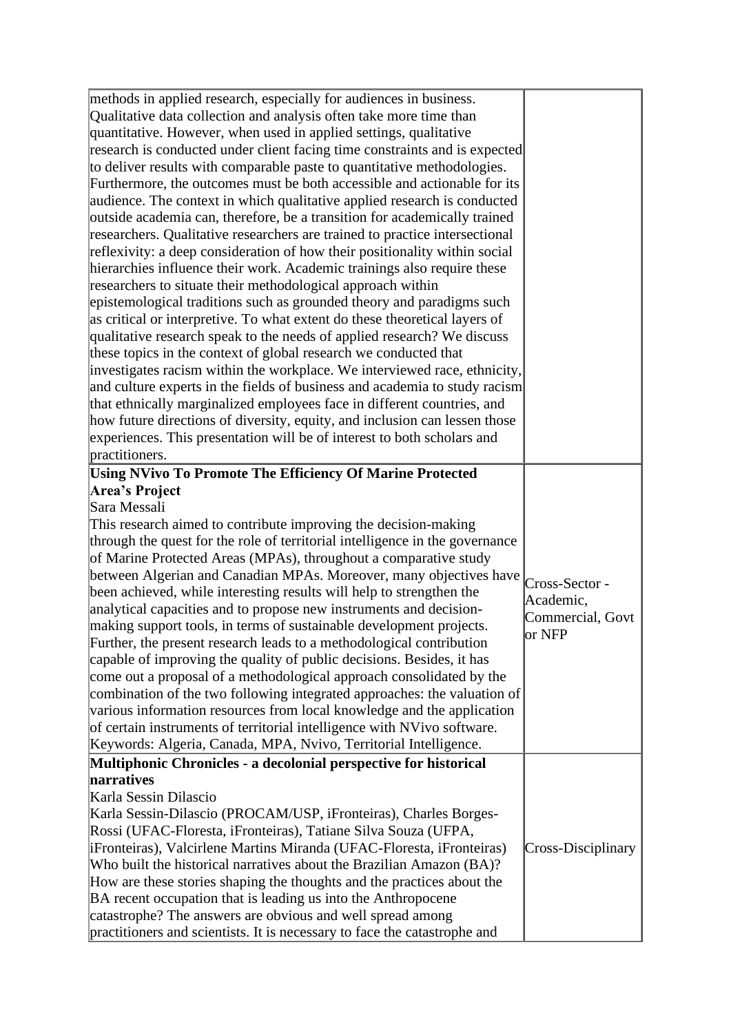| | |
|---|---|
| methods in applied research, especially for audiences in business. Qualitative data collection and analysis often take more time than quantitative. However, when used in applied settings, qualitative research is conducted under client facing time constraints and is expected to deliver results with comparable paste to quantitative methodologies. Furthermore, the outcomes must be both accessible and actionable for its audience. The context in which qualitative applied research is conducted outside academia can, therefore, be a transition for academically trained researchers. Qualitative researchers are trained to practice intersectional reflexivity: a deep consideration of how their positionality within social hierarchies influence their work. Academic trainings also require these researchers to situate their methodological approach within epistemological traditions such as grounded theory and paradigms such as critical or interpretive. To what extent do these theoretical layers of qualitative research speak to the needs of applied research? We discuss these topics in the context of global research we conducted that investigates racism within the workplace. We interviewed race, ethnicity, and culture experts in the fields of business and academia to study racism that ethnically marginalized employees face in different countries, and how future directions of diversity, equity, and inclusion can lessen those experiences. This presentation will be of interest to both scholars and practitioners. | |
| **Using NVivo To Promote The Efficiency Of Marine Protected Area's Project**<br>Sara Messali<br>This research aimed to contribute improving the decision-making through the quest for the role of territorial intelligence in the governance of Marine Protected Areas (MPAs), throughout a comparative study between Algerian and Canadian MPAs. Moreover, many objectives have been achieved, while interesting results will help to strengthen the analytical capacities and to propose new instruments and decision-making support tools, in terms of sustainable development projects. Further, the present research leads to a methodological contribution capable of improving the quality of public decisions. Besides, it has come out a proposal of a methodological approach consolidated by the combination of the two following integrated approaches: the valuation of various information resources from local knowledge and the application of certain instruments of territorial intelligence with NVivo software. Keywords: Algeria, Canada, MPA, Nvivo, Territorial Intelligence. | Cross-Sector - Academic, Commercial, Govt or NFP |
| **Multiphonic Chronicles - a decolonial perspective for historical narratives**<br>Karla Sessin Dilascio<br>Karla Sessin-Dilascio (PROCAM/USP, iFronteiras), Charles Borges-Rossi (UFAC-Floresta, iFronteiras), Tatiane Silva Souza (UFPA, iFronteiras), Valcirlene Martins Miranda (UFAC-Floresta, iFronteiras)<br>Who built the historical narratives about the Brazilian Amazon (BA)? How are these stories shaping the thoughts and the practices about the BA recent occupation that is leading us into the Anthropocene catastrophe? The answers are obvious and well spread among practitioners and scientists. It is necessary to face the catastrophe and | Cross-Disciplinary |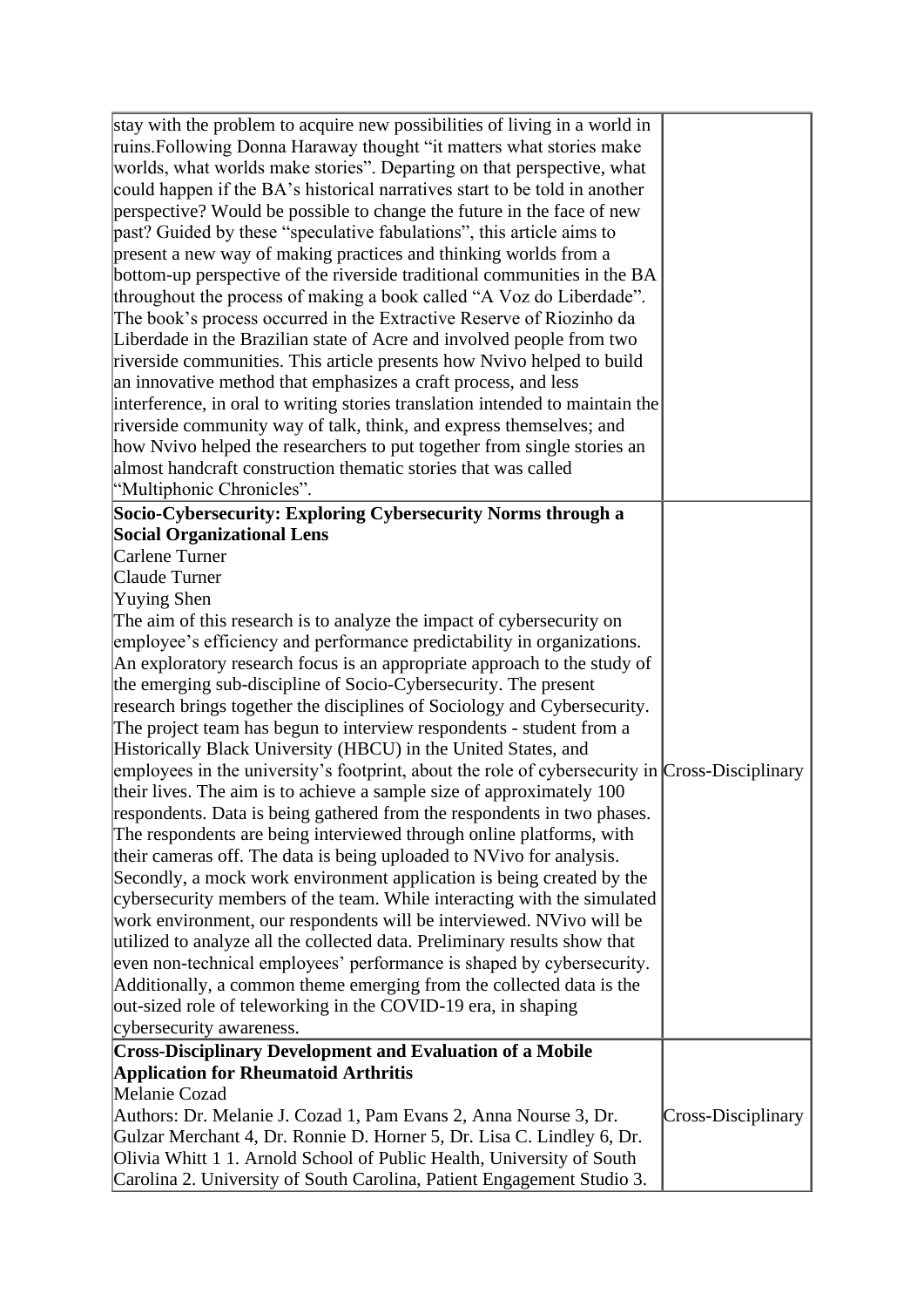| | |
|---|---|
| stay with the problem to acquire new possibilities of living in a world in ruins.Following Donna Haraway thought "it matters what stories make worlds, what worlds make stories". Departing on that perspective, what could happen if the BA's historical narratives start to be told in another perspective? Would be possible to change the future in the face of new past? Guided by these "speculative fabulations", this article aims to present a new way of making practices and thinking worlds from a bottom-up perspective of the riverside traditional communities in the BA throughout the process of making a book called "A Voz do Liberdade". The book's process occurred in the Extractive Reserve of Riozinho da Liberdade in the Brazilian state of Acre and involved people from two riverside communities. This article presents how Nvivo helped to build an innovative method that emphasizes a craft process, and less interference, in oral to writing stories translation intended to maintain the riverside community way of talk, think, and express themselves; and how Nvivo helped the researchers to put together from single stories an almost handcraft construction thematic stories that was called "Multiphonic Chronicles". | |
| **Socio-Cybersecurity: Exploring Cybersecurity Norms through a Social Organizational Lens**<br>Carlene Turner<br>Claude Turner<br>Yuying Shen<br>The aim of this research is to analyze the impact of cybersecurity on employee's efficiency and performance predictability in organizations. An exploratory research focus is an appropriate approach to the study of the emerging sub-discipline of Socio-Cybersecurity. The present research brings together the disciplines of Sociology and Cybersecurity. The project team has begun to interview respondents - student from a Historically Black University (HBCU) in the United States, and employees in the university's footprint, about the role of cybersecurity in their lives. The aim is to achieve a sample size of approximately 100 respondents. Data is being gathered from the respondents in two phases. The respondents are being interviewed through online platforms, with their cameras off. The data is being uploaded to NVivo for analysis. Secondly, a mock work environment application is being created by the cybersecurity members of the team. While interacting with the simulated work environment, our respondents will be interviewed. NVivo will be utilized to analyze all the collected data. Preliminary results show that even non-technical employees' performance is shaped by cybersecurity. Additionally, a common theme emerging from the collected data is the out-sized role of teleworking in the COVID-19 era, in shaping cybersecurity awareness. | Cross-Disciplinary |
| **Cross-Disciplinary Development and Evaluation of a Mobile Application for Rheumatoid Arthritis**<br>Melanie Cozad<br>Authors: Dr. Melanie J. Cozad 1, Pam Evans 2, Anna Nourse 3, Dr. Gulzar Merchant 4, Dr. Ronnie D. Horner 5, Dr. Lisa C. Lindley 6, Dr. Olivia Whitt 1 1. Arnold School of Public Health, University of South Carolina 2. University of South Carolina, Patient Engagement Studio 3. | Cross-Disciplinary |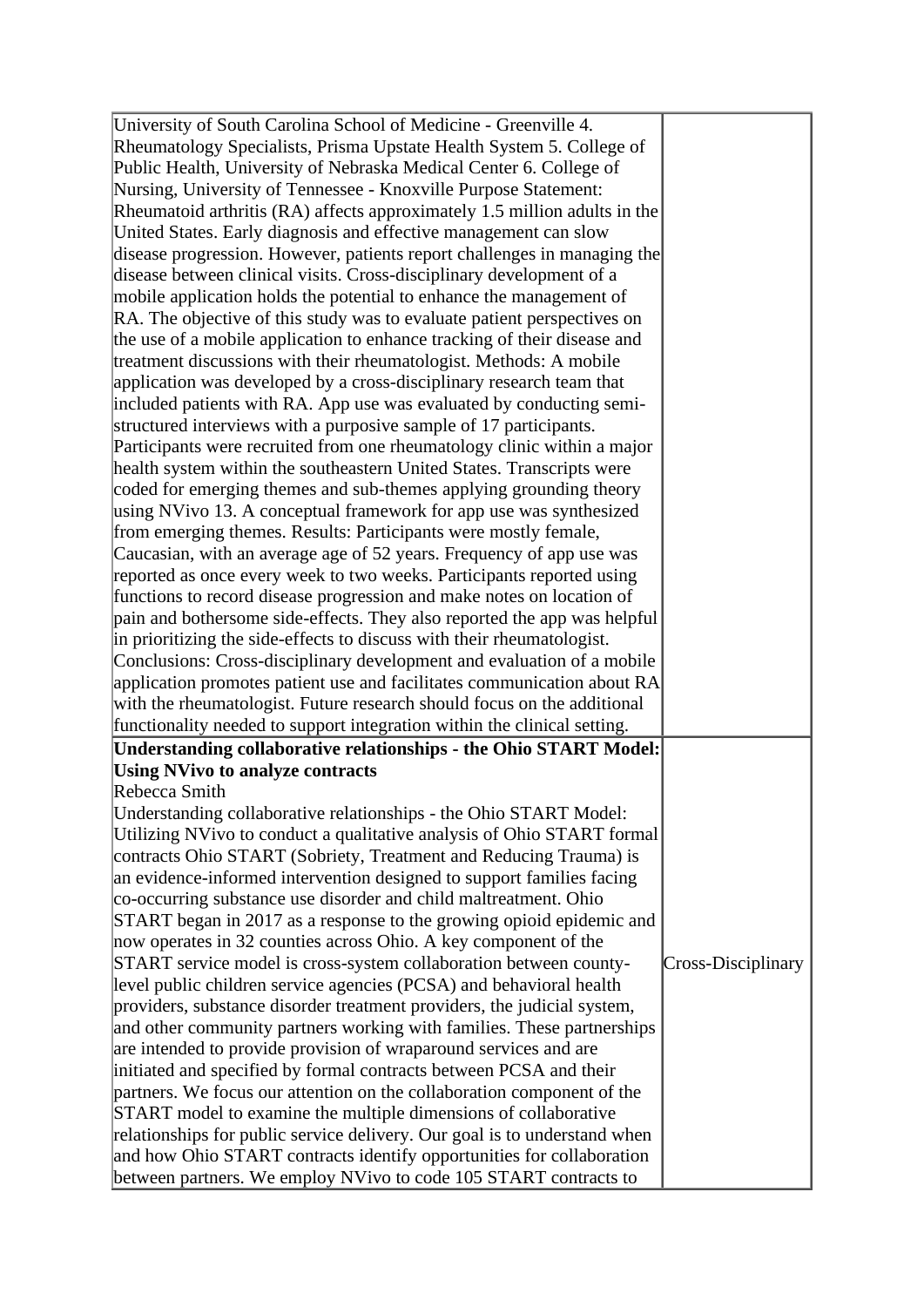| | |
|---|---|
| University of South Carolina School of Medicine - Greenville 4. Rheumatology Specialists, Prisma Upstate Health System 5. College of Public Health, University of Nebraska Medical Center 6. College of Nursing, University of Tennessee - Knoxville Purpose Statement: Rheumatoid arthritis (RA) affects approximately 1.5 million adults in the United States. Early diagnosis and effective management can slow disease progression. However, patients report challenges in managing the disease between clinical visits. Cross-disciplinary development of a mobile application holds the potential to enhance the management of RA. The objective of this study was to evaluate patient perspectives on the use of a mobile application to enhance tracking of their disease and treatment discussions with their rheumatologist. Methods: A mobile application was developed by a cross-disciplinary research team that included patients with RA. App use was evaluated by conducting semi-structured interviews with a purposive sample of 17 participants. Participants were recruited from one rheumatology clinic within a major health system within the southeastern United States. Transcripts were coded for emerging themes and sub-themes applying grounding theory using NVivo 13. A conceptual framework for app use was synthesized from emerging themes. Results: Participants were mostly female, Caucasian, with an average age of 52 years. Frequency of app use was reported as once every week to two weeks. Participants reported using functions to record disease progression and make notes on location of pain and bothersome side-effects. They also reported the app was helpful in prioritizing the side-effects to discuss with their rheumatologist. Conclusions: Cross-disciplinary development and evaluation of a mobile application promotes patient use and facilitates communication about RA with the rheumatologist. Future research should focus on the additional functionality needed to support integration within the clinical setting. | |
| **Understanding collaborative relationships - the Ohio START Model: Using NVivo to analyze contracts**<br>Rebecca Smith<br>Understanding collaborative relationships - the Ohio START Model: Utilizing NVivo to conduct a qualitative analysis of Ohio START formal contracts Ohio START (Sobriety, Treatment and Reducing Trauma) is an evidence-informed intervention designed to support families facing co-occurring substance use disorder and child maltreatment. Ohio START began in 2017 as a response to the growing opioid epidemic and now operates in 32 counties across Ohio. A key component of the START service model is cross-system collaboration between county-level public children service agencies (PCSA) and behavioral health providers, substance disorder treatment providers, the judicial system, and other community partners working with families. These partnerships are intended to provide provision of wraparound services and are initiated and specified by formal contracts between PCSA and their partners. We focus our attention on the collaboration component of the START model to examine the multiple dimensions of collaborative relationships for public service delivery. Our goal is to understand when and how Ohio START contracts identify opportunities for collaboration between partners. We employ NVivo to code 105 START contracts to | Cross-Disciplinary |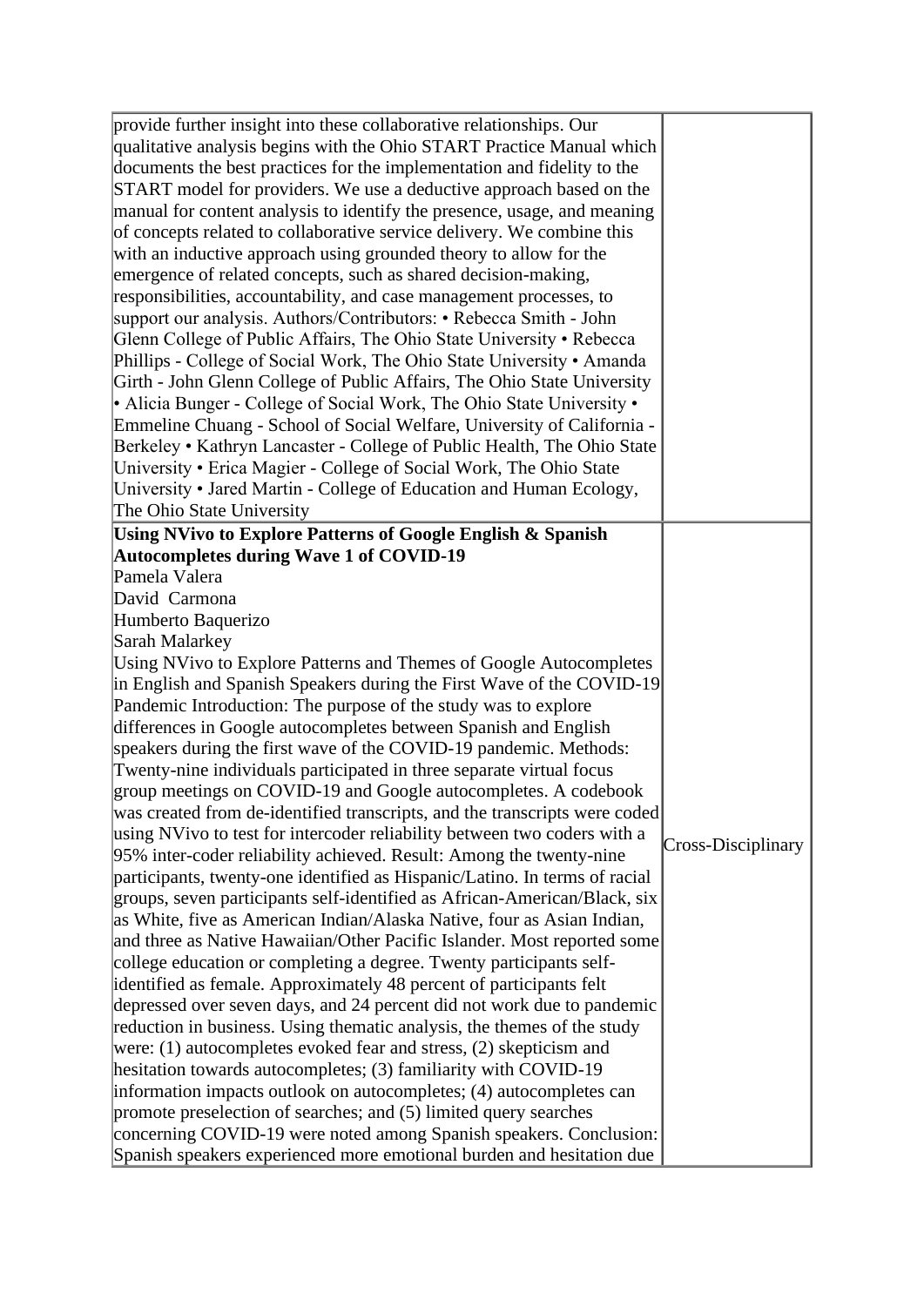| | |
|---|---|
| provide further insight into these collaborative relationships. Our qualitative analysis begins with the Ohio START Practice Manual which documents the best practices for the implementation and fidelity to the START model for providers. We use a deductive approach based on the manual for content analysis to identify the presence, usage, and meaning of concepts related to collaborative service delivery. We combine this with an inductive approach using grounded theory to allow for the emergence of related concepts, such as shared decision-making, responsibilities, accountability, and case management processes, to support our analysis. Authors/Contributors: • Rebecca Smith - John Glenn College of Public Affairs, The Ohio State University • Rebecca Phillips - College of Social Work, The Ohio State University • Amanda Girth - John Glenn College of Public Affairs, The Ohio State University • Alicia Bunger - College of Social Work, The Ohio State University • Emmeline Chuang - School of Social Welfare, University of California - Berkeley • Kathryn Lancaster - College of Public Health, The Ohio State University • Erica Magier - College of Social Work, The Ohio State University • Jared Martin - College of Education and Human Ecology, The Ohio State University | |
| **Using NVivo to Explore Patterns of Google English & Spanish Autocompletes during Wave 1 of COVID-19**<br>Pamela Valera<br>David Carmona<br>Humberto Baquerizo<br>Sarah Malarkey<br>Using NVivo to Explore Patterns and Themes of Google Autocompletes in English and Spanish Speakers during the First Wave of the COVID-19 Pandemic Introduction: The purpose of the study was to explore differences in Google autocompletes between Spanish and English speakers during the first wave of the COVID-19 pandemic. Methods: Twenty-nine individuals participated in three separate virtual focus group meetings on COVID-19 and Google autocompletes. A codebook was created from de-identified transcripts, and the transcripts were coded using NVivo to test for intercoder reliability between two coders with a 95% inter-coder reliability achieved. Result: Among the twenty-nine participants, twenty-one identified as Hispanic/Latino. In terms of racial groups, seven participants self-identified as African-American/Black, six as White, five as American Indian/Alaska Native, four as Asian Indian, and three as Native Hawaiian/Other Pacific Islander. Most reported some college education or completing a degree. Twenty participants self-identified as female. Approximately 48 percent of participants felt depressed over seven days, and 24 percent did not work due to pandemic reduction in business. Using thematic analysis, the themes of the study were: (1) autocompletes evoked fear and stress, (2) skepticism and hesitation towards autocompletes; (3) familiarity with COVID-19 information impacts outlook on autocompletes; (4) autocompletes can promote preselection of searches; and (5) limited query searches concerning COVID-19 were noted among Spanish speakers. Conclusion: Spanish speakers experienced more emotional burden and hesitation due | Cross-Disciplinary |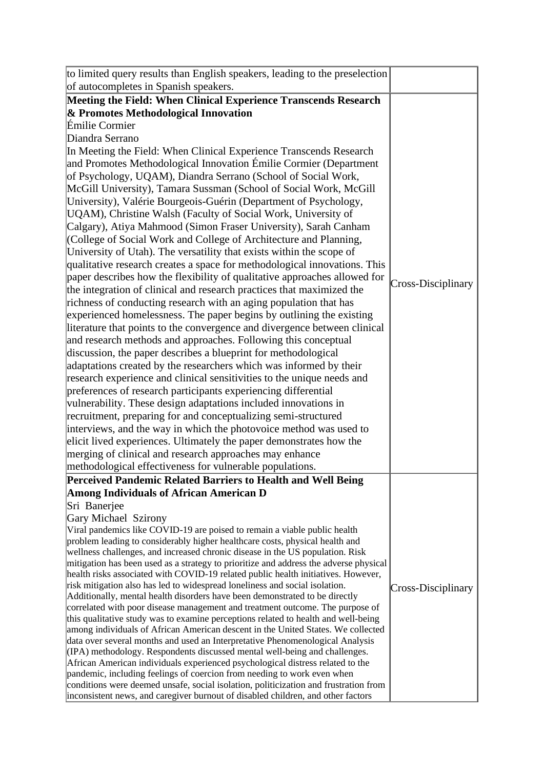| | |
|---|---|
| to limited query results than English speakers, leading to the preselection of autocompletes in Spanish speakers. | |
| **Meeting the Field: When Clinical Experience Transcends Research & Promotes Methodological Innovation**<br>Émilie Cormier<br>Diandra Serrano<br>In Meeting the Field: When Clinical Experience Transcends Research and Promotes Methodological Innovation Émilie Cormier (Department of Psychology, UQAM), Diandra Serrano (School of Social Work, McGill University), Tamara Sussman (School of Social Work, McGill University), Valérie Bourgeois-Guérin (Department of Psychology, UQAM), Christine Walsh (Faculty of Social Work, University of Calgary), Atiya Mahmood (Simon Fraser University), Sarah Canham (College of Social Work and College of Architecture and Planning, University of Utah). The versatility that exists within the scope of qualitative research creates a space for methodological innovations. This paper describes how the flexibility of qualitative approaches allowed for the integration of clinical and research practices that maximized the richness of conducting research with an aging population that has experienced homelessness. The paper begins by outlining the existing literature that points to the convergence and divergence between clinical and research methods and approaches. Following this conceptual discussion, the paper describes a blueprint for methodological adaptations created by the researchers which was informed by their research experience and clinical sensitivities to the unique needs and preferences of research participants experiencing differential vulnerability. These design adaptations included innovations in recruitment, preparing for and conceptualizing semi-structured interviews, and the way in which the photovoice method was used to elicit lived experiences. Ultimately the paper demonstrates how the merging of clinical and research approaches may enhance methodological effectiveness for vulnerable populations. | Cross-Disciplinary |
| **Perceived Pandemic Related Barriers to Health and Well Being Among Individuals of African American D**<br>Sri Banerjee<br>Gary Michael Szirony<br>Viral pandemics like COVID-19 are poised to remain a viable public health problem leading to considerably higher healthcare costs, physical health and wellness challenges, and increased chronic disease in the US population. Risk mitigation has been used as a strategy to prioritize and address the adverse physical health risks associated with COVID-19 related public health initiatives. However, risk mitigation also has led to widespread loneliness and social isolation. Additionally, mental health disorders have been demonstrated to be directly correlated with poor disease management and treatment outcome. The purpose of this qualitative study was to examine perceptions related to health and well-being among individuals of African American descent in the United States. We collected data over several months and used an Interpretative Phenomenological Analysis (IPA) methodology. Respondents discussed mental well-being and challenges. African American individuals experienced psychological distress related to the pandemic, including feelings of coercion from needing to work even when conditions were deemed unsafe, social isolation, politicization and frustration from inconsistent news, and caregiver burnout of disabled children, and other factors | Cross-Disciplinary |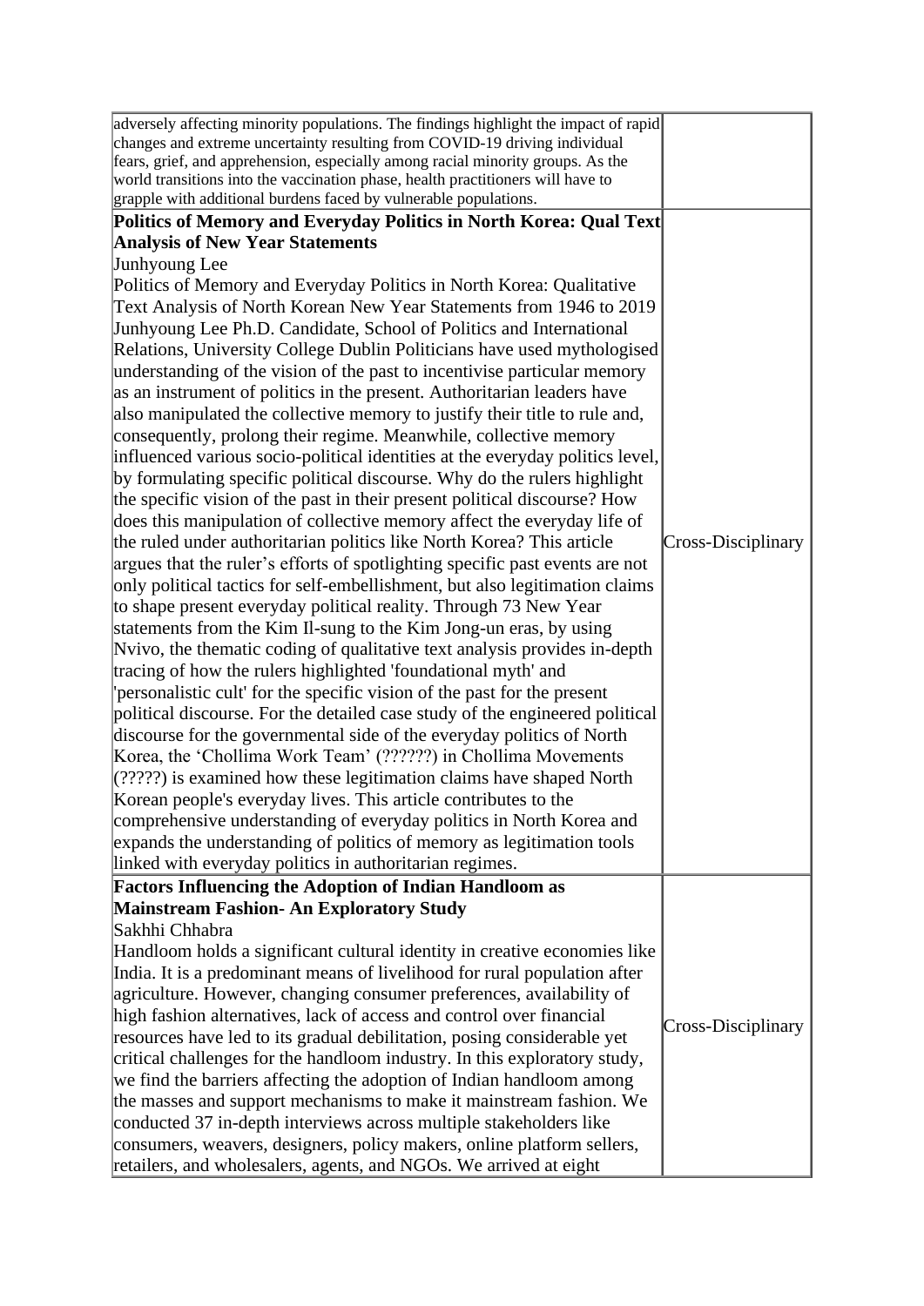| | |
|---|---|
| adversely affecting minority populations. The findings highlight the impact of rapid changes and extreme uncertainty resulting from COVID-19 driving individual fears, grief, and apprehension, especially among racial minority groups. As the world transitions into the vaccination phase, health practitioners will have to grapple with additional burdens faced by vulnerable populations. | |
| **Politics of Memory and Everyday Politics in North Korea: Qual Text Analysis of New Year Statements**<br>Junhyoung Lee<br>Politics of Memory and Everyday Politics in North Korea: Qualitative Text Analysis of North Korean New Year Statements from 1946 to 2019 Junhyoung Lee Ph.D. Candidate, School of Politics and International Relations, University College Dublin Politicians have used mythologised understanding of the vision of the past to incentivise particular memory as an instrument of politics in the present. Authoritarian leaders have also manipulated the collective memory to justify their title to rule and, consequently, prolong their regime. Meanwhile, collective memory influenced various socio-political identities at the everyday politics level, by formulating specific political discourse. Why do the rulers highlight the specific vision of the past in their present political discourse? How does this manipulation of collective memory affect the everyday life of the ruled under authoritarian politics like North Korea? This article argues that the ruler's efforts of spotlighting specific past events are not only political tactics for self-embellishment, but also legitimation claims to shape present everyday political reality. Through 73 New Year statements from the Kim Il-sung to the Kim Jong-un eras, by using Nvivo, the thematic coding of qualitative text analysis provides in-depth tracing of how the rulers highlighted 'foundational myth' and 'personalistic cult' for the specific vision of the past for the present political discourse. For the detailed case study of the engineered political discourse for the governmental side of the everyday politics of North Korea, the 'Chollima Work Team' (??????) in Chollima Movements (?????) is examined how these legitimation claims have shaped North Korean people's everyday lives. This article contributes to the comprehensive understanding of everyday politics in North Korea and expands the understanding of politics of memory as legitimation tools linked with everyday politics in authoritarian regimes. | Cross-Disciplinary |
| **Factors Influencing the Adoption of Indian Handloom as Mainstream Fashion- An Exploratory Study**<br>Sakhhi Chhabra<br>Handloom holds a significant cultural identity in creative economies like India. It is a predominant means of livelihood for rural population after agriculture. However, changing consumer preferences, availability of high fashion alternatives, lack of access and control over financial resources have led to its gradual debilitation, posing considerable yet critical challenges for the handloom industry. In this exploratory study, we find the barriers affecting the adoption of Indian handloom among the masses and support mechanisms to make it mainstream fashion. We conducted 37 in-depth interviews across multiple stakeholders like consumers, weavers, designers, policy makers, online platform sellers, retailers, and wholesalers, agents, and NGOs. We arrived at eight | Cross-Disciplinary |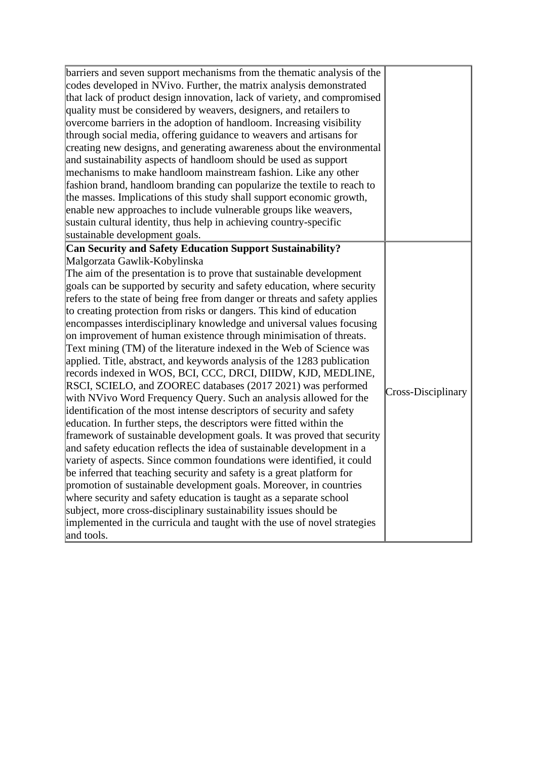| | |
|---|---|
| barriers and seven support mechanisms from the thematic analysis of the codes developed in NVivo. Further, the matrix analysis demonstrated that lack of product design innovation, lack of variety, and compromised quality must be considered by weavers, designers, and retailers to overcome barriers in the adoption of handloom. Increasing visibility through social media, offering guidance to weavers and artisans for creating new designs, and generating awareness about the environmental and sustainability aspects of handloom should be used as support mechanisms to make handloom mainstream fashion. Like any other fashion brand, handloom branding can popularize the textile to reach to the masses. Implications of this study shall support economic growth, enable new approaches to include vulnerable groups like weavers, sustain cultural identity, thus help in achieving country-specific sustainable development goals. | |
| **Can Security and Safety Education Support Sustainability?**<br>Malgorzata Gawlik-Kobylinska<br>The aim of the presentation is to prove that sustainable development goals can be supported by security and safety education, where security refers to the state of being free from danger or threats and safety applies to creating protection from risks or dangers. This kind of education encompasses interdisciplinary knowledge and universal values focusing on improvement of human existence through minimisation of threats. Text mining (TM) of the literature indexed in the Web of Science was applied. Title, abstract, and keywords analysis of the 1283 publication records indexed in WOS, BCI, CCC, DRCI, DIIDW, KJD, MEDLINE, RSCI, SCIELO, and ZOOREC databases (2017 2021) was performed with NVivo Word Frequency Query. Such an analysis allowed for the identification of the most intense descriptors of security and safety education. In further steps, the descriptors were fitted within the framework of sustainable development goals. It was proved that security and safety education reflects the idea of sustainable development in a variety of aspects. Since common foundations were identified, it could be inferred that teaching security and safety is a great platform for promotion of sustainable development goals. Moreover, in countries where security and safety education is taught as a separate school subject, more cross-disciplinary sustainability issues should be implemented in the curricula and taught with the use of novel strategies and tools. | Cross-Disciplinary |